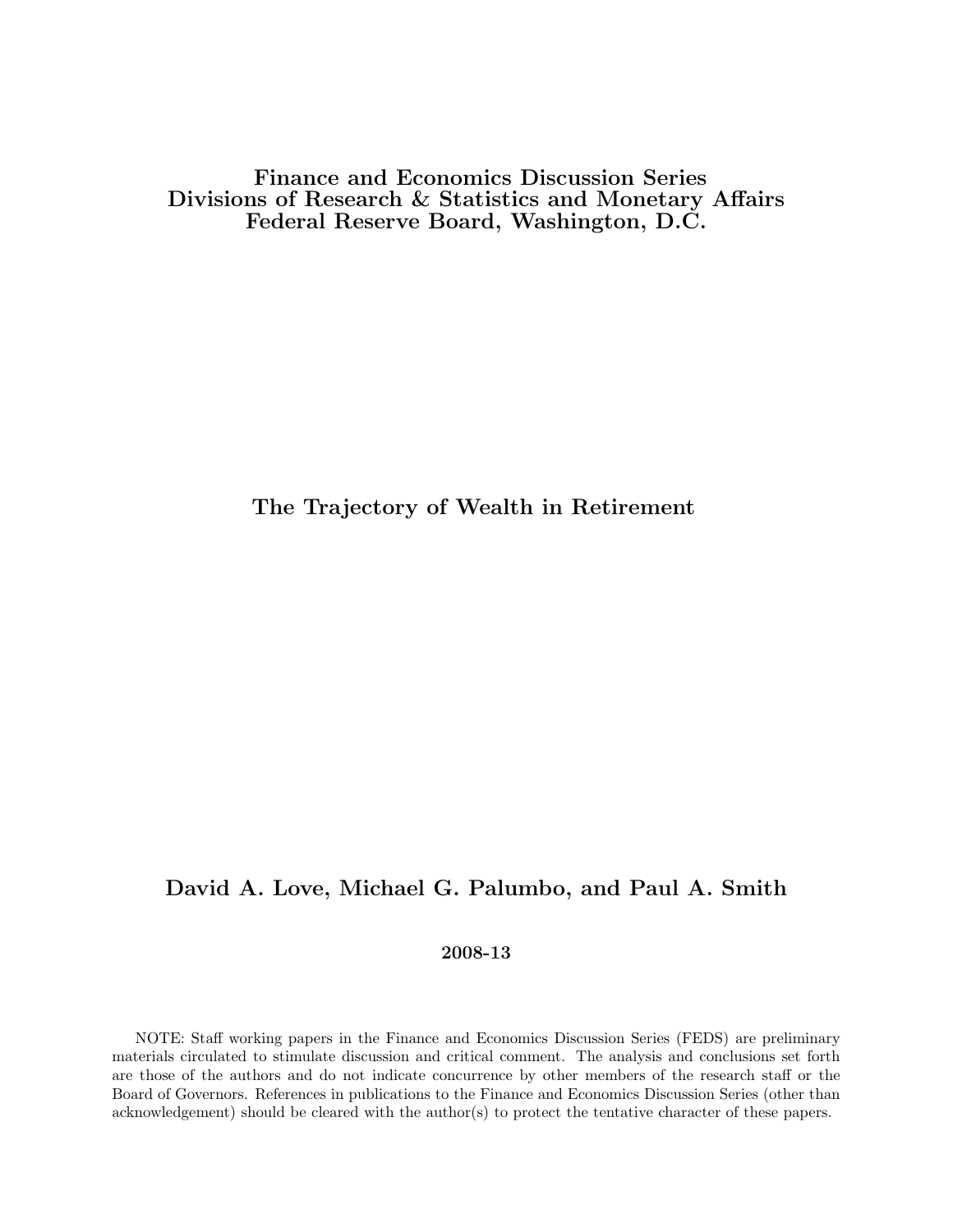**Finance and Economics Discussion Series**
**Divisions of Research & Statistics and Monetary Affairs**
**Federal Reserve Board, Washington, D.C.**

# The Trajectory of Wealth in Retirement

**David A. Love, Michael G. Palumbo, and Paul A. Smith**

**2008-13**

NOTE: Staff working papers in the Finance and Economics Discussion Series (FEDS) are preliminary materials circulated to stimulate discussion and critical comment. The analysis and conclusions set forth are those of the authors and do not indicate concurrence by other members of the research staff or the Board of Governors. References in publications to the Finance and Economics Discussion Series (other than acknowledgement) should be cleared with the author(s) to protect the tentative character of these papers.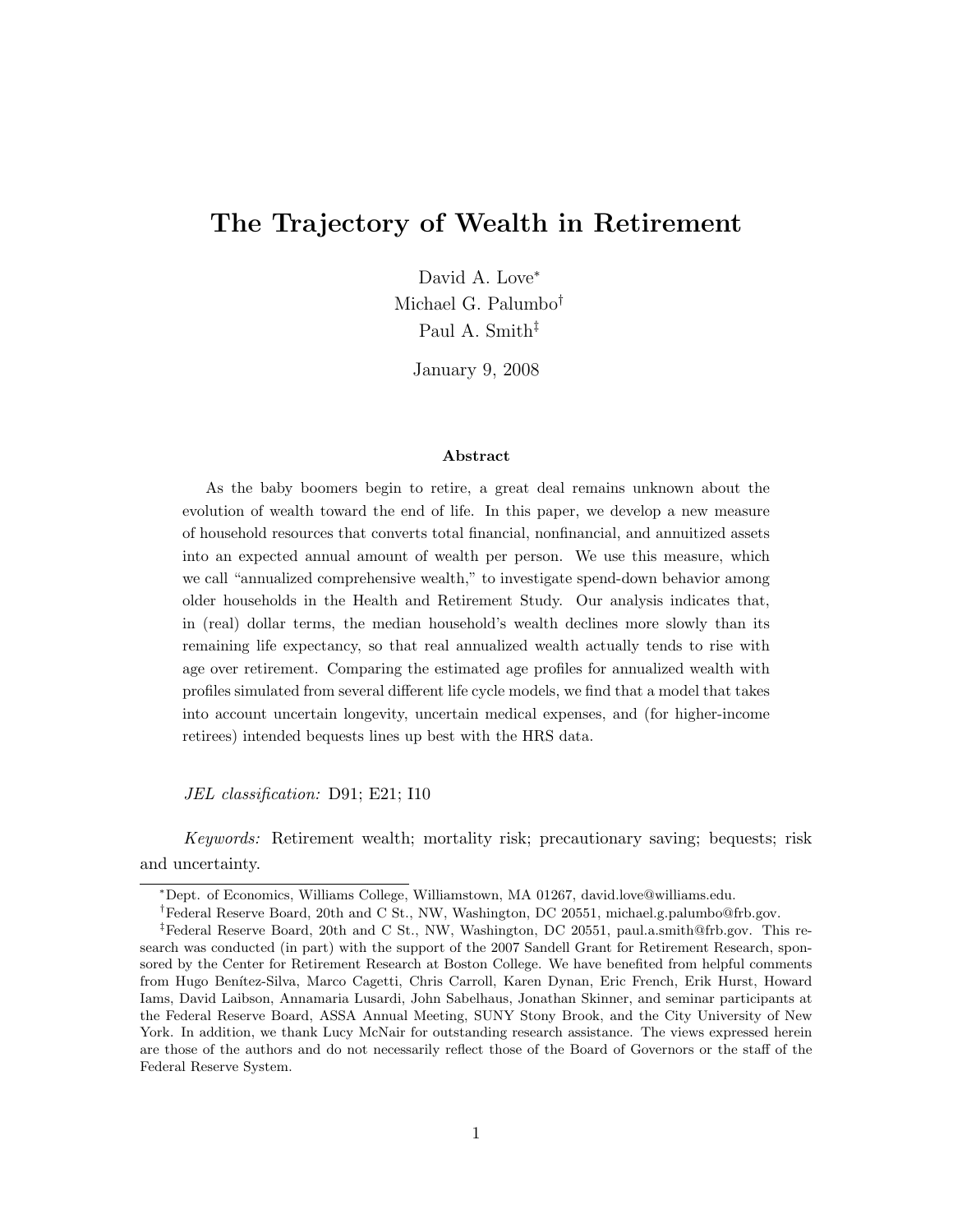# The Trajectory of Wealth in Retirement

David A. Love*
Michael G. Palumbo†
Paul A. Smith‡

January 9, 2008

### Abstract

As the baby boomers begin to retire, a great deal remains unknown about the evolution of wealth toward the end of life. In this paper, we develop a new measure of household resources that converts total financial, nonfinancial, and annuitized assets into an expected annual amount of wealth per person. We use this measure, which we call "annualized comprehensive wealth," to investigate spend-down behavior among older households in the Health and Retirement Study. Our analysis indicates that, in (real) dollar terms, the median household's wealth declines more slowly than its remaining life expectancy, so that real annualized wealth actually tends to rise with age over retirement. Comparing the estimated age profiles for annualized wealth with profiles simulated from several different life cycle models, we find that a model that takes into account uncertain longevity, uncertain medical expenses, and (for higher-income retirees) intended bequests lines up best with the HRS data.

*JEL classification:* D91; E21; I10

*Keywords:* Retirement wealth; mortality risk; precautionary saving; bequests; risk and uncertainty.

---

*Dept. of Economics, Williams College, Williamstown, MA 01267, david.love@williams.edu.

†Federal Reserve Board, 20th and C St., NW, Washington, DC 20551, michael.g.palumbo@frb.gov.

‡Federal Reserve Board, 20th and C St., NW, Washington, DC 20551, paul.a.smith@frb.gov. This research was conducted (in part) with the support of the 2007 Sandell Grant for Retirement Research, sponsored by the Center for Retirement Research at Boston College. We have benefited from helpful comments from Hugo Benítez-Silva, Marco Cagetti, Chris Carroll, Karen Dynan, Eric French, Erik Hurst, Howard Iams, David Laibson, Annamaria Lusardi, John Sabelhaus, Jonathan Skinner, and seminar participants at the Federal Reserve Board, ASSA Annual Meeting, SUNY Stony Brook, and the City University of New York. In addition, we thank Lucy McNair for outstanding research assistance. The views expressed herein are those of the authors and do not necessarily reflect those of the Board of Governors or the staff of the Federal Reserve System.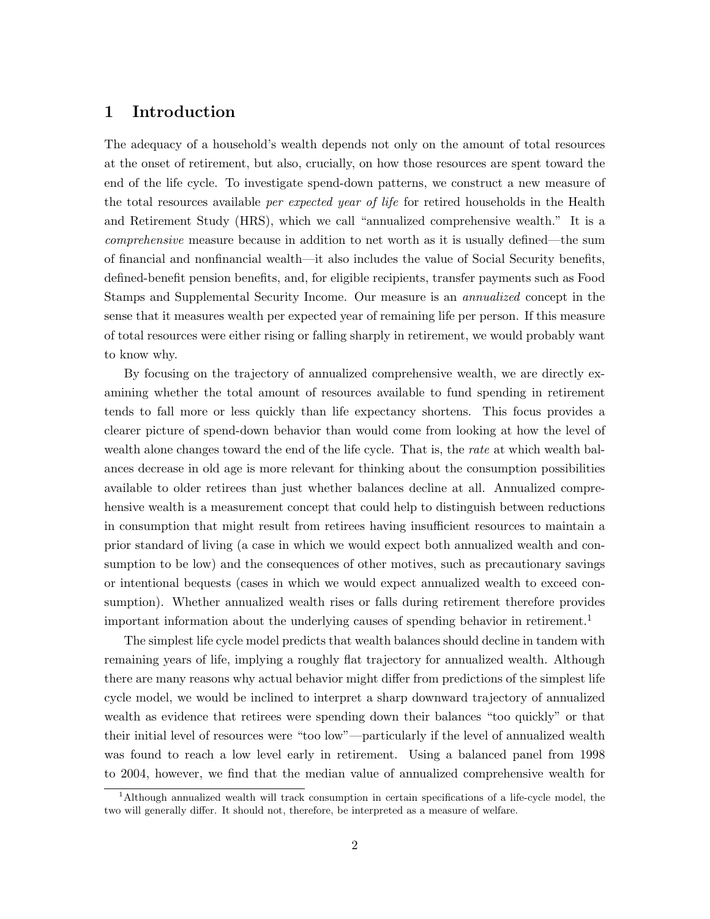# 1 Introduction

The adequacy of a household's wealth depends not only on the amount of total resources at the onset of retirement, but also, crucially, on how those resources are spent toward the end of the life cycle. To investigate spend-down patterns, we construct a new measure of the total resources available *per expected year of life* for retired households in the Health and Retirement Study (HRS), which we call "annualized comprehensive wealth." It is a *comprehensive* measure because in addition to net worth as it is usually defined—the sum of financial and nonfinancial wealth—it also includes the value of Social Security benefits, defined-benefit pension benefits, and, for eligible recipients, transfer payments such as Food Stamps and Supplemental Security Income. Our measure is an *annualized* concept in the sense that it measures wealth per expected year of remaining life per person. If this measure of total resources were either rising or falling sharply in retirement, we would probably want to know why.

By focusing on the trajectory of annualized comprehensive wealth, we are directly examining whether the total amount of resources available to fund spending in retirement tends to fall more or less quickly than life expectancy shortens. This focus provides a clearer picture of spend-down behavior than would come from looking at how the level of wealth alone changes toward the end of the life cycle. That is, the *rate* at which wealth balances decrease in old age is more relevant for thinking about the consumption possibilities available to older retirees than just whether balances decline at all. Annualized comprehensive wealth is a measurement concept that could help to distinguish between reductions in consumption that might result from retirees having insufficient resources to maintain a prior standard of living (a case in which we would expect both annualized wealth and consumption to be low) and the consequences of other motives, such as precautionary savings or intentional bequests (cases in which we would expect annualized wealth to exceed consumption). Whether annualized wealth rises or falls during retirement therefore provides important information about the underlying causes of spending behavior in retirement.[1]

The simplest life cycle model predicts that wealth balances should decline in tandem with remaining years of life, implying a roughly flat trajectory for annualized wealth. Although there are many reasons why actual behavior might differ from predictions of the simplest life cycle model, we would be inclined to interpret a sharp downward trajectory of annualized wealth as evidence that retirees were spending down their balances "too quickly" or that their initial level of resources were "too low"—particularly if the level of annualized wealth was found to reach a low level early in retirement. Using a balanced panel from 1998 to 2004, however, we find that the median value of annualized comprehensive wealth for

[1] Although annualized wealth will track consumption in certain specifications of a life-cycle model, the two will generally differ. It should not, therefore, be interpreted as a measure of welfare.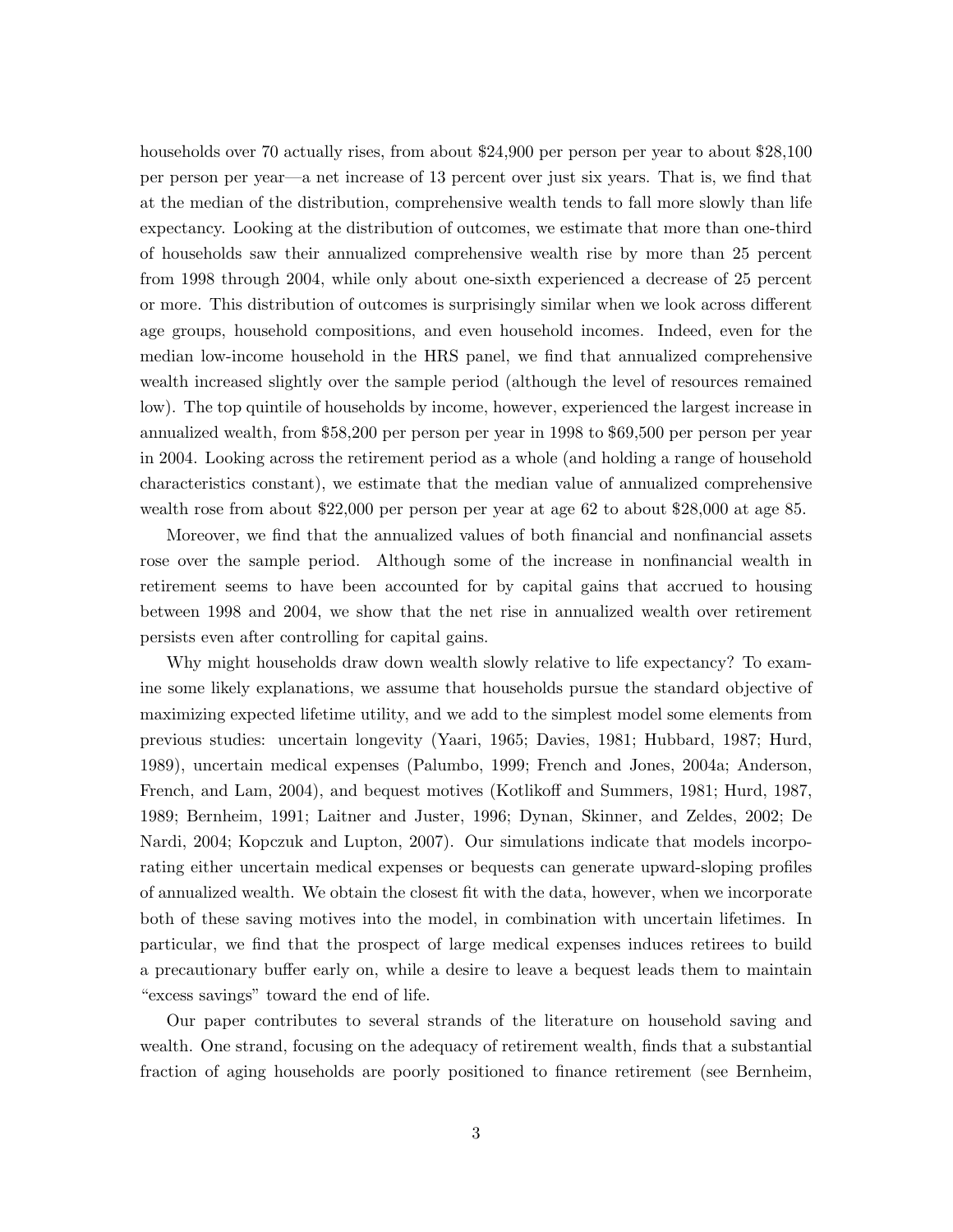households over 70 actually rises, from about $24,900 per person per year to about $28,100 per person per year—a net increase of 13 percent over just six years. That is, we find that at the median of the distribution, comprehensive wealth tends to fall more slowly than life expectancy. Looking at the distribution of outcomes, we estimate that more than one-third of households saw their annualized comprehensive wealth rise by more than 25 percent from 1998 through 2004, while only about one-sixth experienced a decrease of 25 percent or more. This distribution of outcomes is surprisingly similar when we look across different age groups, household compositions, and even household incomes. Indeed, even for the median low-income household in the HRS panel, we find that annualized comprehensive wealth increased slightly over the sample period (although the level of resources remained low). The top quintile of households by income, however, experienced the largest increase in annualized wealth, from $58,200 per person per year in 1998 to $69,500 per person per year in 2004. Looking across the retirement period as a whole (and holding a range of household characteristics constant), we estimate that the median value of annualized comprehensive wealth rose from about $22,000 per person per year at age 62 to about $28,000 at age 85.

Moreover, we find that the annualized values of both financial and nonfinancial assets rose over the sample period. Although some of the increase in nonfinancial wealth in retirement seems to have been accounted for by capital gains that accrued to housing between 1998 and 2004, we show that the net rise in annualized wealth over retirement persists even after controlling for capital gains.

Why might households draw down wealth slowly relative to life expectancy? To examine some likely explanations, we assume that households pursue the standard objective of maximizing expected lifetime utility, and we add to the simplest model some elements from previous studies: uncertain longevity (Yaari, 1965; Davies, 1981; Hubbard, 1987; Hurd, 1989), uncertain medical expenses (Palumbo, 1999; French and Jones, 2004a; Anderson, French, and Lam, 2004), and bequest motives (Kotlikoff and Summers, 1981; Hurd, 1987, 1989; Bernheim, 1991; Laitner and Juster, 1996; Dynan, Skinner, and Zeldes, 2002; De Nardi, 2004; Kopczuk and Lupton, 2007). Our simulations indicate that models incorporating either uncertain medical expenses or bequests can generate upward-sloping profiles of annualized wealth. We obtain the closest fit with the data, however, when we incorporate both of these saving motives into the model, in combination with uncertain lifetimes. In particular, we find that the prospect of large medical expenses induces retirees to build a precautionary buffer early on, while a desire to leave a bequest leads them to maintain "excess savings" toward the end of life.

Our paper contributes to several strands of the literature on household saving and wealth. One strand, focusing on the adequacy of retirement wealth, finds that a substantial fraction of aging households are poorly positioned to finance retirement (see Bernheim,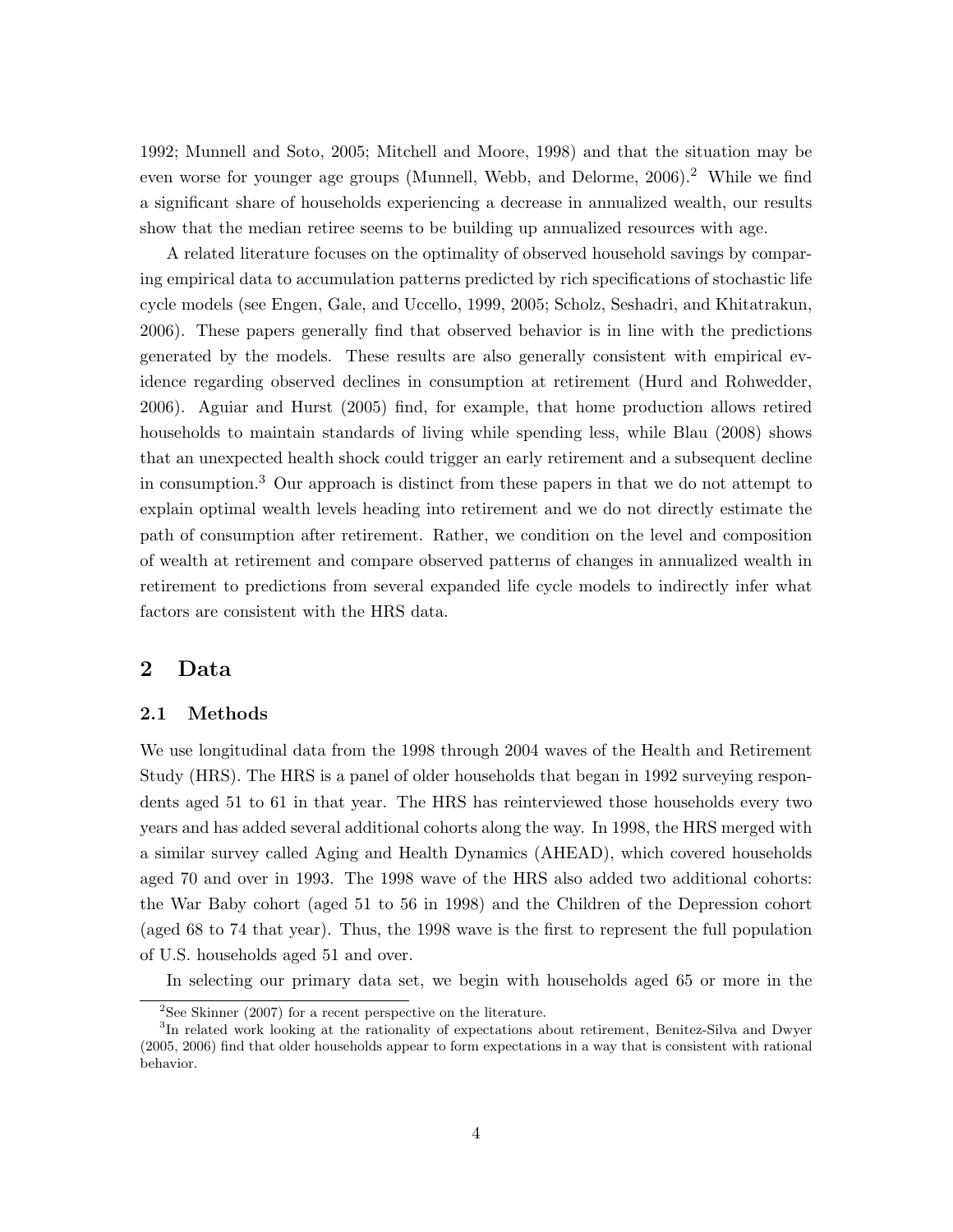1992; Munnell and Soto, 2005; Mitchell and Moore, 1998) and that the situation may be even worse for younger age groups (Munnell, Webb, and Delorme, 2006).[2] While we find a significant share of households experiencing a decrease in annualized wealth, our results show that the median retiree seems to be building up annualized resources with age.

A related literature focuses on the optimality of observed household savings by comparing empirical data to accumulation patterns predicted by rich specifications of stochastic life cycle models (see Engen, Gale, and Uccello, 1999, 2005; Scholz, Seshadri, and Khitatrakun, 2006). These papers generally find that observed behavior is in line with the predictions generated by the models. These results are also generally consistent with empirical evidence regarding observed declines in consumption at retirement (Hurd and Rohwedder, 2006). Aguiar and Hurst (2005) find, for example, that home production allows retired households to maintain standards of living while spending less, while Blau (2008) shows that an unexpected health shock could trigger an early retirement and a subsequent decline in consumption.[3] Our approach is distinct from these papers in that we do not attempt to explain optimal wealth levels heading into retirement and we do not directly estimate the path of consumption after retirement. Rather, we condition on the level and composition of wealth at retirement and compare observed patterns of changes in annualized wealth in retirement to predictions from several expanded life cycle models to indirectly infer what factors are consistent with the HRS data.

# 2 Data

## 2.1 Methods

We use longitudinal data from the 1998 through 2004 waves of the Health and Retirement Study (HRS). The HRS is a panel of older households that began in 1992 surveying respondents aged 51 to 61 in that year. The HRS has reinterviewed those households every two years and has added several additional cohorts along the way. In 1998, the HRS merged with a similar survey called Aging and Health Dynamics (AHEAD), which covered households aged 70 and over in 1993. The 1998 wave of the HRS also added two additional cohorts: the War Baby cohort (aged 51 to 56 in 1998) and the Children of the Depression cohort (aged 68 to 74 that year). Thus, the 1998 wave is the first to represent the full population of U.S. households aged 51 and over.

In selecting our primary data set, we begin with households aged 65 or more in the

[2] See Skinner (2007) for a recent perspective on the literature.

[3] In related work looking at the rationality of expectations about retirement, Benitez-Silva and Dwyer (2005, 2006) find that older households appear to form expectations in a way that is consistent with rational behavior.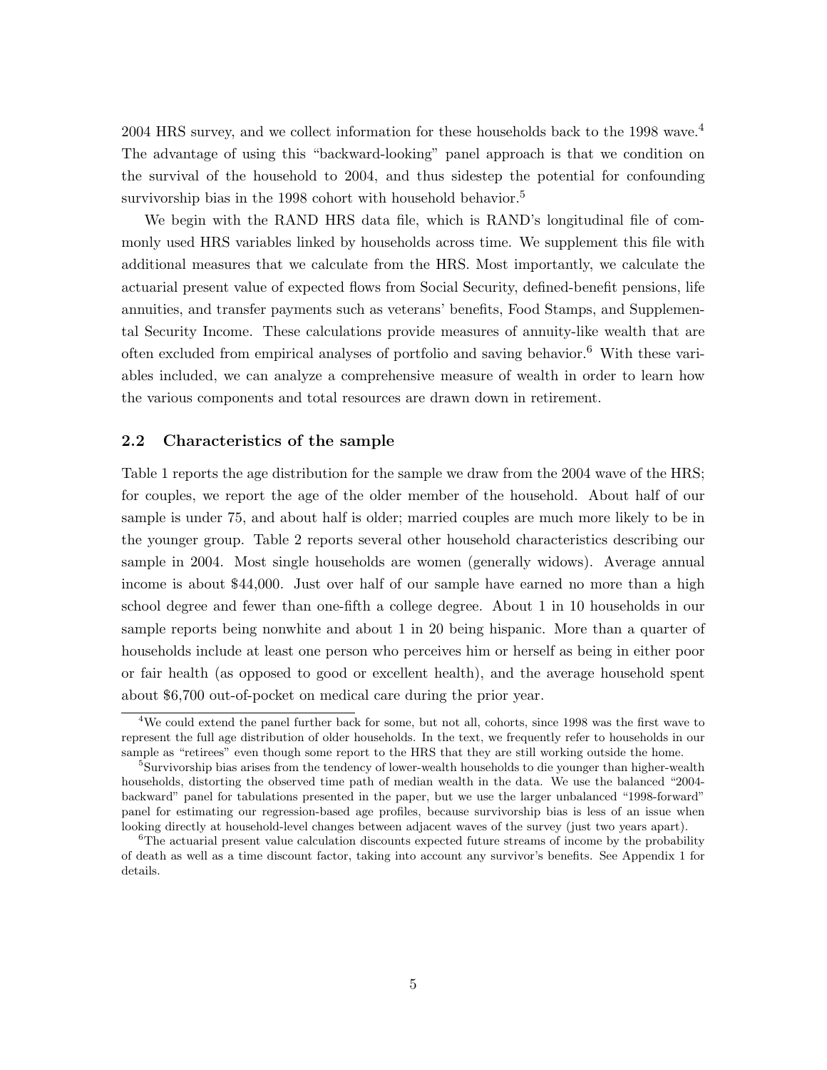2004 HRS survey, and we collect information for these households back to the 1998 wave.[4] The advantage of using this "backward-looking" panel approach is that we condition on the survival of the household to 2004, and thus sidestep the potential for confounding survivorship bias in the 1998 cohort with household behavior.[5]

We begin with the RAND HRS data file, which is RAND's longitudinal file of commonly used HRS variables linked by households across time. We supplement this file with additional measures that we calculate from the HRS. Most importantly, we calculate the actuarial present value of expected flows from Social Security, defined-benefit pensions, life annuities, and transfer payments such as veterans' benefits, Food Stamps, and Supplemental Security Income. These calculations provide measures of annuity-like wealth that are often excluded from empirical analyses of portfolio and saving behavior.[6] With these variables included, we can analyze a comprehensive measure of wealth in order to learn how the various components and total resources are drawn down in retirement.

## 2.2 Characteristics of the sample

Table 1 reports the age distribution for the sample we draw from the 2004 wave of the HRS; for couples, we report the age of the older member of the household. About half of our sample is under 75, and about half is older; married couples are much more likely to be in the younger group. Table 2 reports several other household characteristics describing our sample in 2004. Most single households are women (generally widows). Average annual income is about \$44,000. Just over half of our sample have earned no more than a high school degree and fewer than one-fifth a college degree. About 1 in 10 households in our sample reports being nonwhite and about 1 in 20 being hispanic. More than a quarter of households include at least one person who perceives him or herself as being in either poor or fair health (as opposed to good or excellent health), and the average household spent about \$6,700 out-of-pocket on medical care during the prior year.

[4] We could extend the panel further back for some, but not all, cohorts, since 1998 was the first wave to represent the full age distribution of older households. In the text, we frequently refer to households in our sample as "retirees" even though some report to the HRS that they are still working outside the home.

[5] Survivorship bias arises from the tendency of lower-wealth households to die younger than higher-wealth households, distorting the observed time path of median wealth in the data. We use the balanced "2004-backward" panel for tabulations presented in the paper, but we use the larger unbalanced "1998-forward" panel for estimating our regression-based age profiles, because survivorship bias is less of an issue when looking directly at household-level changes between adjacent waves of the survey (just two years apart).

[6] The actuarial present value calculation discounts expected future streams of income by the probability of death as well as a time discount factor, taking into account any survivor's benefits. See Appendix 1 for details.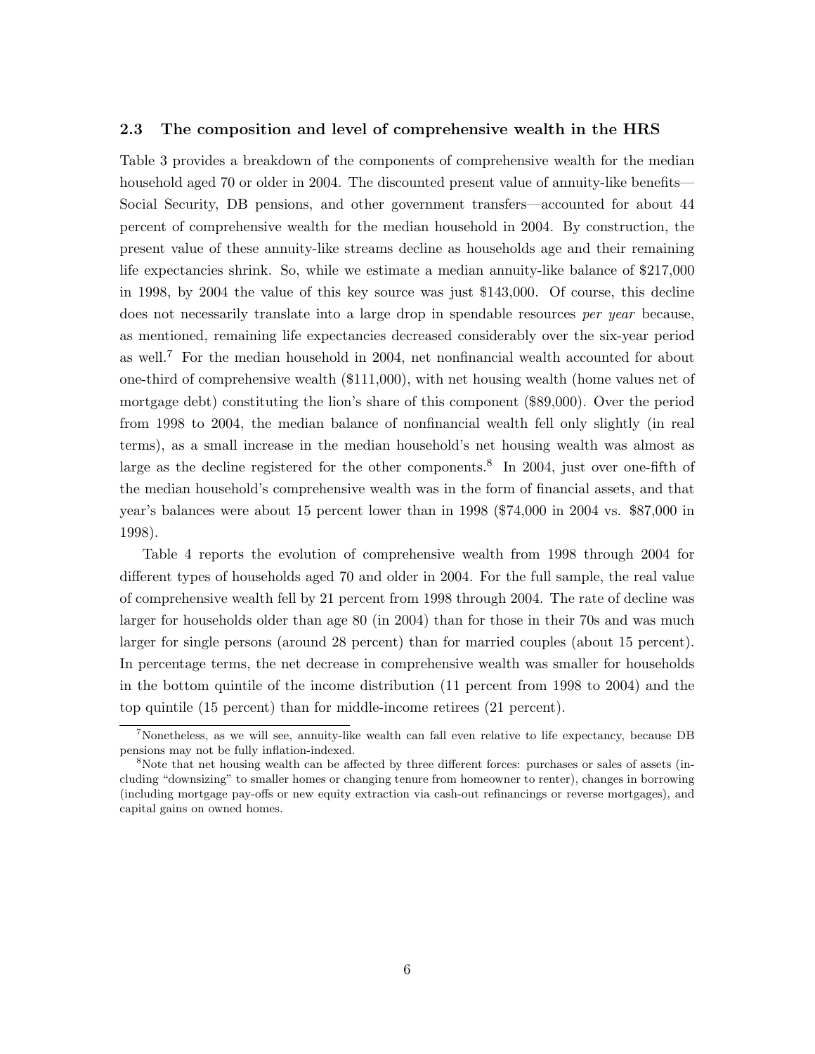### 2.3 The composition and level of comprehensive wealth in the HRS

Table 3 provides a breakdown of the components of comprehensive wealth for the median household aged 70 or older in 2004. The discounted present value of annuity-like benefits—Social Security, DB pensions, and other government transfers—accounted for about 44 percent of comprehensive wealth for the median household in 2004. By construction, the present value of these annuity-like streams decline as households age and their remaining life expectancies shrink. So, while we estimate a median annuity-like balance of $217,000 in 1998, by 2004 the value of this key source was just $143,000. Of course, this decline does not necessarily translate into a large drop in spendable resources *per year* because, as mentioned, remaining life expectancies decreased considerably over the six-year period as well.[7] For the median household in 2004, net nonfinancial wealth accounted for about one-third of comprehensive wealth ($111,000), with net housing wealth (home values net of mortgage debt) constituting the lion's share of this component ($89,000). Over the period from 1998 to 2004, the median balance of nonfinancial wealth fell only slightly (in real terms), as a small increase in the median household's net housing wealth was almost as large as the decline registered for the other components.[8] In 2004, just over one-fifth of the median household's comprehensive wealth was in the form of financial assets, and that year's balances were about 15 percent lower than in 1998 ($74,000 in 2004 vs. $87,000 in 1998).

Table 4 reports the evolution of comprehensive wealth from 1998 through 2004 for different types of households aged 70 and older in 2004. For the full sample, the real value of comprehensive wealth fell by 21 percent from 1998 through 2004. The rate of decline was larger for households older than age 80 (in 2004) than for those in their 70s and was much larger for single persons (around 28 percent) than for married couples (about 15 percent). In percentage terms, the net decrease in comprehensive wealth was smaller for households in the bottom quintile of the income distribution (11 percent from 1998 to 2004) and the top quintile (15 percent) than for middle-income retirees (21 percent).

---

[7] Nonetheless, as we will see, annuity-like wealth can fall even relative to life expectancy, because DB pensions may not be fully inflation-indexed.

[8] Note that net housing wealth can be affected by three different forces: purchases or sales of assets (including "downsizing" to smaller homes or changing tenure from homeowner to renter), changes in borrowing (including mortgage pay-offs or new equity extraction via cash-out refinancings or reverse mortgages), and capital gains on owned homes.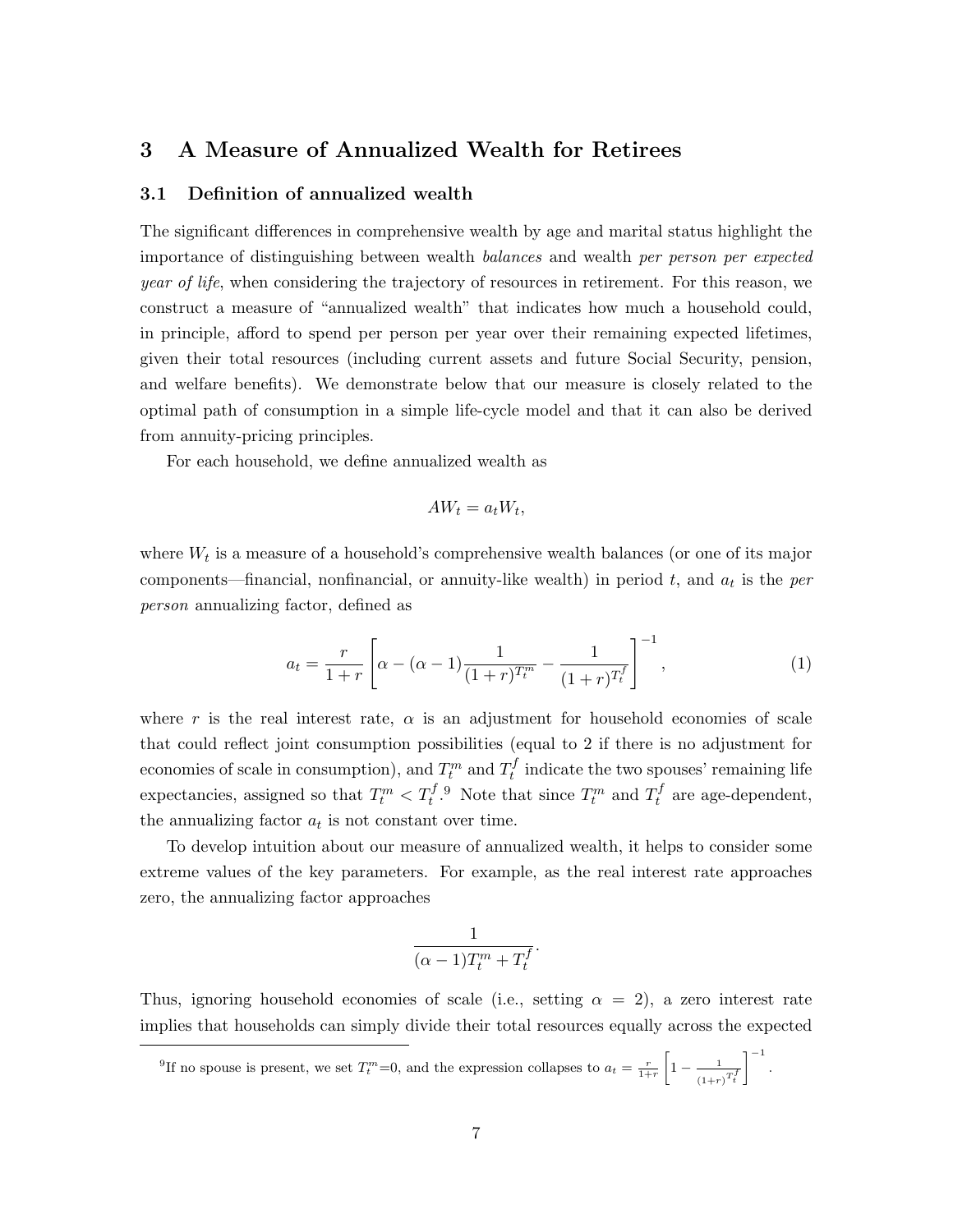## 3 A Measure of Annualized Wealth for Retirees

### 3.1 Definition of annualized wealth

The significant differences in comprehensive wealth by age and marital status highlight the importance of distinguishing between wealth *balances* and wealth *per person per expected year of life*, when considering the trajectory of resources in retirement. For this reason, we construct a measure of "annualized wealth" that indicates how much a household could, in principle, afford to spend per person per year over their remaining expected lifetimes, given their total resources (including current assets and future Social Security, pension, and welfare benefits). We demonstrate below that our measure is closely related to the optimal path of consumption in a simple life-cycle model and that it can also be derived from annuity-pricing principles.

For each household, we define annualized wealth as

$$AW_t = a_t W_t,$$

where $W_t$ is a measure of a household's comprehensive wealth balances (or one of its major components—financial, nonfinancial, or annuity-like wealth) in period $t$, and $a_t$ is the *per person* annualizing factor, defined as

$$a_t = \frac{r}{1+r}\left[\alpha - (\alpha - 1)\frac{1}{(1+r)^{T_t^m}} - \frac{1}{(1+r)^{T_t^f}}\right]^{-1}, \tag{1}$$

where $r$ is the real interest rate, $\alpha$ is an adjustment for household economies of scale that could reflect joint consumption possibilities (equal to 2 if there is no adjustment for economies of scale in consumption), and $T_t^m$ and $T_t^f$ indicate the two spouses' remaining life expectancies, assigned so that $T_t^m < T_t^f$.[9] Note that since $T_t^m$ and $T_t^f$ are age-dependent, the annualizing factor $a_t$ is not constant over time.

To develop intuition about our measure of annualized wealth, it helps to consider some extreme values of the key parameters. For example, as the real interest rate approaches zero, the annualizing factor approaches

$$\frac{1}{(\alpha - 1)T_t^m + T_t^f}.$$

Thus, ignoring household economies of scale (i.e., setting $\alpha = 2$), a zero interest rate implies that households can simply divide their total resources equally across the expected

[9] If no spouse is present, we set $T_t^m$=0, and the expression collapses to $a_t = \frac{r}{1+r}\left[1 - \frac{1}{(1+r)^{T_t^f}}\right]^{-1}$.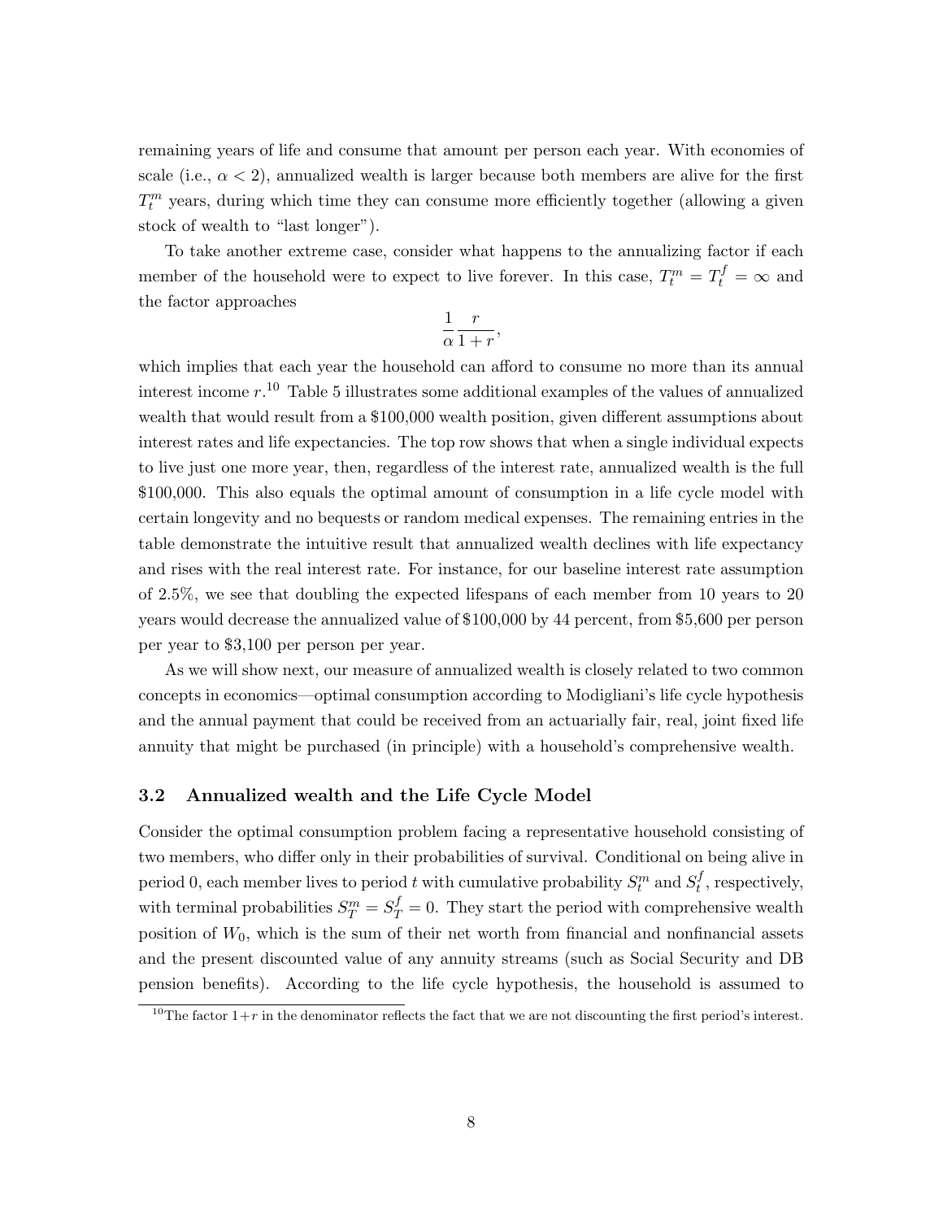remaining years of life and consume that amount per person each year. With economies of scale (i.e., $\alpha < 2$), annualized wealth is larger because both members are alive for the first $T_t^m$ years, during which time they can consume more efficiently together (allowing a given stock of wealth to "last longer").

To take another extreme case, consider what happens to the annualizing factor if each member of the household were to expect to live forever. In this case, $T_t^m = T_t^f = \infty$ and the factor approaches

$$\frac{1}{\alpha}\frac{r}{1+r},$$

which implies that each year the household can afford to consume no more than its annual interest income $r$.[10] Table 5 illustrates some additional examples of the values of annualized wealth that would result from a \$100,000 wealth position, given different assumptions about interest rates and life expectancies. The top row shows that when a single individual expects to live just one more year, then, regardless of the interest rate, annualized wealth is the full \$100,000. This also equals the optimal amount of consumption in a life cycle model with certain longevity and no bequests or random medical expenses. The remaining entries in the table demonstrate the intuitive result that annualized wealth declines with life expectancy and rises with the real interest rate. For instance, for our baseline interest rate assumption of 2.5%, we see that doubling the expected lifespans of each member from 10 years to 20 years would decrease the annualized value of \$100,000 by 44 percent, from \$5,600 per person per year to \$3,100 per person per year.

As we will show next, our measure of annualized wealth is closely related to two common concepts in economics—optimal consumption according to Modigliani's life cycle hypothesis and the annual payment that could be received from an actuarially fair, real, joint fixed life annuity that might be purchased (in principle) with a household's comprehensive wealth.

### 3.2 Annualized wealth and the Life Cycle Model

Consider the optimal consumption problem facing a representative household consisting of two members, who differ only in their probabilities of survival. Conditional on being alive in period 0, each member lives to period $t$ with cumulative probability $S_t^m$ and $S_t^f$, respectively, with terminal probabilities $S_T^m = S_T^f = 0$. They start the period with comprehensive wealth position of $W_0$, which is the sum of their net worth from financial and nonfinancial assets and the present discounted value of any annuity streams (such as Social Security and DB pension benefits). According to the life cycle hypothesis, the household is assumed to

[10] The factor $1+r$ in the denominator reflects the fact that we are not discounting the first period's interest.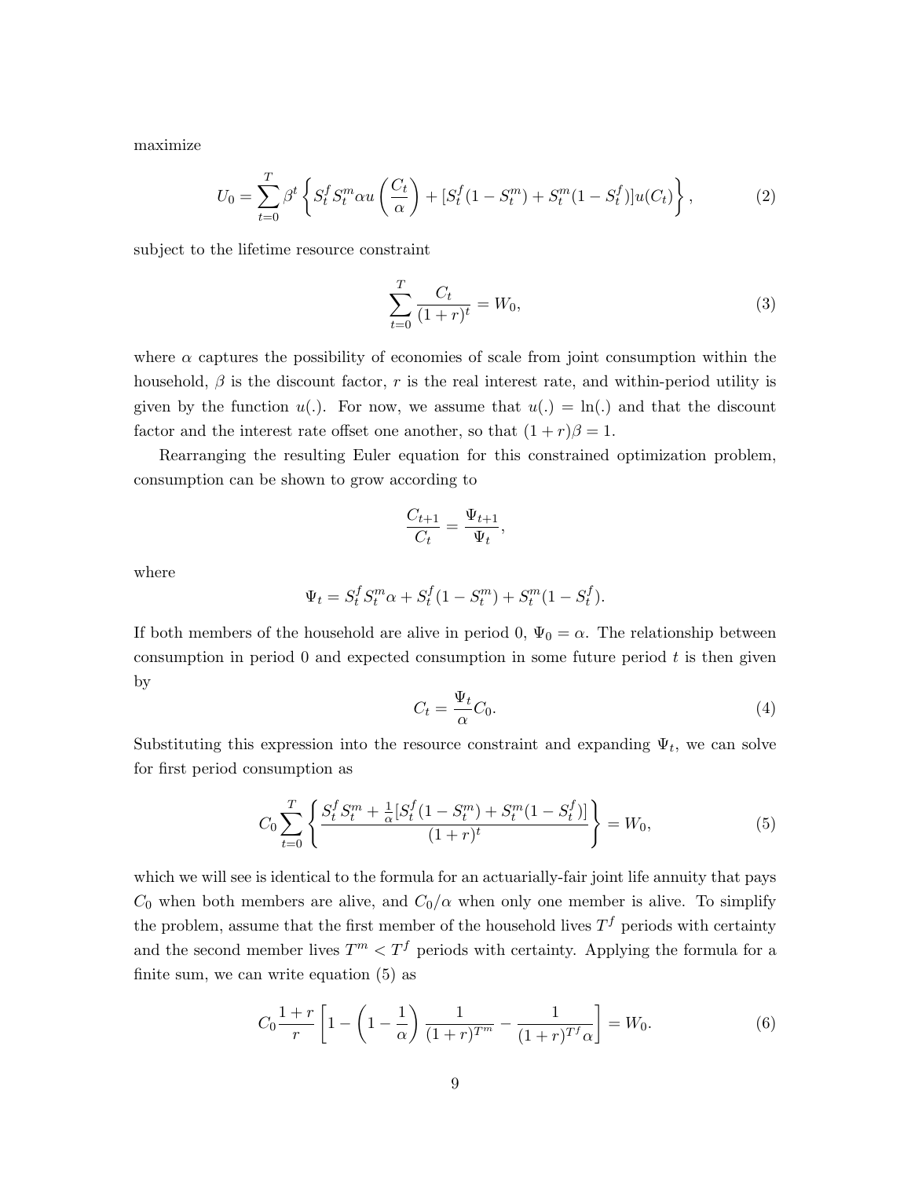maximize

$$U_0 = \sum_{t=0}^{T} \beta^t \left\{ S_t^f S_t^m \alpha u\left(\frac{C_t}{\alpha}\right) + [S_t^f(1 - S_t^m) + S_t^m(1 - S_t^f)]u(C_t) \right\}, \tag{2}$$

subject to the lifetime resource constraint

$$\sum_{t=0}^{T} \frac{C_t}{(1+r)^t} = W_0, \tag{3}$$

where $\alpha$ captures the possibility of economies of scale from joint consumption within the household, $\beta$ is the discount factor, $r$ is the real interest rate, and within-period utility is given by the function $u(.)$. For now, we assume that $u(.) = \ln(.)$ and that the discount factor and the interest rate offset one another, so that $(1+r)\beta = 1$.

Rearranging the resulting Euler equation for this constrained optimization problem, consumption can be shown to grow according to

$$\frac{C_{t+1}}{C_t} = \frac{\Psi_{t+1}}{\Psi_t},$$

where

$$\Psi_t = S_t^f S_t^m \alpha + S_t^f(1 - S_t^m) + S_t^m(1 - S_t^f).$$

If both members of the household are alive in period 0, $\Psi_0 = \alpha$. The relationship between consumption in period 0 and expected consumption in some future period $t$ is then given by

$$C_t = \frac{\Psi_t}{\alpha} C_0. \tag{4}$$

Substituting this expression into the resource constraint and expanding $\Psi_t$, we can solve for first period consumption as

$$C_0 \sum_{t=0}^{T} \left\{ \frac{S_t^f S_t^m + \frac{1}{\alpha}[S_t^f(1 - S_t^m) + S_t^m(1 - S_t^f)]}{(1+r)^t} \right\} = W_0, \tag{5}$$

which we will see is identical to the formula for an actuarially-fair joint life annuity that pays $C_0$ when both members are alive, and $C_0/\alpha$ when only one member is alive. To simplify the problem, assume that the first member of the household lives $T^f$ periods with certainty and the second member lives $T^m < T^f$ periods with certainty. Applying the formula for a finite sum, we can write equation (5) as

$$C_0 \frac{1+r}{r} \left[ 1 - \left(1 - \frac{1}{\alpha}\right) \frac{1}{(1+r)^{T^m}} - \frac{1}{(1+r)^{T^f} \alpha} \right] = W_0. \tag{6}$$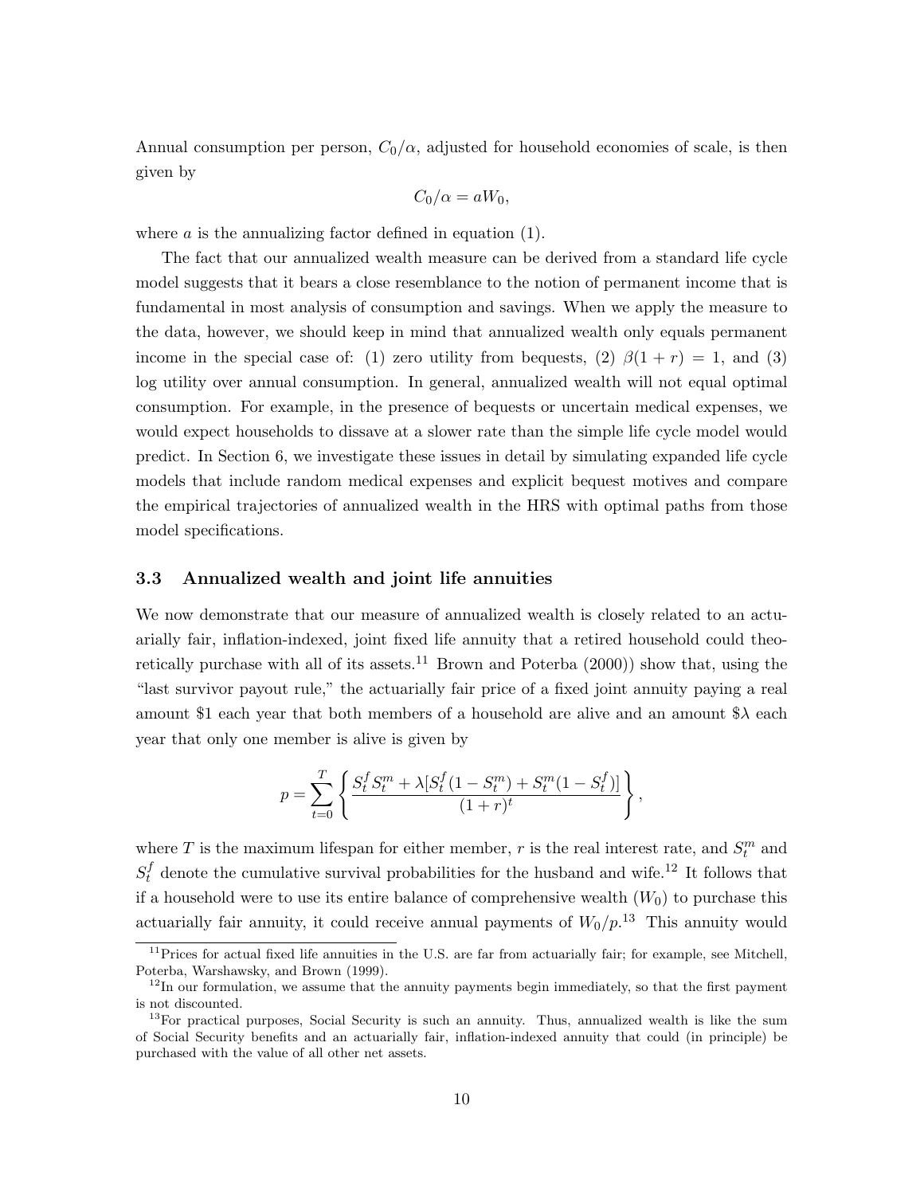Annual consumption per person, $C_0/\alpha$, adjusted for household economies of scale, is then given by

$$C_0/\alpha = aW_0,$$

where $a$ is the annualizing factor defined in equation (1).

The fact that our annualized wealth measure can be derived from a standard life cycle model suggests that it bears a close resemblance to the notion of permanent income that is fundamental in most analysis of consumption and savings. When we apply the measure to the data, however, we should keep in mind that annualized wealth only equals permanent income in the special case of: (1) zero utility from bequests, (2) $\beta(1+r) = 1$, and (3) log utility over annual consumption. In general, annualized wealth will not equal optimal consumption. For example, in the presence of bequests or uncertain medical expenses, we would expect households to dissave at a slower rate than the simple life cycle model would predict. In Section 6, we investigate these issues in detail by simulating expanded life cycle models that include random medical expenses and explicit bequest motives and compare the empirical trajectories of annualized wealth in the HRS with optimal paths from those model specifications.

### 3.3 Annualized wealth and joint life annuities

We now demonstrate that our measure of annualized wealth is closely related to an actuarially fair, inflation-indexed, joint fixed life annuity that a retired household could theoretically purchase with all of its assets.[11] Brown and Poterba (2000)) show that, using the "last survivor payout rule," the actuarially fair price of a fixed joint annuity paying a real amount \$1 each year that both members of a household are alive and an amount \$$\lambda$ each year that only one member is alive is given by

$$p = \sum_{t=0}^{T} \left\{ \frac{S_t^f S_t^m + \lambda[S_t^f(1-S_t^m) + S_t^m(1-S_t^f)]}{(1+r)^t} \right\},$$

where $T$ is the maximum lifespan for either member, $r$ is the real interest rate, and $S_t^m$ and $S_t^f$ denote the cumulative survival probabilities for the husband and wife.[12] It follows that if a household were to use its entire balance of comprehensive wealth ($W_0$) to purchase this actuarially fair annuity, it could receive annual payments of $W_0/p$.[13] This annuity would

[11] Prices for actual fixed life annuities in the U.S. are far from actuarially fair; for example, see Mitchell, Poterba, Warshawsky, and Brown (1999).

[12] In our formulation, we assume that the annuity payments begin immediately, so that the first payment is not discounted.

[13] For practical purposes, Social Security is such an annuity. Thus, annualized wealth is like the sum of Social Security benefits and an actuarially fair, inflation-indexed annuity that could (in principle) be purchased with the value of all other net assets.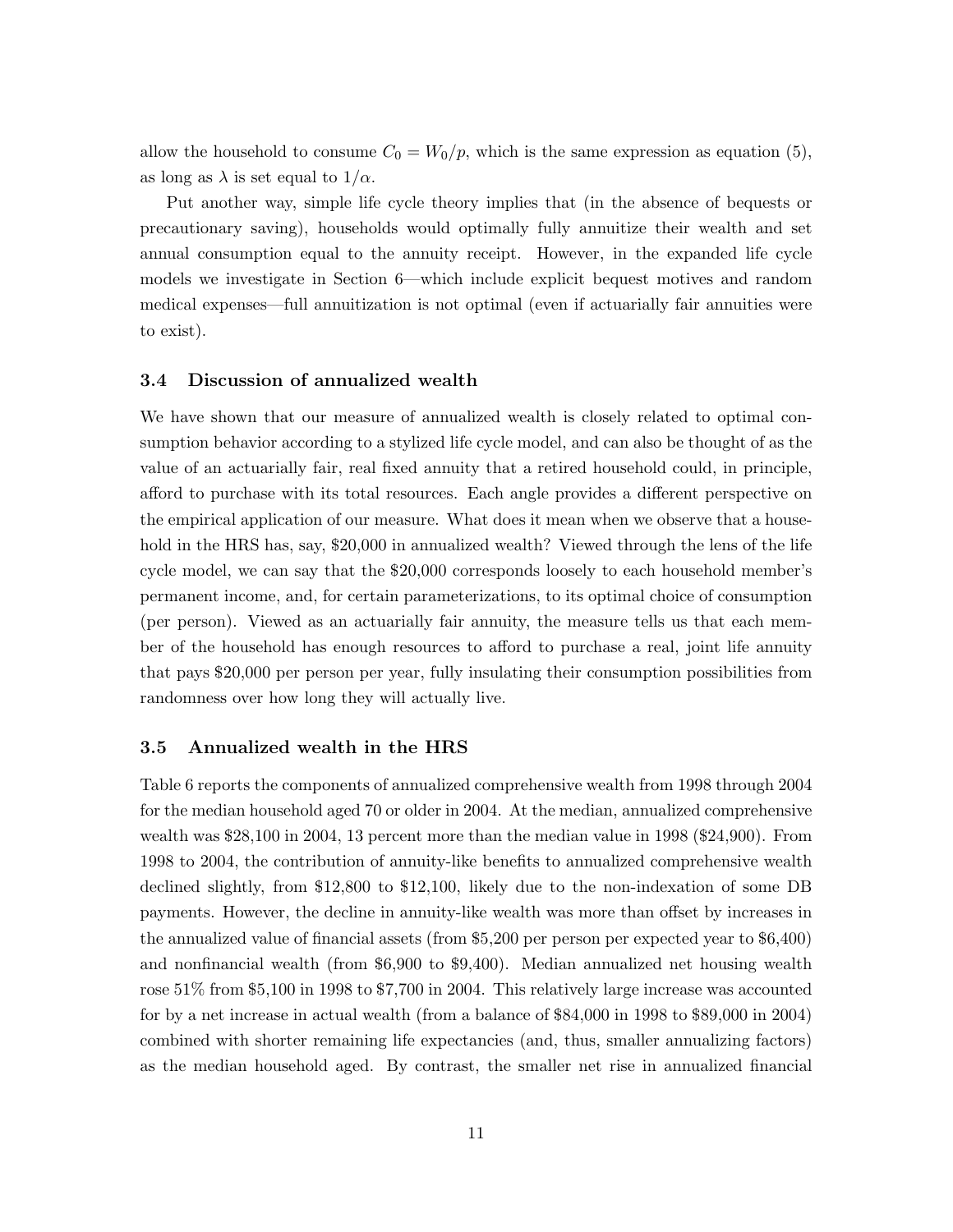allow the household to consume $C_0 = W_0/p$, which is the same expression as equation (5), as long as $\lambda$ is set equal to $1/\alpha$.

Put another way, simple life cycle theory implies that (in the absence of bequests or precautionary saving), households would optimally fully annuitize their wealth and set annual consumption equal to the annuity receipt. However, in the expanded life cycle models we investigate in Section 6—which include explicit bequest motives and random medical expenses—full annuitization is not optimal (even if actuarially fair annuities were to exist).

### 3.4 Discussion of annualized wealth

We have shown that our measure of annualized wealth is closely related to optimal consumption behavior according to a stylized life cycle model, and can also be thought of as the value of an actuarially fair, real fixed annuity that a retired household could, in principle, afford to purchase with its total resources. Each angle provides a different perspective on the empirical application of our measure. What does it mean when we observe that a household in the HRS has, say, \$20,000 in annualized wealth? Viewed through the lens of the life cycle model, we can say that the \$20,000 corresponds loosely to each household member's permanent income, and, for certain parameterizations, to its optimal choice of consumption (per person). Viewed as an actuarially fair annuity, the measure tells us that each member of the household has enough resources to afford to purchase a real, joint life annuity that pays \$20,000 per person per year, fully insulating their consumption possibilities from randomness over how long they will actually live.

### 3.5 Annualized wealth in the HRS

Table 6 reports the components of annualized comprehensive wealth from 1998 through 2004 for the median household aged 70 or older in 2004. At the median, annualized comprehensive wealth was \$28,100 in 2004, 13 percent more than the median value in 1998 (\$24,900). From 1998 to 2004, the contribution of annuity-like benefits to annualized comprehensive wealth declined slightly, from \$12,800 to \$12,100, likely due to the non-indexation of some DB payments. However, the decline in annuity-like wealth was more than offset by increases in the annualized value of financial assets (from \$5,200 per person per expected year to \$6,400) and nonfinancial wealth (from \$6,900 to \$9,400). Median annualized net housing wealth rose 51% from \$5,100 in 1998 to \$7,700 in 2004. This relatively large increase was accounted for by a net increase in actual wealth (from a balance of \$84,000 in 1998 to \$89,000 in 2004) combined with shorter remaining life expectancies (and, thus, smaller annualizing factors) as the median household aged. By contrast, the smaller net rise in annualized financial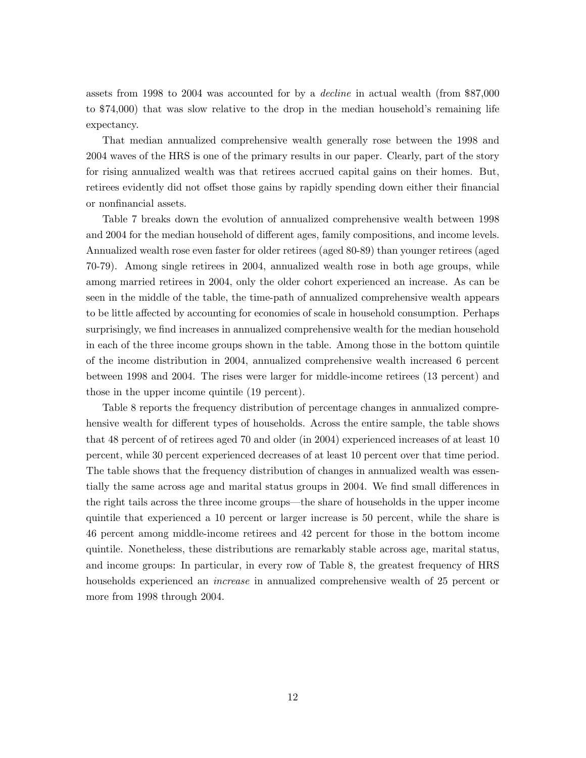assets from 1998 to 2004 was accounted for by a *decline* in actual wealth (from $87,000 to $74,000) that was slow relative to the drop in the median household's remaining life expectancy.

That median annualized comprehensive wealth generally rose between the 1998 and 2004 waves of the HRS is one of the primary results in our paper. Clearly, part of the story for rising annualized wealth was that retirees accrued capital gains on their homes. But, retirees evidently did not offset those gains by rapidly spending down either their financial or nonfinancial assets.

Table 7 breaks down the evolution of annualized comprehensive wealth between 1998 and 2004 for the median household of different ages, family compositions, and income levels. Annualized wealth rose even faster for older retirees (aged 80-89) than younger retirees (aged 70-79). Among single retirees in 2004, annualized wealth rose in both age groups, while among married retirees in 2004, only the older cohort experienced an increase. As can be seen in the middle of the table, the time-path of annualized comprehensive wealth appears to be little affected by accounting for economies of scale in household consumption. Perhaps surprisingly, we find increases in annualized comprehensive wealth for the median household in each of the three income groups shown in the table. Among those in the bottom quintile of the income distribution in 2004, annualized comprehensive wealth increased 6 percent between 1998 and 2004. The rises were larger for middle-income retirees (13 percent) and those in the upper income quintile (19 percent).

Table 8 reports the frequency distribution of percentage changes in annualized comprehensive wealth for different types of households. Across the entire sample, the table shows that 48 percent of of retirees aged 70 and older (in 2004) experienced increases of at least 10 percent, while 30 percent experienced decreases of at least 10 percent over that time period. The table shows that the frequency distribution of changes in annualized wealth was essentially the same across age and marital status groups in 2004. We find small differences in the right tails across the three income groups—the share of households in the upper income quintile that experienced a 10 percent or larger increase is 50 percent, while the share is 46 percent among middle-income retirees and 42 percent for those in the bottom income quintile. Nonetheless, these distributions are remarkably stable across age, marital status, and income groups: In particular, in every row of Table 8, the greatest frequency of HRS households experienced an *increase* in annualized comprehensive wealth of 25 percent or more from 1998 through 2004.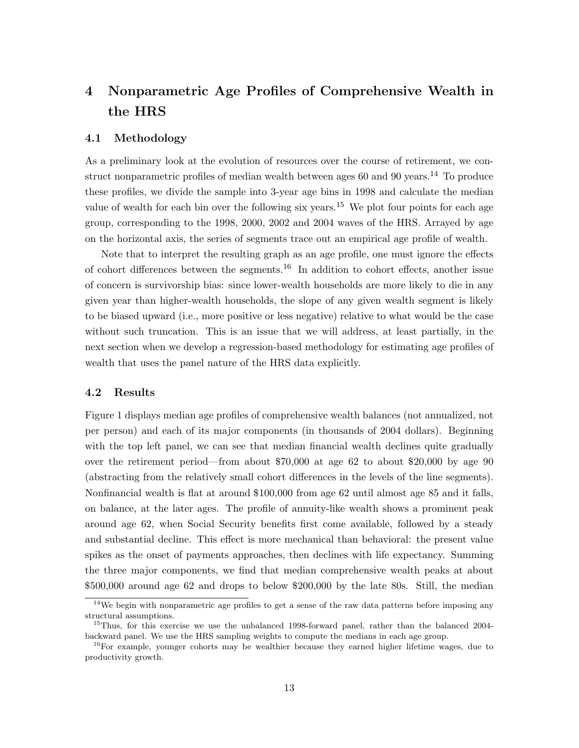# 4 Nonparametric Age Profiles of Comprehensive Wealth in the HRS

## 4.1 Methodology

As a preliminary look at the evolution of resources over the course of retirement, we construct nonparametric profiles of median wealth between ages 60 and 90 years.[14] To produce these profiles, we divide the sample into 3-year age bins in 1998 and calculate the median value of wealth for each bin over the following six years.[15] We plot four points for each age group, corresponding to the 1998, 2000, 2002 and 2004 waves of the HRS. Arrayed by age on the horizontal axis, the series of segments trace out an empirical age profile of wealth.

Note that to interpret the resulting graph as an age profile, one must ignore the effects of cohort differences between the segments.[16] In addition to cohort effects, another issue of concern is survivorship bias: since lower-wealth households are more likely to die in any given year than higher-wealth households, the slope of any given wealth segment is likely to be biased upward (i.e., more positive or less negative) relative to what would be the case without such truncation. This is an issue that we will address, at least partially, in the next section when we develop a regression-based methodology for estimating age profiles of wealth that uses the panel nature of the HRS data explicitly.

## 4.2 Results

Figure 1 displays median age profiles of comprehensive wealth balances (not annualized, not per person) and each of its major components (in thousands of 2004 dollars). Beginning with the top left panel, we can see that median financial wealth declines quite gradually over the retirement period—from about $70,000 at age 62 to about $20,000 by age 90 (abstracting from the relatively small cohort differences in the levels of the line segments). Nonfinancial wealth is flat at around $100,000 from age 62 until almost age 85 and it falls, on balance, at the later ages. The profile of annuity-like wealth shows a prominent peak around age 62, when Social Security benefits first come available, followed by a steady and substantial decline. This effect is more mechanical than behavioral: the present value spikes as the onset of payments approaches, then declines with life expectancy. Summing the three major components, we find that median comprehensive wealth peaks at about $500,000 around age 62 and drops to below $200,000 by the late 80s. Still, the median

[14] We begin with nonparametric age profiles to get a sense of the raw data patterns before imposing any structural assumptions.

[15] Thus, for this exercise we use the unbalanced 1998-forward panel, rather than the balanced 2004-backward panel. We use the HRS sampling weights to compute the medians in each age group.

[16] For example, younger cohorts may be wealthier because they earned higher lifetime wages, due to productivity growth.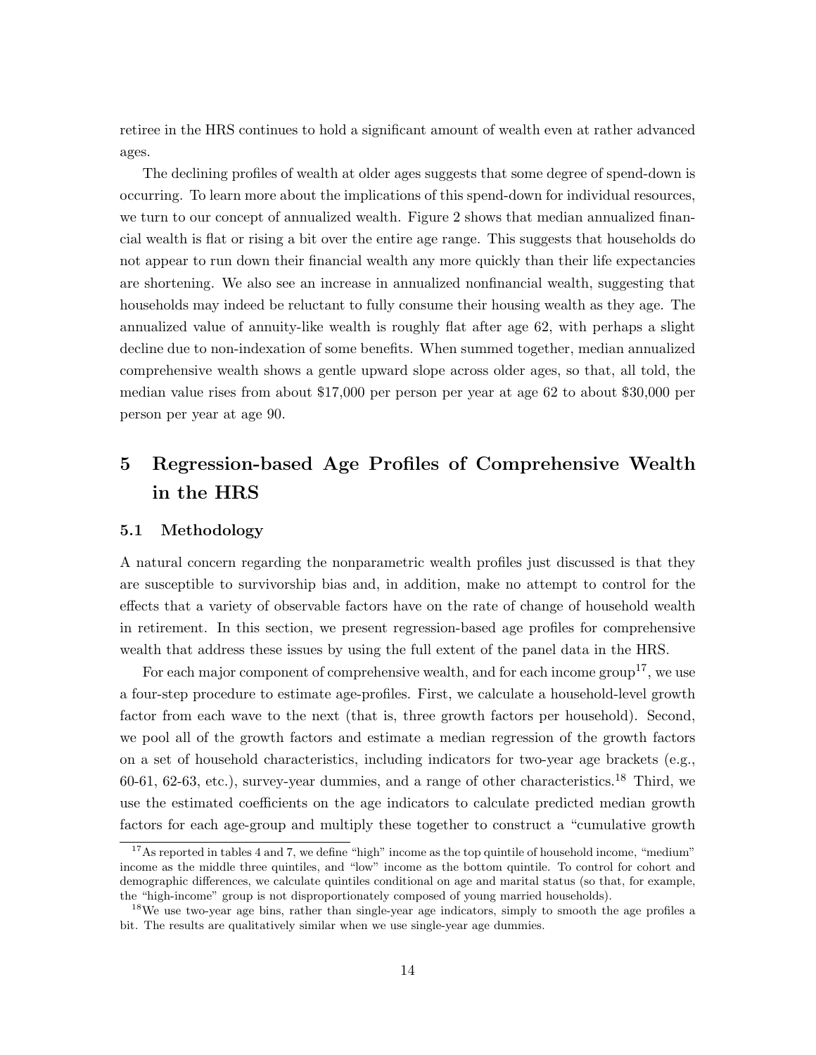retiree in the HRS continues to hold a significant amount of wealth even at rather advanced ages.

The declining profiles of wealth at older ages suggests that some degree of spend-down is occurring. To learn more about the implications of this spend-down for individual resources, we turn to our concept of annualized wealth. Figure 2 shows that median annualized financial wealth is flat or rising a bit over the entire age range. This suggests that households do not appear to run down their financial wealth any more quickly than their life expectancies are shortening. We also see an increase in annualized nonfinancial wealth, suggesting that households may indeed be reluctant to fully consume their housing wealth as they age. The annualized value of annuity-like wealth is roughly flat after age 62, with perhaps a slight decline due to non-indexation of some benefits. When summed together, median annualized comprehensive wealth shows a gentle upward slope across older ages, so that, all told, the median value rises from about \$17,000 per person per year at age 62 to about \$30,000 per person per year at age 90.

# 5 Regression-based Age Profiles of Comprehensive Wealth in the HRS

## 5.1 Methodology

A natural concern regarding the nonparametric wealth profiles just discussed is that they are susceptible to survivorship bias and, in addition, make no attempt to control for the effects that a variety of observable factors have on the rate of change of household wealth in retirement. In this section, we present regression-based age profiles for comprehensive wealth that address these issues by using the full extent of the panel data in the HRS.

For each major component of comprehensive wealth, and for each income group[17], we use a four-step procedure to estimate age-profiles. First, we calculate a household-level growth factor from each wave to the next (that is, three growth factors per household). Second, we pool all of the growth factors and estimate a median regression of the growth factors on a set of household characteristics, including indicators for two-year age brackets (e.g., 60-61, 62-63, etc.), survey-year dummies, and a range of other characteristics.[18] Third, we use the estimated coefficients on the age indicators to calculate predicted median growth factors for each age-group and multiply these together to construct a "cumulative growth

[17] As reported in tables 4 and 7, we define "high" income as the top quintile of household income, "medium" income as the middle three quintiles, and "low" income as the bottom quintile. To control for cohort and demographic differences, we calculate quintiles conditional on age and marital status (so that, for example, the "high-income" group is not disproportionately composed of young married households).

[18] We use two-year age bins, rather than single-year age indicators, simply to smooth the age profiles a bit. The results are qualitatively similar when we use single-year age dummies.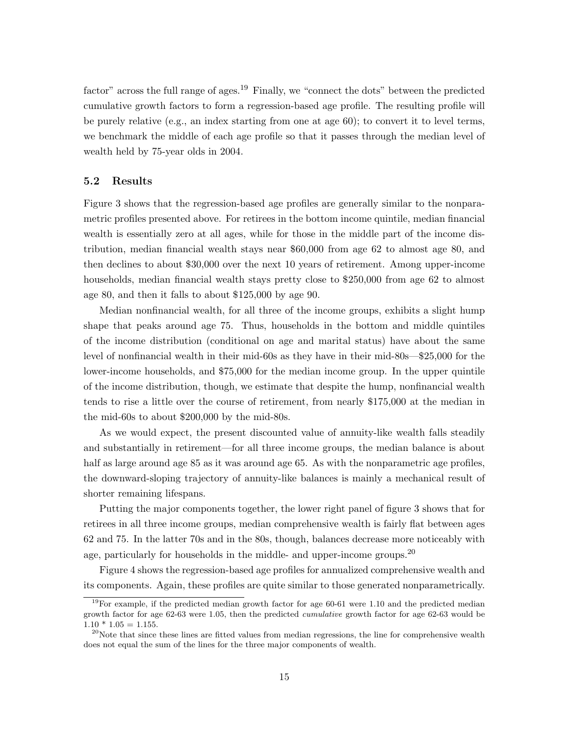factor" across the full range of ages.[19] Finally, we "connect the dots" between the predicted cumulative growth factors to form a regression-based age profile. The resulting profile will be purely relative (e.g., an index starting from one at age 60); to convert it to level terms, we benchmark the middle of each age profile so that it passes through the median level of wealth held by 75-year olds in 2004.

### 5.2 Results

Figure 3 shows that the regression-based age profiles are generally similar to the nonparametric profiles presented above. For retirees in the bottom income quintile, median financial wealth is essentially zero at all ages, while for those in the middle part of the income distribution, median financial wealth stays near $60,000 from age 62 to almost age 80, and then declines to about $30,000 over the next 10 years of retirement. Among upper-income households, median financial wealth stays pretty close to $250,000 from age 62 to almost age 80, and then it falls to about $125,000 by age 90.

Median nonfinancial wealth, for all three of the income groups, exhibits a slight hump shape that peaks around age 75. Thus, households in the bottom and middle quintiles of the income distribution (conditional on age and marital status) have about the same level of nonfinancial wealth in their mid-60s as they have in their mid-80s—$25,000 for the lower-income households, and $75,000 for the median income group. In the upper quintile of the income distribution, though, we estimate that despite the hump, nonfinancial wealth tends to rise a little over the course of retirement, from nearly $175,000 at the median in the mid-60s to about $200,000 by the mid-80s.

As we would expect, the present discounted value of annuity-like wealth falls steadily and substantially in retirement—for all three income groups, the median balance is about half as large around age 85 as it was around age 65. As with the nonparametric age profiles, the downward-sloping trajectory of annuity-like balances is mainly a mechanical result of shorter remaining lifespans.

Putting the major components together, the lower right panel of figure 3 shows that for retirees in all three income groups, median comprehensive wealth is fairly flat between ages 62 and 75. In the latter 70s and in the 80s, though, balances decrease more noticeably with age, particularly for households in the middle- and upper-income groups.[20]

Figure 4 shows the regression-based age profiles for annualized comprehensive wealth and its components. Again, these profiles are quite similar to those generated nonparametrically.

---

[19] For example, if the predicted median growth factor for age 60-61 were 1.10 and the predicted median growth factor for age 62-63 were 1.05, then the predicted *cumulative* growth factor for age 62-63 would be 1.10 * 1.05 = 1.155.

[20] Note that since these lines are fitted values from median regressions, the line for comprehensive wealth does not equal the sum of the lines for the three major components of wealth.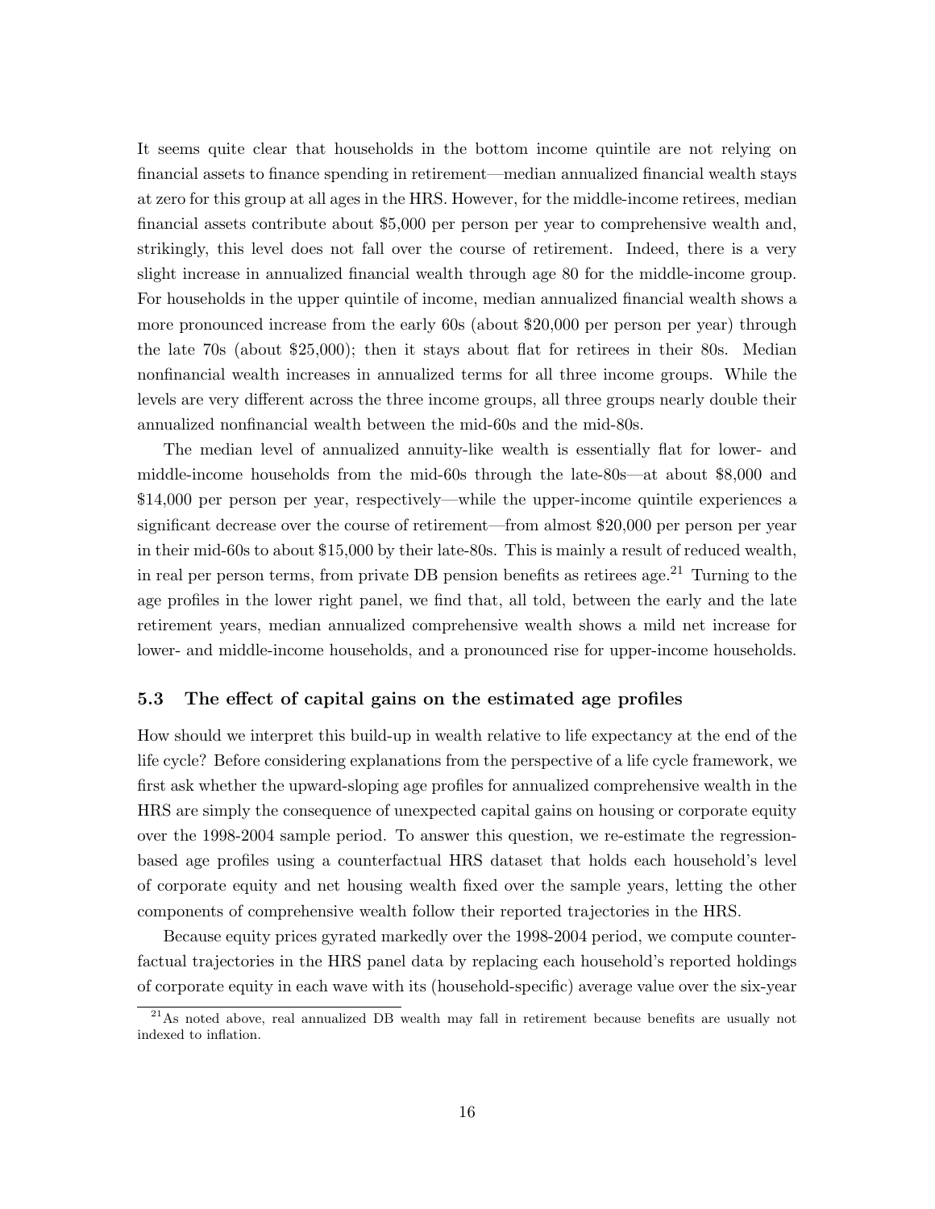It seems quite clear that households in the bottom income quintile are not relying on financial assets to finance spending in retirement—median annualized financial wealth stays at zero for this group at all ages in the HRS. However, for the middle-income retirees, median financial assets contribute about $5,000 per person per year to comprehensive wealth and, strikingly, this level does not fall over the course of retirement. Indeed, there is a very slight increase in annualized financial wealth through age 80 for the middle-income group. For households in the upper quintile of income, median annualized financial wealth shows a more pronounced increase from the early 60s (about $20,000 per person per year) through the late 70s (about $25,000); then it stays about flat for retirees in their 80s. Median nonfinancial wealth increases in annualized terms for all three income groups. While the levels are very different across the three income groups, all three groups nearly double their annualized nonfinancial wealth between the mid-60s and the mid-80s.

The median level of annualized annuity-like wealth is essentially flat for lower- and middle-income households from the mid-60s through the late-80s—at about $8,000 and $14,000 per person per year, respectively—while the upper-income quintile experiences a significant decrease over the course of retirement—from almost $20,000 per person per year in their mid-60s to about $15,000 by their late-80s. This is mainly a result of reduced wealth, in real per person terms, from private DB pension benefits as retirees age.[21] Turning to the age profiles in the lower right panel, we find that, all told, between the early and the late retirement years, median annualized comprehensive wealth shows a mild net increase for lower- and middle-income households, and a pronounced rise for upper-income households.

### 5.3 The effect of capital gains on the estimated age profiles

How should we interpret this build-up in wealth relative to life expectancy at the end of the life cycle? Before considering explanations from the perspective of a life cycle framework, we first ask whether the upward-sloping age profiles for annualized comprehensive wealth in the HRS are simply the consequence of unexpected capital gains on housing or corporate equity over the 1998-2004 sample period. To answer this question, we re-estimate the regression-based age profiles using a counterfactual HRS dataset that holds each household's level of corporate equity and net housing wealth fixed over the sample years, letting the other components of comprehensive wealth follow their reported trajectories in the HRS.

Because equity prices gyrated markedly over the 1998-2004 period, we compute counterfactual trajectories in the HRS panel data by replacing each household's reported holdings of corporate equity in each wave with its (household-specific) average value over the six-year

[21] As noted above, real annualized DB wealth may fall in retirement because benefits are usually not indexed to inflation.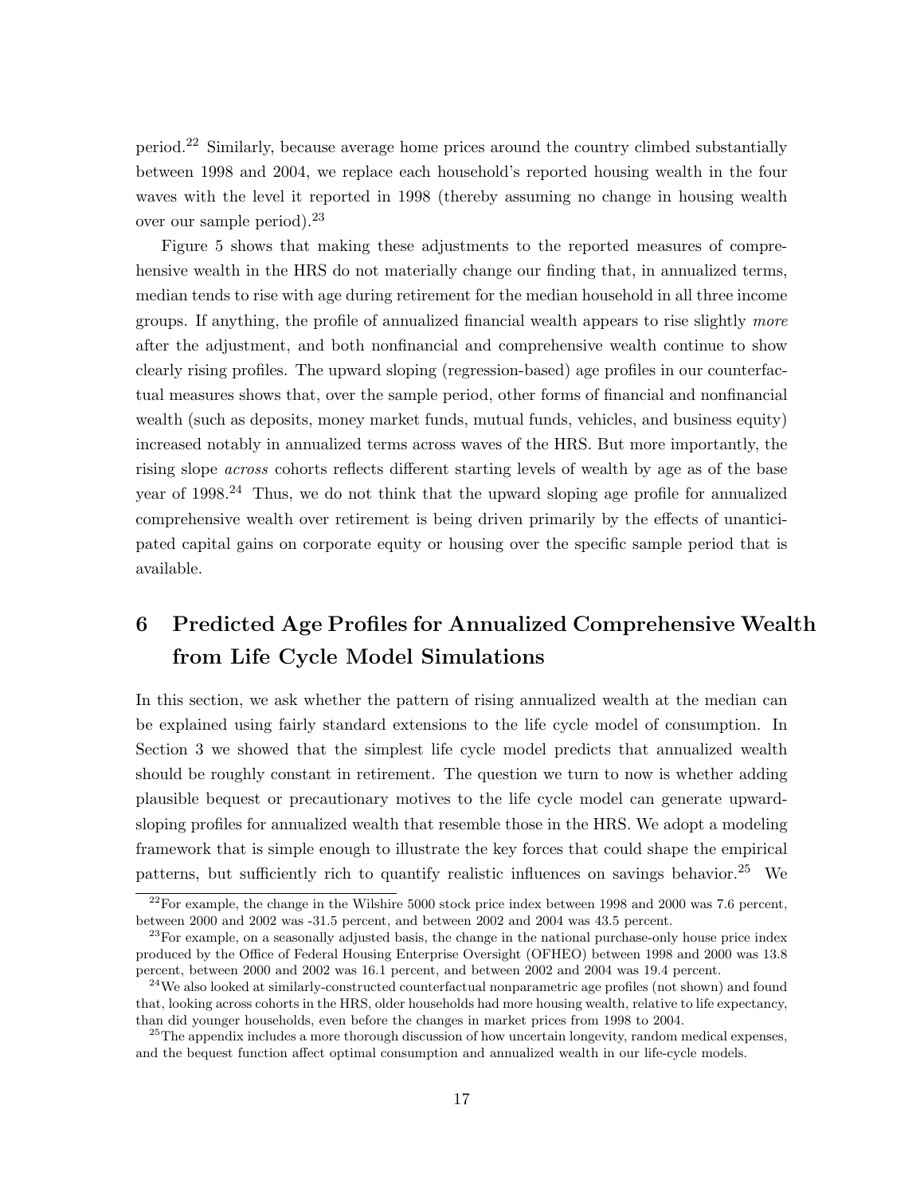period.[22] Similarly, because average home prices around the country climbed substantially between 1998 and 2004, we replace each household's reported housing wealth in the four waves with the level it reported in 1998 (thereby assuming no change in housing wealth over our sample period).[23]

Figure 5 shows that making these adjustments to the reported measures of comprehensive wealth in the HRS do not materially change our finding that, in annualized terms, median tends to rise with age during retirement for the median household in all three income groups. If anything, the profile of annualized financial wealth appears to rise slightly *more* after the adjustment, and both nonfinancial and comprehensive wealth continue to show clearly rising profiles. The upward sloping (regression-based) age profiles in our counterfactual measures shows that, over the sample period, other forms of financial and nonfinancial wealth (such as deposits, money market funds, mutual funds, vehicles, and business equity) increased notably in annualized terms across waves of the HRS. But more importantly, the rising slope *across* cohorts reflects different starting levels of wealth by age as of the base year of 1998.[24] Thus, we do not think that the upward sloping age profile for annualized comprehensive wealth over retirement is being driven primarily by the effects of unanticipated capital gains on corporate equity or housing over the specific sample period that is available.

# 6 Predicted Age Profiles for Annualized Comprehensive Wealth from Life Cycle Model Simulations

In this section, we ask whether the pattern of rising annualized wealth at the median can be explained using fairly standard extensions to the life cycle model of consumption. In Section 3 we showed that the simplest life cycle model predicts that annualized wealth should be roughly constant in retirement. The question we turn to now is whether adding plausible bequest or precautionary motives to the life cycle model can generate upward-sloping profiles for annualized wealth that resemble those in the HRS. We adopt a modeling framework that is simple enough to illustrate the key forces that could shape the empirical patterns, but sufficiently rich to quantify realistic influences on savings behavior.[25] We

[22] For example, the change in the Wilshire 5000 stock price index between 1998 and 2000 was 7.6 percent, between 2000 and 2002 was -31.5 percent, and between 2002 and 2004 was 43.5 percent.

[23] For example, on a seasonally adjusted basis, the change in the national purchase-only house price index produced by the Office of Federal Housing Enterprise Oversight (OFHEO) between 1998 and 2000 was 13.8 percent, between 2000 and 2002 was 16.1 percent, and between 2002 and 2004 was 19.4 percent.

[24] We also looked at similarly-constructed counterfactual nonparametric age profiles (not shown) and found that, looking across cohorts in the HRS, older households had more housing wealth, relative to life expectancy, than did younger households, even before the changes in market prices from 1998 to 2004.

[25] The appendix includes a more thorough discussion of how uncertain longevity, random medical expenses, and the bequest function affect optimal consumption and annualized wealth in our life-cycle models.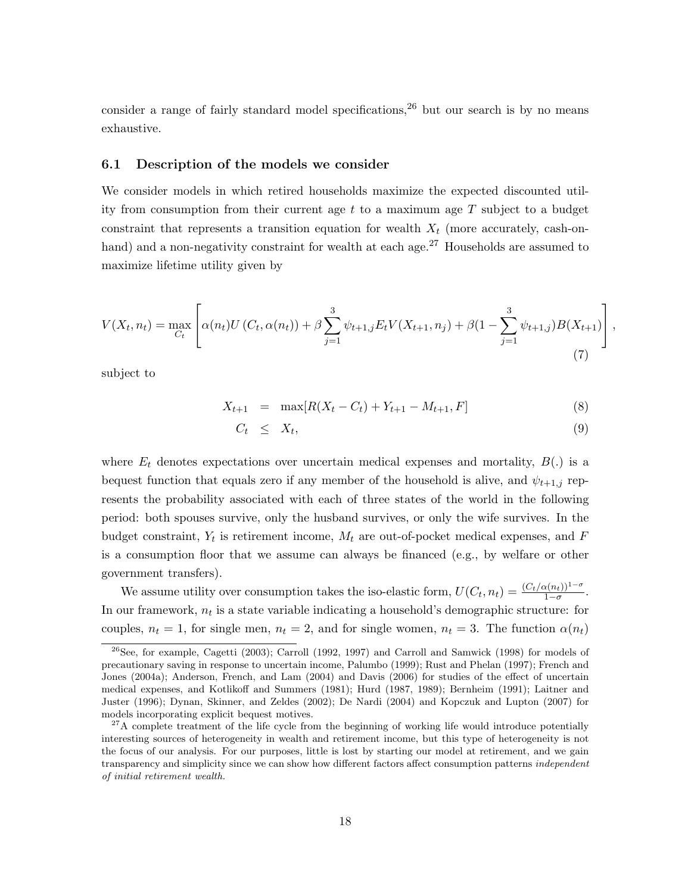consider a range of fairly standard model specifications,[26] but our search is by no means exhaustive.

### 6.1 Description of the models we consider

We consider models in which retired households maximize the expected discounted utility from consumption from their current age $t$ to a maximum age $T$ subject to a budget constraint that represents a transition equation for wealth $X_t$ (more accurately, cash-on-hand) and a non-negativity constraint for wealth at each age.[27] Households are assumed to maximize lifetime utility given by

$$V(X_t, n_t) = \max_{C_t} \left[ \alpha(n_t) U\left(C_t, \alpha(n_t)\right) + \beta \sum_{j=1}^{3} \psi_{t+1,j} E_t V(X_{t+1}, n_j) + \beta(1 - \sum_{j=1}^{3} \psi_{t+1,j}) B(X_{t+1}) \right], \tag{7}$$

subject to

$$X_{t+1} = \max[R(X_t - C_t) + Y_{t+1} - M_{t+1}, F] \tag{8}$$

$$C_t \leq X_t, \tag{9}$$

where $E_t$ denotes expectations over uncertain medical expenses and mortality, $B(.)$ is a bequest function that equals zero if any member of the household is alive, and $\psi_{t+1,j}$ represents the probability associated with each of three states of the world in the following period: both spouses survive, only the husband survives, or only the wife survives. In the budget constraint, $Y_t$ is retirement income, $M_t$ are out-of-pocket medical expenses, and $F$ is a consumption floor that we assume can always be financed (e.g., by welfare or other government transfers).

We assume utility over consumption takes the iso-elastic form, $U(C_t, n_t) = \frac{(C_t/\alpha(n_t))^{1-\sigma}}{1-\sigma}$. In our framework, $n_t$ is a state variable indicating a household's demographic structure: for couples, $n_t = 1$, for single men, $n_t = 2$, and for single women, $n_t = 3$. The function $\alpha(n_t)$

[26] See, for example, Cagetti (2003); Carroll (1992, 1997) and Carroll and Samwick (1998) for models of precautionary saving in response to uncertain income, Palumbo (1999); Rust and Phelan (1997); French and Jones (2004a); Anderson, French, and Lam (2004) and Davis (2006) for studies of the effect of uncertain medical expenses, and Kotlikoff and Summers (1981); Hurd (1987, 1989); Bernheim (1991); Laitner and Juster (1996); Dynan, Skinner, and Zeldes (2002); De Nardi (2004) and Kopczuk and Lupton (2007) for models incorporating explicit bequest motives.

[27] A complete treatment of the life cycle from the beginning of working life would introduce potentially interesting sources of heterogeneity in wealth and retirement income, but this type of heterogeneity is not the focus of our analysis. For our purposes, little is lost by starting our model at retirement, and we gain transparency and simplicity since we can show how different factors affect consumption patterns *independent of initial retirement wealth.*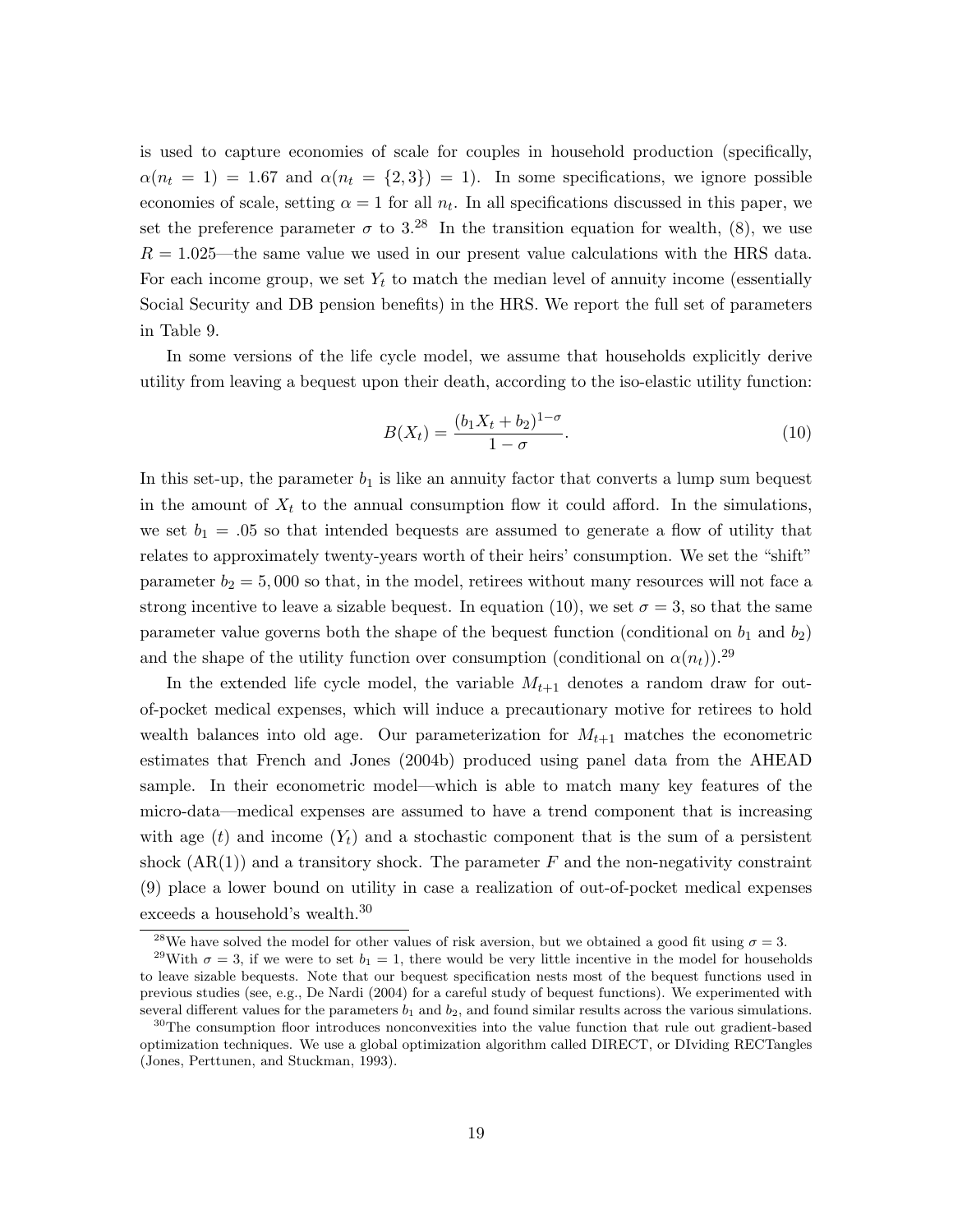is used to capture economies of scale for couples in household production (specifically, $\alpha(n_t = 1) = 1.67$ and $\alpha(n_t = \{2, 3\}) = 1$). In some specifications, we ignore possible economies of scale, setting $\alpha = 1$ for all $n_t$. In all specifications discussed in this paper, we set the preference parameter $\sigma$ to 3.[28] In the transition equation for wealth, (8), we use $R = 1.025$—the same value we used in our present value calculations with the HRS data. For each income group, we set $Y_t$ to match the median level of annuity income (essentially Social Security and DB pension benefits) in the HRS. We report the full set of parameters in Table 9.

In some versions of the life cycle model, we assume that households explicitly derive utility from leaving a bequest upon their death, according to the iso-elastic utility function:

$$B(X_t) = \frac{(b_1 X_t + b_2)^{1-\sigma}}{1 - \sigma}. \tag{10}$$

In this set-up, the parameter $b_1$ is like an annuity factor that converts a lump sum bequest in the amount of $X_t$ to the annual consumption flow it could afford. In the simulations, we set $b_1 = .05$ so that intended bequests are assumed to generate a flow of utility that relates to approximately twenty-years worth of their heirs' consumption. We set the "shift" parameter $b_2 = 5,000$ so that, in the model, retirees without many resources will not face a strong incentive to leave a sizable bequest. In equation (10), we set $\sigma = 3$, so that the same parameter value governs both the shape of the bequest function (conditional on $b_1$ and $b_2$) and the shape of the utility function over consumption (conditional on $\alpha(n_t)$).[29]

In the extended life cycle model, the variable $M_{t+1}$ denotes a random draw for out-of-pocket medical expenses, which will induce a precautionary motive for retirees to hold wealth balances into old age. Our parameterization for $M_{t+1}$ matches the econometric estimates that French and Jones (2004b) produced using panel data from the AHEAD sample. In their econometric model—which is able to match many key features of the micro-data—medical expenses are assumed to have a trend component that is increasing with age ($t$) and income ($Y_t$) and a stochastic component that is the sum of a persistent shock (AR(1)) and a transitory shock. The parameter $F$ and the non-negativity constraint (9) place a lower bound on utility in case a realization of out-of-pocket medical expenses exceeds a household's wealth.[30]

---

[28] We have solved the model for other values of risk aversion, but we obtained a good fit using $\sigma = 3$.

[29] With $\sigma = 3$, if we were to set $b_1 = 1$, there would be very little incentive in the model for households to leave sizable bequests. Note that our bequest specification nests most of the bequest functions used in previous studies (see, e.g., De Nardi (2004) for a careful study of bequest functions). We experimented with several different values for the parameters $b_1$ and $b_2$, and found similar results across the various simulations.

[30] The consumption floor introduces nonconvexities into the value function that rule out gradient-based optimization techniques. We use a global optimization algorithm called DIRECT, or DIviding RECTangles (Jones, Perttunen, and Stuckman, 1993).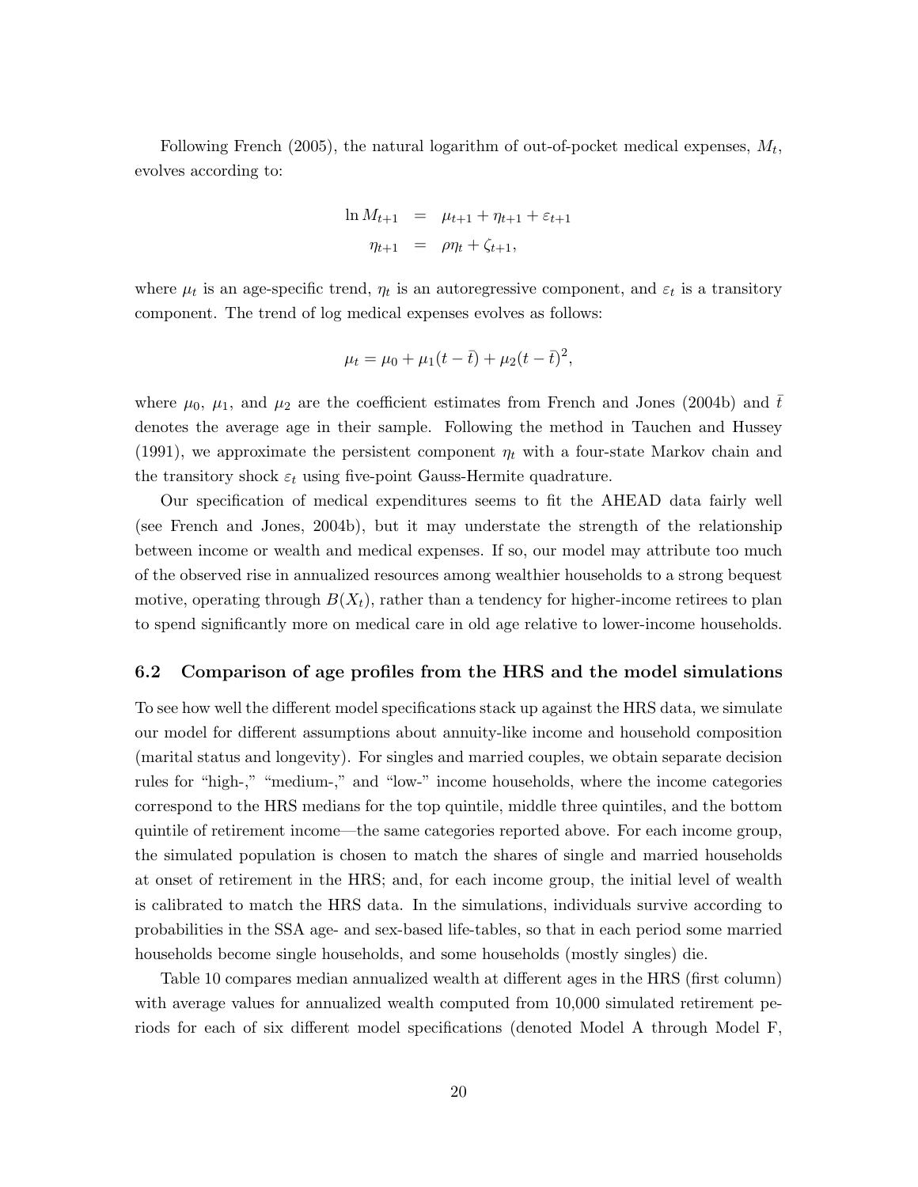Following French (2005), the natural logarithm of out-of-pocket medical expenses, $M_t$, evolves according to:

$$\begin{aligned} \ln M_{t+1} &= \mu_{t+1} + \eta_{t+1} + \varepsilon_{t+1} \\ \eta_{t+1} &= \rho \eta_t + \zeta_{t+1}, \end{aligned}$$

where $\mu_t$ is an age-specific trend, $\eta_t$ is an autoregressive component, and $\varepsilon_t$ is a transitory component. The trend of log medical expenses evolves as follows:

$$\mu_t = \mu_0 + \mu_1(t - \bar{t}) + \mu_2(t - \bar{t})^2,$$

where $\mu_0$, $\mu_1$, and $\mu_2$ are the coefficient estimates from French and Jones (2004b) and $\bar{t}$ denotes the average age in their sample. Following the method in Tauchen and Hussey (1991), we approximate the persistent component $\eta_t$ with a four-state Markov chain and the transitory shock $\varepsilon_t$ using five-point Gauss-Hermite quadrature.

Our specification of medical expenditures seems to fit the AHEAD data fairly well (see French and Jones, 2004b), but it may understate the strength of the relationship between income or wealth and medical expenses. If so, our model may attribute too much of the observed rise in annualized resources among wealthier households to a strong bequest motive, operating through $B(X_t)$, rather than a tendency for higher-income retirees to plan to spend significantly more on medical care in old age relative to lower-income households.

### 6.2 Comparison of age profiles from the HRS and the model simulations

To see how well the different model specifications stack up against the HRS data, we simulate our model for different assumptions about annuity-like income and household composition (marital status and longevity). For singles and married couples, we obtain separate decision rules for "high-," "medium-," and "low-" income households, where the income categories correspond to the HRS medians for the top quintile, middle three quintiles, and the bottom quintile of retirement income—the same categories reported above. For each income group, the simulated population is chosen to match the shares of single and married households at onset of retirement in the HRS; and, for each income group, the initial level of wealth is calibrated to match the HRS data. In the simulations, individuals survive according to probabilities in the SSA age- and sex-based life-tables, so that in each period some married households become single households, and some households (mostly singles) die.

Table 10 compares median annualized wealth at different ages in the HRS (first column) with average values for annualized wealth computed from 10,000 simulated retirement periods for each of six different model specifications (denoted Model A through Model F,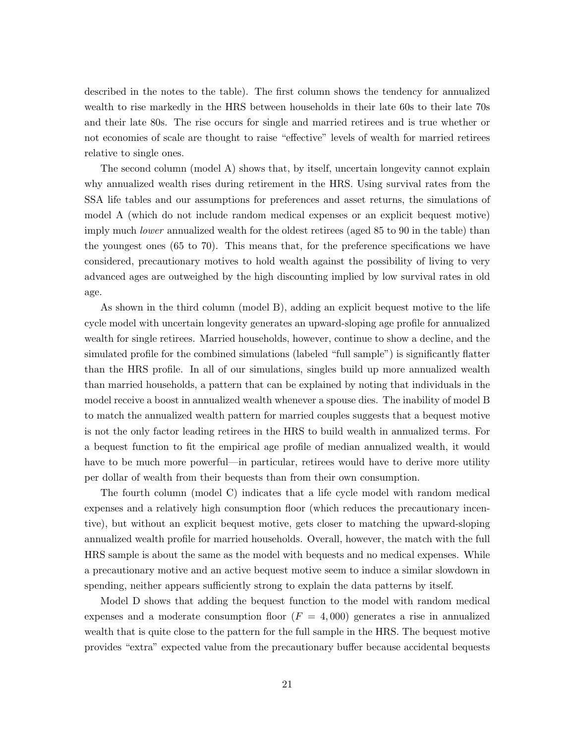described in the notes to the table). The first column shows the tendency for annualized wealth to rise markedly in the HRS between households in their late 60s to their late 70s and their late 80s. The rise occurs for single and married retirees and is true whether or not economies of scale are thought to raise "effective" levels of wealth for married retirees relative to single ones.

The second column (model A) shows that, by itself, uncertain longevity cannot explain why annualized wealth rises during retirement in the HRS. Using survival rates from the SSA life tables and our assumptions for preferences and asset returns, the simulations of model A (which do not include random medical expenses or an explicit bequest motive) imply much *lower* annualized wealth for the oldest retirees (aged 85 to 90 in the table) than the youngest ones (65 to 70). This means that, for the preference specifications we have considered, precautionary motives to hold wealth against the possibility of living to very advanced ages are outweighed by the high discounting implied by low survival rates in old age.

As shown in the third column (model B), adding an explicit bequest motive to the life cycle model with uncertain longevity generates an upward-sloping age profile for annualized wealth for single retirees. Married households, however, continue to show a decline, and the simulated profile for the combined simulations (labeled "full sample") is significantly flatter than the HRS profile. In all of our simulations, singles build up more annualized wealth than married households, a pattern that can be explained by noting that individuals in the model receive a boost in annualized wealth whenever a spouse dies. The inability of model B to match the annualized wealth pattern for married couples suggests that a bequest motive is not the only factor leading retirees in the HRS to build wealth in annualized terms. For a bequest function to fit the empirical age profile of median annualized wealth, it would have to be much more powerful—in particular, retirees would have to derive more utility per dollar of wealth from their bequests than from their own consumption.

The fourth column (model C) indicates that a life cycle model with random medical expenses and a relatively high consumption floor (which reduces the precautionary incentive), but without an explicit bequest motive, gets closer to matching the upward-sloping annualized wealth profile for married households. Overall, however, the match with the full HRS sample is about the same as the model with bequests and no medical expenses. While a precautionary motive and an active bequest motive seem to induce a similar slowdown in spending, neither appears sufficiently strong to explain the data patterns by itself.

Model D shows that adding the bequest function to the model with random medical expenses and a moderate consumption floor ($F = 4,000$) generates a rise in annualized wealth that is quite close to the pattern for the full sample in the HRS. The bequest motive provides "extra" expected value from the precautionary buffer because accidental bequests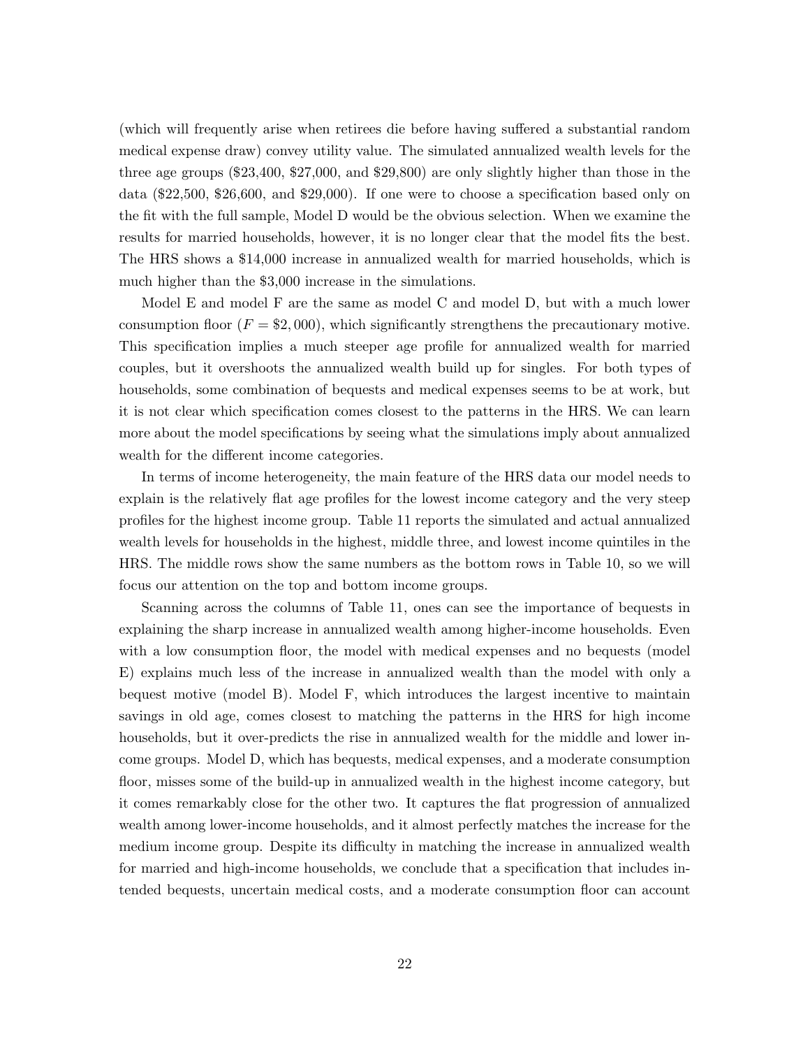(which will frequently arise when retirees die before having suffered a substantial random medical expense draw) convey utility value. The simulated annualized wealth levels for the three age groups ($23,400, $27,000, and $29,800) are only slightly higher than those in the data ($22,500, $26,600, and $29,000). If one were to choose a specification based only on the fit with the full sample, Model D would be the obvious selection. When we examine the results for married households, however, it is no longer clear that the model fits the best. The HRS shows a $14,000 increase in annualized wealth for married households, which is much higher than the $3,000 increase in the simulations.

Model E and model F are the same as model C and model D, but with a much lower consumption floor ($F = \$2,000$), which significantly strengthens the precautionary motive. This specification implies a much steeper age profile for annualized wealth for married couples, but it overshoots the annualized wealth build up for singles. For both types of households, some combination of bequests and medical expenses seems to be at work, but it is not clear which specification comes closest to the patterns in the HRS. We can learn more about the model specifications by seeing what the simulations imply about annualized wealth for the different income categories.

In terms of income heterogeneity, the main feature of the HRS data our model needs to explain is the relatively flat age profiles for the lowest income category and the very steep profiles for the highest income group. Table 11 reports the simulated and actual annualized wealth levels for households in the highest, middle three, and lowest income quintiles in the HRS. The middle rows show the same numbers as the bottom rows in Table 10, so we will focus our attention on the top and bottom income groups.

Scanning across the columns of Table 11, ones can see the importance of bequests in explaining the sharp increase in annualized wealth among higher-income households. Even with a low consumption floor, the model with medical expenses and no bequests (model E) explains much less of the increase in annualized wealth than the model with only a bequest motive (model B). Model F, which introduces the largest incentive to maintain savings in old age, comes closest to matching the patterns in the HRS for high income households, but it over-predicts the rise in annualized wealth for the middle and lower income groups. Model D, which has bequests, medical expenses, and a moderate consumption floor, misses some of the build-up in annualized wealth in the highest income category, but it comes remarkably close for the other two. It captures the flat progression of annualized wealth among lower-income households, and it almost perfectly matches the increase for the medium income group. Despite its difficulty in matching the increase in annualized wealth for married and high-income households, we conclude that a specification that includes intended bequests, uncertain medical costs, and a moderate consumption floor can account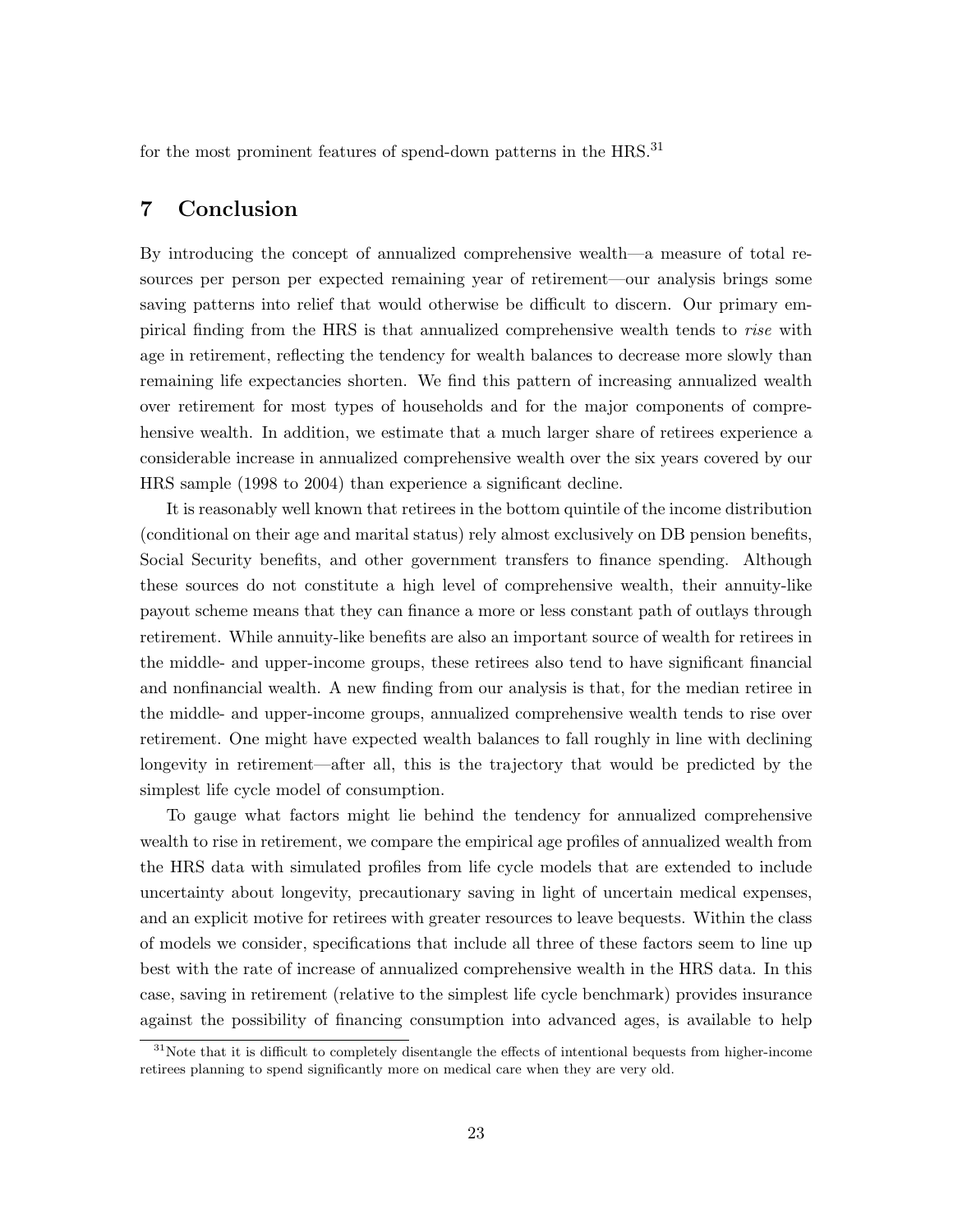for the most prominent features of spend-down patterns in the HRS.[31]

# 7 Conclusion

By introducing the concept of annualized comprehensive wealth—a measure of total resources per person per expected remaining year of retirement—our analysis brings some saving patterns into relief that would otherwise be difficult to discern. Our primary empirical finding from the HRS is that annualized comprehensive wealth tends to *rise* with age in retirement, reflecting the tendency for wealth balances to decrease more slowly than remaining life expectancies shorten. We find this pattern of increasing annualized wealth over retirement for most types of households and for the major components of comprehensive wealth. In addition, we estimate that a much larger share of retirees experience a considerable increase in annualized comprehensive wealth over the six years covered by our HRS sample (1998 to 2004) than experience a significant decline.

It is reasonably well known that retirees in the bottom quintile of the income distribution (conditional on their age and marital status) rely almost exclusively on DB pension benefits, Social Security benefits, and other government transfers to finance spending. Although these sources do not constitute a high level of comprehensive wealth, their annuity-like payout scheme means that they can finance a more or less constant path of outlays through retirement. While annuity-like benefits are also an important source of wealth for retirees in the middle- and upper-income groups, these retirees also tend to have significant financial and nonfinancial wealth. A new finding from our analysis is that, for the median retiree in the middle- and upper-income groups, annualized comprehensive wealth tends to rise over retirement. One might have expected wealth balances to fall roughly in line with declining longevity in retirement—after all, this is the trajectory that would be predicted by the simplest life cycle model of consumption.

To gauge what factors might lie behind the tendency for annualized comprehensive wealth to rise in retirement, we compare the empirical age profiles of annualized wealth from the HRS data with simulated profiles from life cycle models that are extended to include uncertainty about longevity, precautionary saving in light of uncertain medical expenses, and an explicit motive for retirees with greater resources to leave bequests. Within the class of models we consider, specifications that include all three of these factors seem to line up best with the rate of increase of annualized comprehensive wealth in the HRS data. In this case, saving in retirement (relative to the simplest life cycle benchmark) provides insurance against the possibility of financing consumption into advanced ages, is available to help

[31]Note that it is difficult to completely disentangle the effects of intentional bequests from higher-income retirees planning to spend significantly more on medical care when they are very old.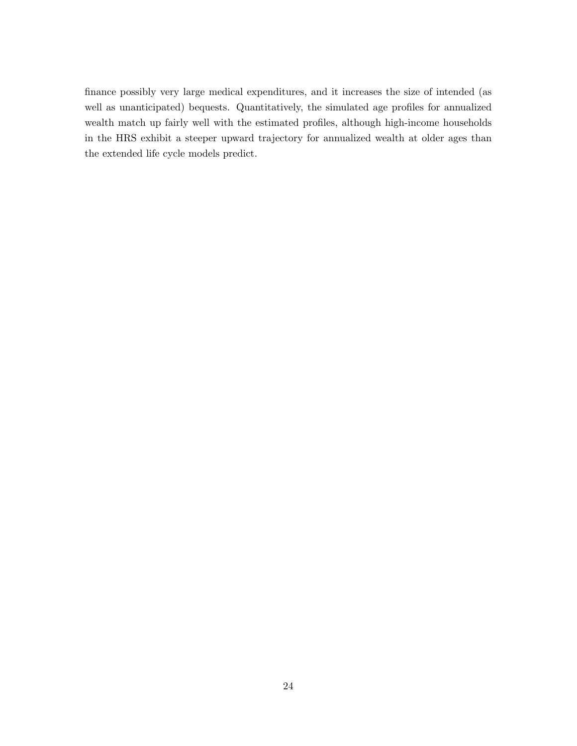finance possibly very large medical expenditures, and it increases the size of intended (as well as unanticipated) bequests. Quantitatively, the simulated age profiles for annualized wealth match up fairly well with the estimated profiles, although high-income households in the HRS exhibit a steeper upward trajectory for annualized wealth at older ages than the extended life cycle models predict.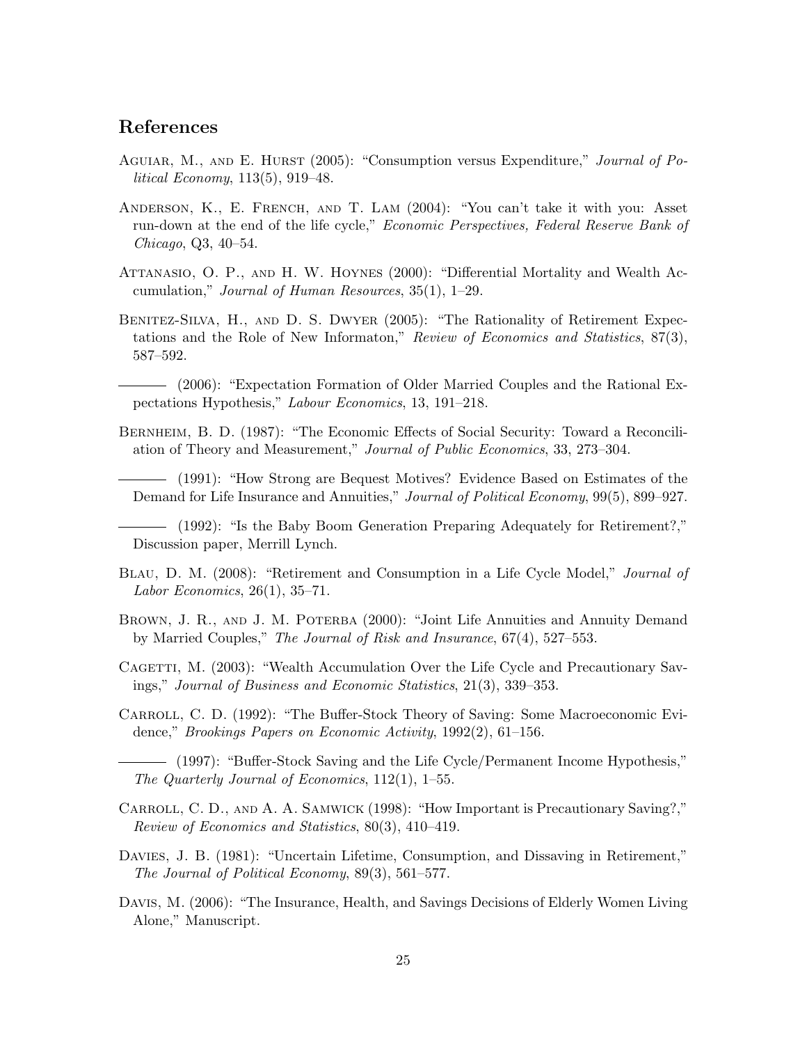## References

Aguiar, M., and E. Hurst (2005): "Consumption versus Expenditure," *Journal of Political Economy*, 113(5), 919–48.

Anderson, K., E. French, and T. Lam (2004): "You can't take it with you: Asset run-down at the end of the life cycle," *Economic Perspectives, Federal Reserve Bank of Chicago*, Q3, 40–54.

Attanasio, O. P., and H. W. Hoynes (2000): "Differential Mortality and Wealth Accumulation," *Journal of Human Resources*, 35(1), 1–29.

Benitez-Silva, H., and D. S. Dwyer (2005): "The Rationality of Retirement Expectations and the Role of New Informaton," *Review of Economics and Statistics*, 87(3), 587–592.

——— (2006): "Expectation Formation of Older Married Couples and the Rational Expectations Hypothesis," *Labour Economics*, 13, 191–218.

Bernheim, B. D. (1987): "The Economic Effects of Social Security: Toward a Reconciliation of Theory and Measurement," *Journal of Public Economics*, 33, 273–304.

——— (1991): "How Strong are Bequest Motives? Evidence Based on Estimates of the Demand for Life Insurance and Annuities," *Journal of Political Economy*, 99(5), 899–927.

——— (1992): "Is the Baby Boom Generation Preparing Adequately for Retirement?," Discussion paper, Merrill Lynch.

Blau, D. M. (2008): "Retirement and Consumption in a Life Cycle Model," *Journal of Labor Economics*, 26(1), 35–71.

Brown, J. R., and J. M. Poterba (2000): "Joint Life Annuities and Annuity Demand by Married Couples," *The Journal of Risk and Insurance*, 67(4), 527–553.

Cagetti, M. (2003): "Wealth Accumulation Over the Life Cycle and Precautionary Savings," *Journal of Business and Economic Statistics*, 21(3), 339–353.

Carroll, C. D. (1992): "The Buffer-Stock Theory of Saving: Some Macroeconomic Evidence," *Brookings Papers on Economic Activity*, 1992(2), 61–156.

——— (1997): "Buffer-Stock Saving and the Life Cycle/Permanent Income Hypothesis," *The Quarterly Journal of Economics*, 112(1), 1–55.

Carroll, C. D., and A. A. Samwick (1998): "How Important is Precautionary Saving?," *Review of Economics and Statistics*, 80(3), 410–419.

Davies, J. B. (1981): "Uncertain Lifetime, Consumption, and Dissaving in Retirement," *The Journal of Political Economy*, 89(3), 561–577.

Davis, M. (2006): "The Insurance, Health, and Savings Decisions of Elderly Women Living Alone," Manuscript.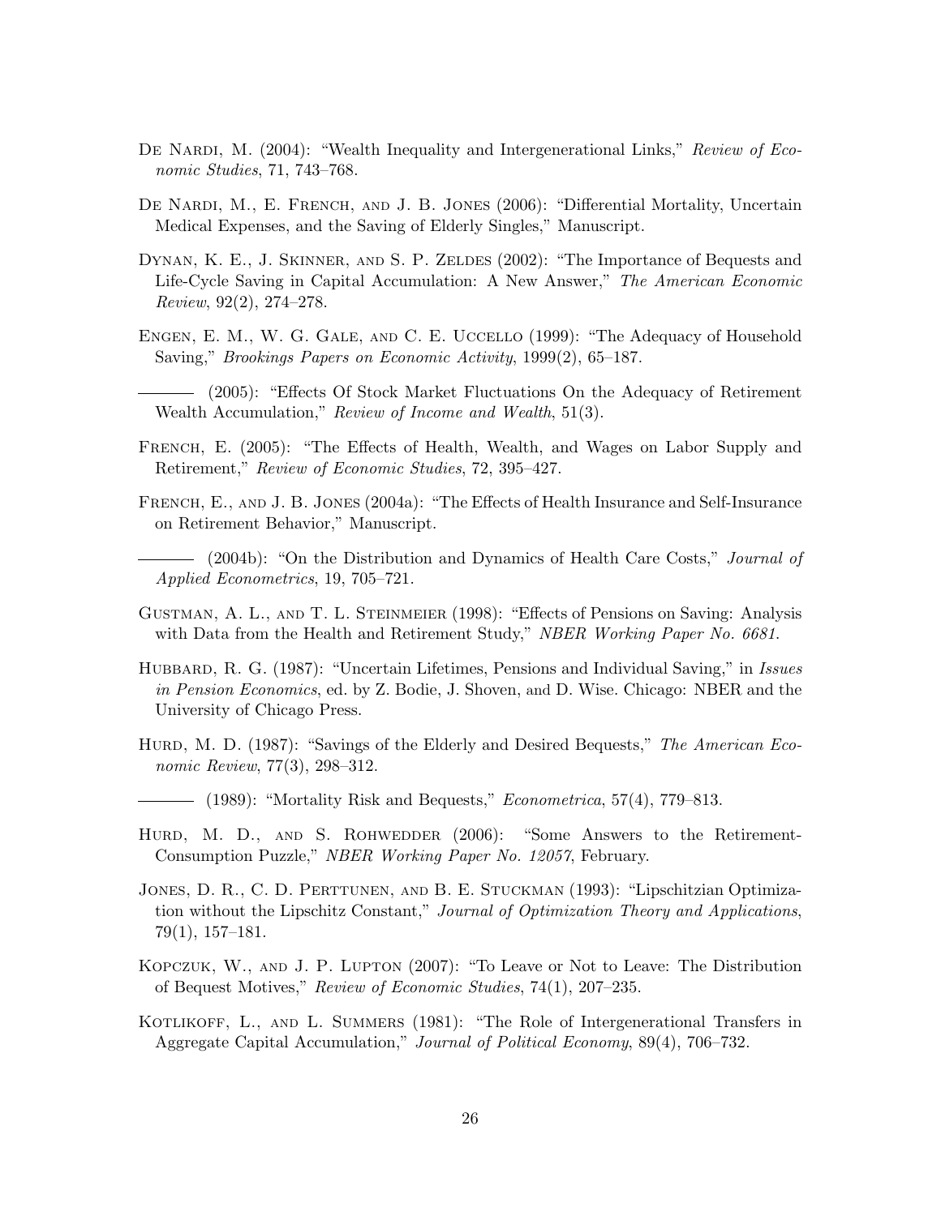De Nardi, M. (2004): "Wealth Inequality and Intergenerational Links," *Review of Economic Studies*, 71, 743–768.

De Nardi, M., E. French, and J. B. Jones (2006): "Differential Mortality, Uncertain Medical Expenses, and the Saving of Elderly Singles," Manuscript.

Dynan, K. E., J. Skinner, and S. P. Zeldes (2002): "The Importance of Bequests and Life-Cycle Saving in Capital Accumulation: A New Answer," *The American Economic Review*, 92(2), 274–278.

Engen, E. M., W. G. Gale, and C. E. Uccello (1999): "The Adequacy of Household Saving," *Brookings Papers on Economic Activity*, 1999(2), 65–187.

——— (2005): "Effects Of Stock Market Fluctuations On the Adequacy of Retirement Wealth Accumulation," *Review of Income and Wealth*, 51(3).

French, E. (2005): "The Effects of Health, Wealth, and Wages on Labor Supply and Retirement," *Review of Economic Studies*, 72, 395–427.

French, E., and J. B. Jones (2004a): "The Effects of Health Insurance and Self-Insurance on Retirement Behavior," Manuscript.

——— (2004b): "On the Distribution and Dynamics of Health Care Costs," *Journal of Applied Econometrics*, 19, 705–721.

Gustman, A. L., and T. L. Steinmeier (1998): "Effects of Pensions on Saving: Analysis with Data from the Health and Retirement Study," *NBER Working Paper No. 6681*.

Hubbard, R. G. (1987): "Uncertain Lifetimes, Pensions and Individual Saving," in *Issues in Pension Economics*, ed. by Z. Bodie, J. Shoven, and D. Wise. Chicago: NBER and the University of Chicago Press.

Hurd, M. D. (1987): "Savings of the Elderly and Desired Bequests," *The American Economic Review*, 77(3), 298–312.

——— (1989): "Mortality Risk and Bequests," *Econometrica*, 57(4), 779–813.

Hurd, M. D., and S. Rohwedder (2006): "Some Answers to the Retirement-Consumption Puzzle," *NBER Working Paper No. 12057*, February.

Jones, D. R., C. D. Perttunen, and B. E. Stuckman (1993): "Lipschitzian Optimization without the Lipschitz Constant," *Journal of Optimization Theory and Applications*, 79(1), 157–181.

Kopczuk, W., and J. P. Lupton (2007): "To Leave or Not to Leave: The Distribution of Bequest Motives," *Review of Economic Studies*, 74(1), 207–235.

Kotlikoff, L., and L. Summers (1981): "The Role of Intergenerational Transfers in Aggregate Capital Accumulation," *Journal of Political Economy*, 89(4), 706–732.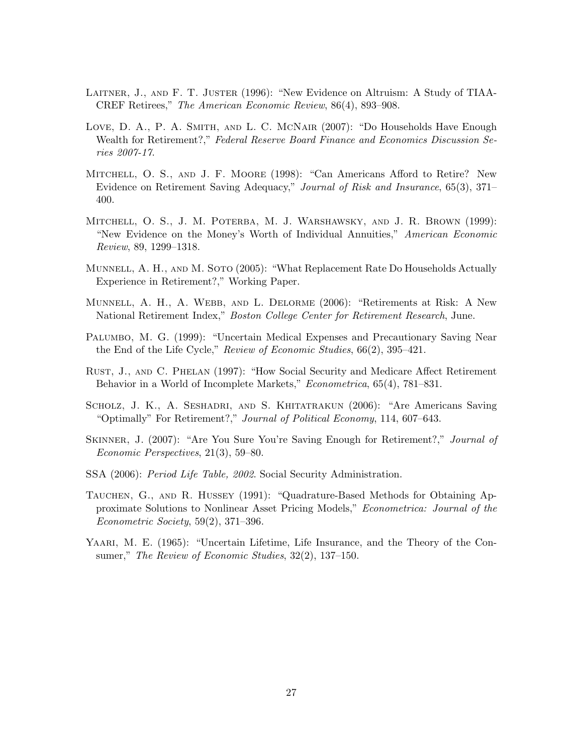Laitner, J., and F. T. Juster (1996): "New Evidence on Altruism: A Study of TIAA-CREF Retirees," *The American Economic Review*, 86(4), 893–908.

Love, D. A., P. A. Smith, and L. C. McNair (2007): "Do Households Have Enough Wealth for Retirement?," *Federal Reserve Board Finance and Economics Discussion Series 2007-17*.

Mitchell, O. S., and J. F. Moore (1998): "Can Americans Afford to Retire? New Evidence on Retirement Saving Adequacy," *Journal of Risk and Insurance*, 65(3), 371–400.

Mitchell, O. S., J. M. Poterba, M. J. Warshawsky, and J. R. Brown (1999): "New Evidence on the Money's Worth of Individual Annuities," *American Economic Review*, 89, 1299–1318.

Munnell, A. H., and M. Soto (2005): "What Replacement Rate Do Households Actually Experience in Retirement?," Working Paper.

Munnell, A. H., A. Webb, and L. Delorme (2006): "Retirements at Risk: A New National Retirement Index," *Boston College Center for Retirement Research*, June.

Palumbo, M. G. (1999): "Uncertain Medical Expenses and Precautionary Saving Near the End of the Life Cycle," *Review of Economic Studies*, 66(2), 395–421.

Rust, J., and C. Phelan (1997): "How Social Security and Medicare Affect Retirement Behavior in a World of Incomplete Markets," *Econometrica*, 65(4), 781–831.

Scholz, J. K., A. Seshadri, and S. Khitatrakun (2006): "Are Americans Saving "Optimally" For Retirement?," *Journal of Political Economy*, 114, 607–643.

Skinner, J. (2007): "Are You Sure You're Saving Enough for Retirement?," *Journal of Economic Perspectives*, 21(3), 59–80.

SSA (2006): *Period Life Table, 2002*. Social Security Administration.

Tauchen, G., and R. Hussey (1991): "Quadrature-Based Methods for Obtaining Approximate Solutions to Nonlinear Asset Pricing Models," *Econometrica: Journal of the Econometric Society*, 59(2), 371–396.

Yaari, M. E. (1965): "Uncertain Lifetime, Life Insurance, and the Theory of the Consumer," *The Review of Economic Studies*, 32(2), 137–150.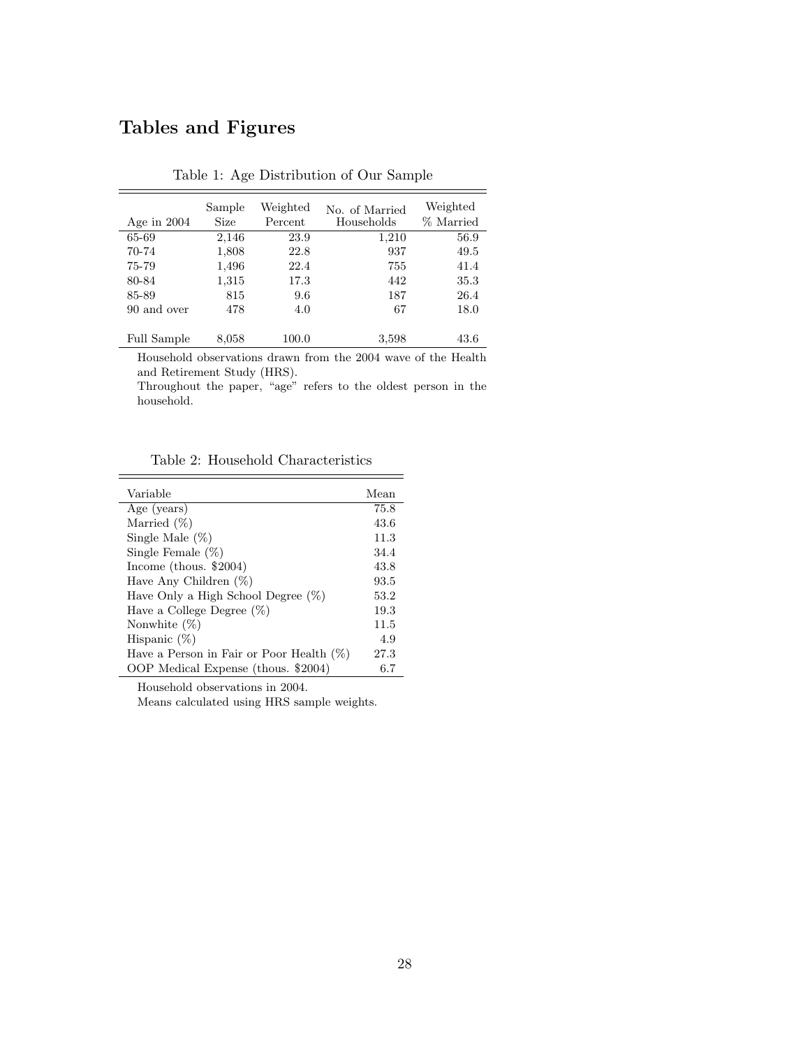# Tables and Figures

Table 1: Age Distribution of Our Sample

| Age in 2004 | Sample Size | Weighted Percent | No. of Married Households | Weighted % Married |
|---|---|---|---|---|
| 65-69 | 2,146 | 23.9 | 1,210 | 56.9 |
| 70-74 | 1,808 | 22.8 | 937 | 49.5 |
| 75-79 | 1,496 | 22.4 | 755 | 41.4 |
| 80-84 | 1,315 | 17.3 | 442 | 35.3 |
| 85-89 | 815 | 9.6 | 187 | 26.4 |
| 90 and over | 478 | 4.0 | 67 | 18.0 |
| Full Sample | 8,058 | 100.0 | 3,598 | 43.6 |

Household observations drawn from the 2004 wave of the Health and Retirement Study (HRS).
Throughout the paper, "age" refers to the oldest person in the household.

Table 2: Household Characteristics

| Variable | Mean |
|---|---|
| Age (years) | 75.8 |
| Married (%) | 43.6 |
| Single Male (%) | 11.3 |
| Single Female (%) | 34.4 |
| Income (thous. $2004) | 43.8 |
| Have Any Children (%) | 93.5 |
| Have Only a High School Degree (%) | 53.2 |
| Have a College Degree (%) | 19.3 |
| Nonwhite (%) | 11.5 |
| Hispanic (%) | 4.9 |
| Have a Person in Fair or Poor Health (%) | 27.3 |
| OOP Medical Expense (thous. $2004) | 6.7 |

Household observations in 2004.
Means calculated using HRS sample weights.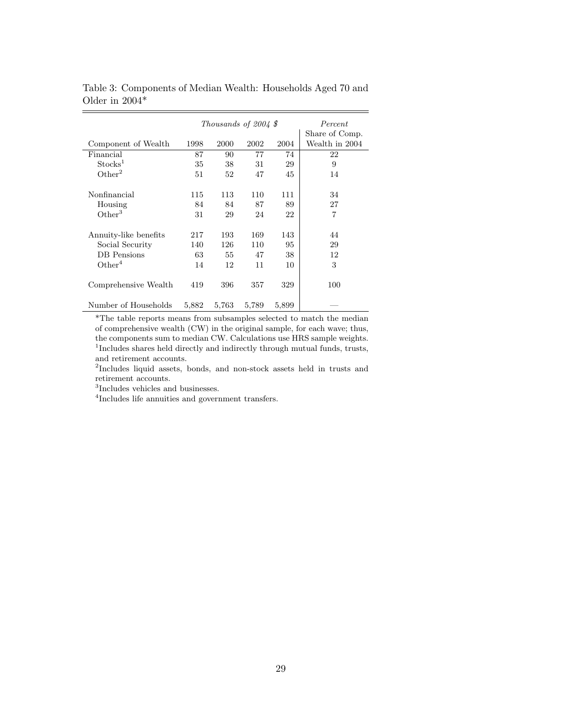Table 3: Components of Median Wealth: Households Aged 70 and Older in 2004*

| | *Thousands of 2004 $* | | | | *Percent* |
|---|---|---|---|---|---|
| Component of Wealth | 1998 | 2000 | 2002 | 2004 | Share of Comp. Wealth in 2004 |
| Financial | 87 | 90 | 77 | 74 | 22 |
| Stocks[1] | 35 | 38 | 31 | 29 | 9 |
| Other[2] | 51 | 52 | 47 | 45 | 14 |
| | | | | | |
| Nonfinancial | 115 | 113 | 110 | 111 | 34 |
| Housing | 84 | 84 | 87 | 89 | 27 |
| Other[3] | 31 | 29 | 24 | 22 | 7 |
| | | | | | |
| Annuity-like benefits | 217 | 193 | 169 | 143 | 44 |
| Social Security | 140 | 126 | 110 | 95 | 29 |
| DB Pensions | 63 | 55 | 47 | 38 | 12 |
| Other[4] | 14 | 12 | 11 | 10 | 3 |
| | | | | | |
| Comprehensive Wealth | 419 | 396 | 357 | 329 | 100 |
| | | | | | |
| Number of Households | 5,882 | 5,763 | 5,789 | 5,899 | — |

*The table reports means from subsamples selected to match the median of comprehensive wealth (CW) in the original sample, for each wave; thus, the components sum to median CW. Calculations use HRS sample weights.

[1]Includes shares held directly and indirectly through mutual funds, trusts, and retirement accounts.

[2]Includes liquid assets, bonds, and non-stock assets held in trusts and retirement accounts.

[3]Includes vehicles and businesses.

[4]Includes life annuities and government transfers.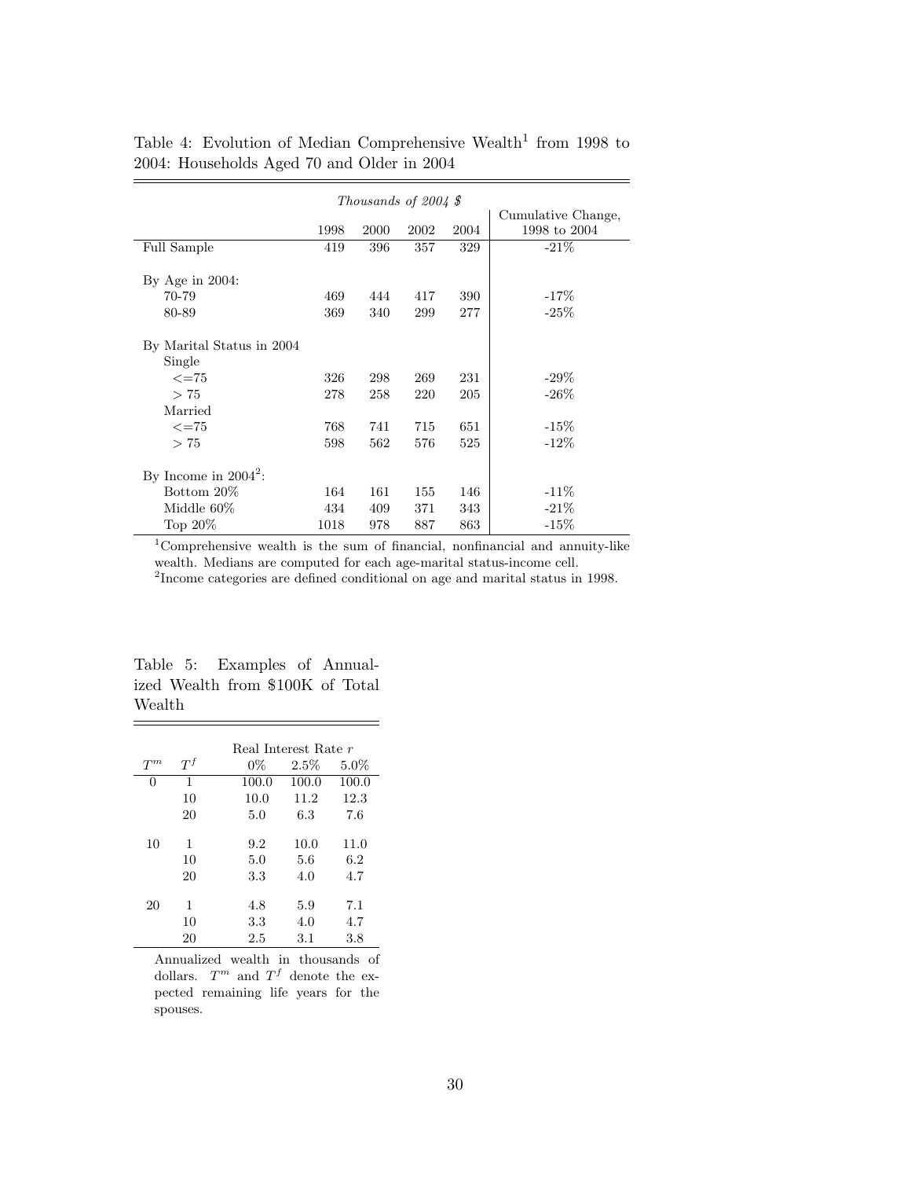Table 4: Evolution of Median Comprehensive Wealth[1] from 1998 to 2004: Households Aged 70 and Older in 2004

| | *Thousands of 2004 $* | | | | |
|---|---|---|---|---|---|
| | 1998 | 2000 | 2002 | 2004 | Cumulative Change, 1998 to 2004 |
| Full Sample | 419 | 396 | 357 | 329 | -21% |
| | | | | | |
| By Age in 2004: | | | | | |
| 70-79 | 469 | 444 | 417 | 390 | -17% |
| 80-89 | 369 | 340 | 299 | 277 | -25% |
| | | | | | |
| By Marital Status in 2004 | | | | | |
| Single | | | | | |
| <=75 | 326 | 298 | 269 | 231 | -29% |
| > 75 | 278 | 258 | 220 | 205 | -26% |
| Married | | | | | |
| <=75 | 768 | 741 | 715 | 651 | -15% |
| > 75 | 598 | 562 | 576 | 525 | -12% |
| | | | | | |
| By Income in 2004[2]: | | | | | |
| Bottom 20% | 164 | 161 | 155 | 146 | -11% |
| Middle 60% | 434 | 409 | 371 | 343 | -21% |
| Top 20% | 1018 | 978 | 887 | 863 | -15% |

[1]Comprehensive wealth is the sum of financial, nonfinancial and annuity-like wealth. Medians are computed for each age-marital status-income cell.
[2]Income categories are defined conditional on age and marital status in 1998.

Table 5: Examples of Annualized Wealth from $100K of Total Wealth

| | | Real Interest Rate $r$ | | |
|---|---|---|---|---|
| $T^m$ | $T^f$ | 0% | 2.5% | 5.0% |
| 0 | 1 | 100.0 | 100.0 | 100.0 |
| | 10 | 10.0 | 11.2 | 12.3 |
| | 20 | 5.0 | 6.3 | 7.6 |
| | | | | |
| 10 | 1 | 9.2 | 10.0 | 11.0 |
| | 10 | 5.0 | 5.6 | 6.2 |
| | 20 | 3.3 | 4.0 | 4.7 |
| | | | | |
| 20 | 1 | 4.8 | 5.9 | 7.1 |
| | 10 | 3.3 | 4.0 | 4.7 |
| | 20 | 2.5 | 3.1 | 3.8 |

Annualized wealth in thousands of dollars. $T^m$ and $T^f$ denote the expected remaining life years for the spouses.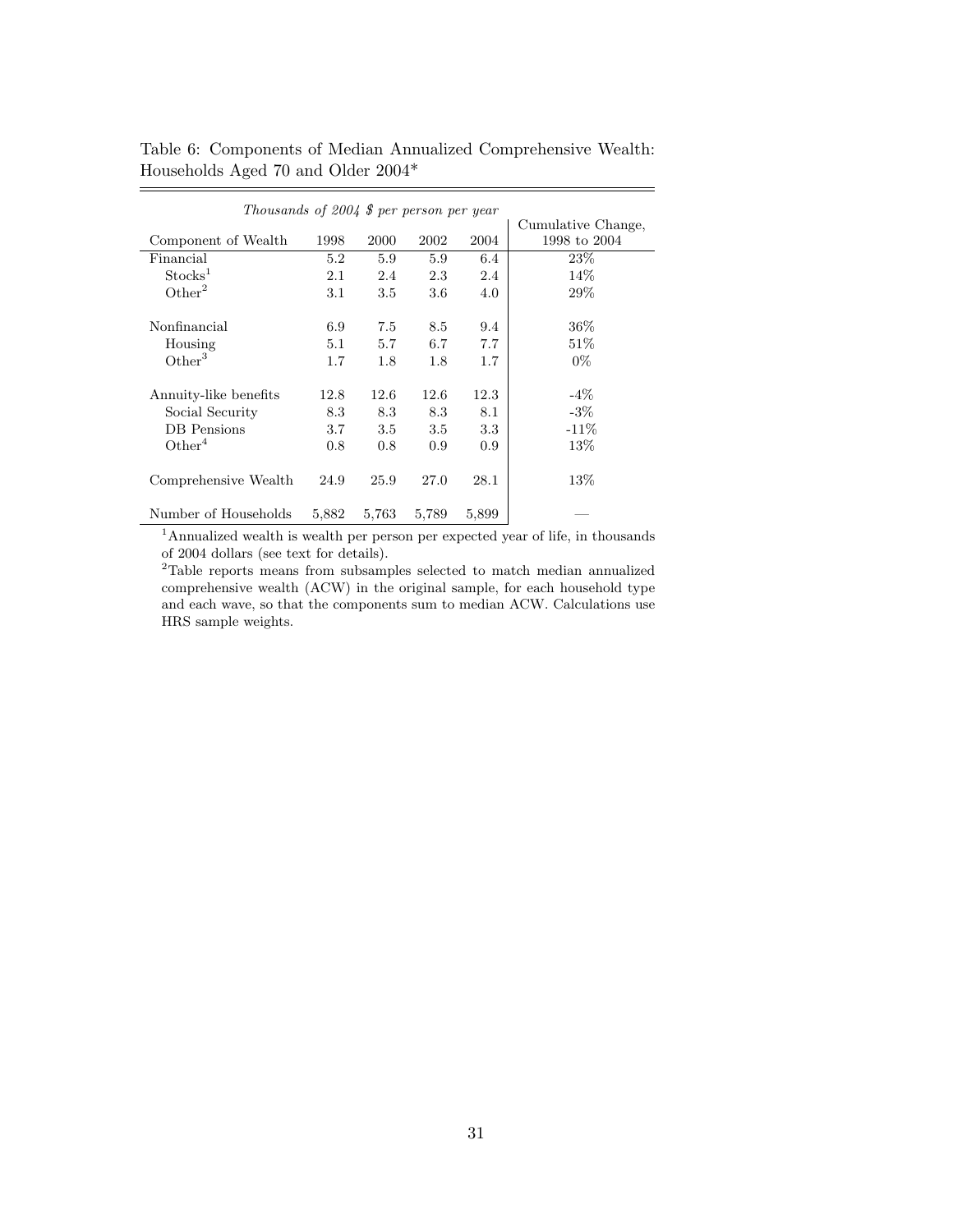Table 6: Components of Median Annualized Comprehensive Wealth: Households Aged 70 and Older 2004*

| | *Thousands of 2004 $ per person per year* | | | | |
|---|---|---|---|---|---|
| Component of Wealth | 1998 | 2000 | 2002 | 2004 | Cumulative Change, 1998 to 2004 |
| Financial | 5.2 | 5.9 | 5.9 | 6.4 | 23% |
| Stocks[1] | 2.1 | 2.4 | 2.3 | 2.4 | 14% |
| Other[2] | 3.1 | 3.5 | 3.6 | 4.0 | 29% |
| | | | | | |
| Nonfinancial | 6.9 | 7.5 | 8.5 | 9.4 | 36% |
| Housing | 5.1 | 5.7 | 6.7 | 7.7 | 51% |
| Other[3] | 1.7 | 1.8 | 1.8 | 1.7 | 0% |
| | | | | | |
| Annuity-like benefits | 12.8 | 12.6 | 12.6 | 12.3 | -4% |
| Social Security | 8.3 | 8.3 | 8.3 | 8.1 | -3% |
| DB Pensions | 3.7 | 3.5 | 3.5 | 3.3 | -11% |
| Other[4] | 0.8 | 0.8 | 0.9 | 0.9 | 13% |
| | | | | | |
| Comprehensive Wealth | 24.9 | 25.9 | 27.0 | 28.1 | 13% |
| | | | | | |
| Number of Households | 5,882 | 5,763 | 5,789 | 5,899 | — |

[1]Annualized wealth is wealth per person per expected year of life, in thousands of 2004 dollars (see text for details).

[2]Table reports means from subsamples selected to match median annualized comprehensive wealth (ACW) in the original sample, for each household type and each wave, so that the components sum to median ACW. Calculations use HRS sample weights.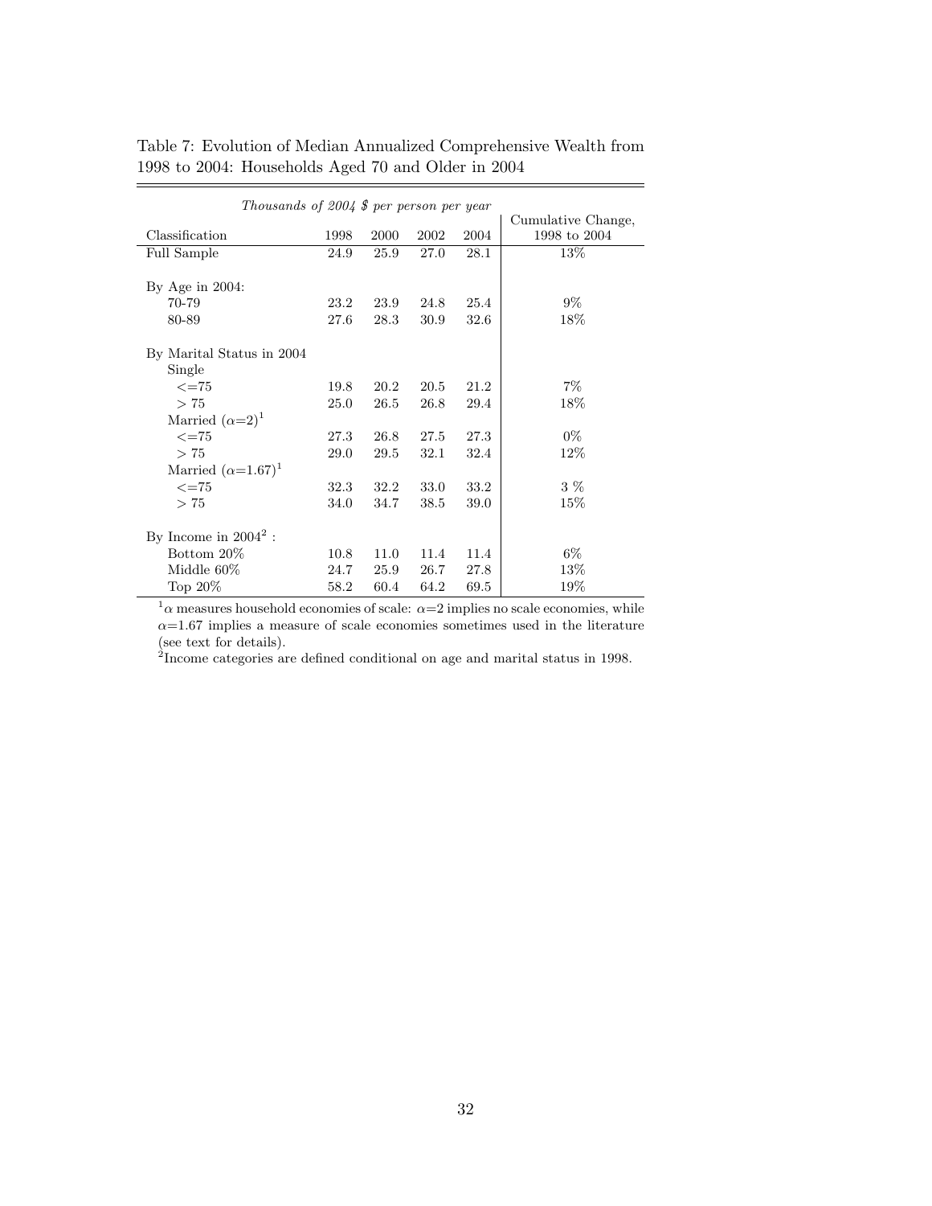Table 7: Evolution of Median Annualized Comprehensive Wealth from 1998 to 2004: Households Aged 70 and Older in 2004

| | *Thousands of 2004 $ per person per year* | | | | |
|---|---|---|---|---|---|
| Classification | 1998 | 2000 | 2002 | 2004 | Cumulative Change, 1998 to 2004 |
| Full Sample | 24.9 | 25.9 | 27.0 | 28.1 | 13% |
| | | | | | |
| By Age in 2004: | | | | | |
| 70-79 | 23.2 | 23.9 | 24.8 | 25.4 | 9% |
| 80-89 | 27.6 | 28.3 | 30.9 | 32.6 | 18% |
| | | | | | |
| By Marital Status in 2004 | | | | | |
| Single | | | | | |
| <=75 | 19.8 | 20.2 | 20.5 | 21.2 | 7% |
| > 75 | 25.0 | 26.5 | 26.8 | 29.4 | 18% |
| Married ($\alpha$=2)[1] | | | | | |
| <=75 | 27.3 | 26.8 | 27.5 | 27.3 | 0% |
| > 75 | 29.0 | 29.5 | 32.1 | 32.4 | 12% |
| Married ($\alpha$=1.67)[1] | | | | | |
| <=75 | 32.3 | 32.2 | 33.0 | 33.2 | 3 % |
| > 75 | 34.0 | 34.7 | 38.5 | 39.0 | 15% |
| | | | | | |
| By Income in 2004[2] : | | | | | |
| Bottom 20% | 10.8 | 11.0 | 11.4 | 11.4 | 6% |
| Middle 60% | 24.7 | 25.9 | 26.7 | 27.8 | 13% |
| Top 20% | 58.2 | 60.4 | 64.2 | 69.5 | 19% |

[1] $\alpha$ measures household economies of scale: $\alpha$=2 implies no scale economies, while $\alpha$=1.67 implies a measure of scale economies sometimes used in the literature (see text for details).

[2] Income categories are defined conditional on age and marital status in 1998.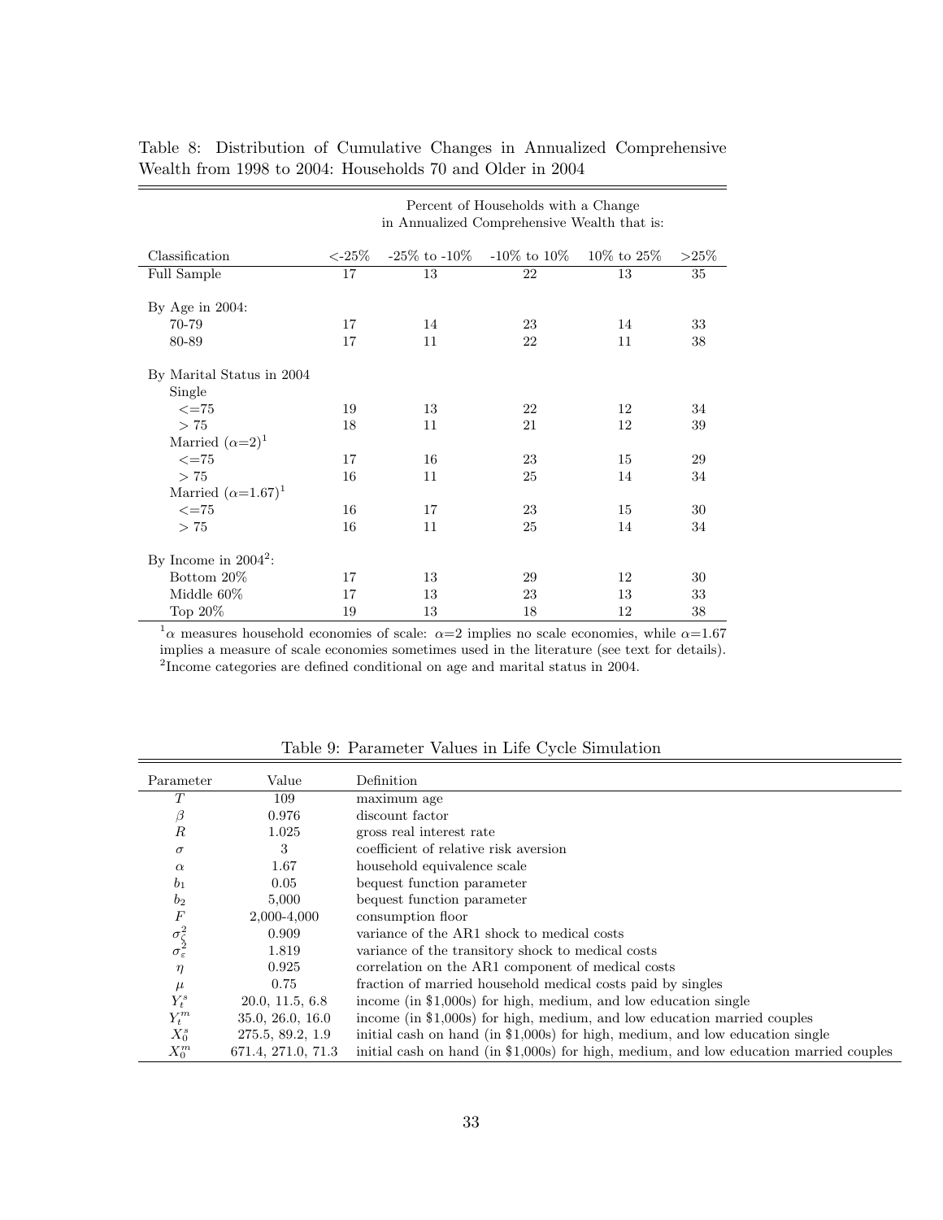Table 8: Distribution of Cumulative Changes in Annualized Comprehensive Wealth from 1998 to 2004: Households 70 and Older in 2004

| | Percent of Households with a Change in Annualized Comprehensive Wealth that is: | | | | |
|---|---|---|---|---|---|
| Classification | <-25% | -25% to -10% | -10% to 10% | 10% to 25% | >25% |
| Full Sample | 17 | 13 | 22 | 13 | 35 |
| By Age in 2004: | | | | | |
| 70-79 | 17 | 14 | 23 | 14 | 33 |
| 80-89 | 17 | 11 | 22 | 11 | 38 |
| By Marital Status in 2004 | | | | | |
| Single | | | | | |
| <=75 | 19 | 13 | 22 | 12 | 34 |
| > 75 | 18 | 11 | 21 | 12 | 39 |
| Married ($\alpha$=2)[1] | | | | | |
| <=75 | 17 | 16 | 23 | 15 | 29 |
| > 75 | 16 | 11 | 25 | 14 | 34 |
| Married ($\alpha$=1.67)[1] | | | | | |
| <=75 | 16 | 17 | 23 | 15 | 30 |
| > 75 | 16 | 11 | 25 | 14 | 34 |
| By Income in 2004[2]: | | | | | |
| Bottom 20% | 17 | 13 | 29 | 12 | 30 |
| Middle 60% | 17 | 13 | 23 | 13 | 33 |
| Top 20% | 19 | 13 | 18 | 12 | 38 |

[1] $\alpha$ measures household economies of scale: $\alpha$=2 implies no scale economies, while $\alpha$=1.67 implies a measure of scale economies sometimes used in the literature (see text for details).
[2] Income categories are defined conditional on age and marital status in 2004.

Table 9: Parameter Values in Life Cycle Simulation

| Parameter | Value | Definition |
|---|---|---|
| $T$ | 109 | maximum age |
| $\beta$ | 0.976 | discount factor |
| $R$ | 1.025 | gross real interest rate |
| $\sigma$ | 3 | coefficient of relative risk aversion |
| $\alpha$ | 1.67 | household equivalence scale |
| $b_1$ | 0.05 | bequest function parameter |
| $b_2$ | 5,000 | bequest function parameter |
| $F$ | 2,000-4,000 | consumption floor |
| $\sigma_{\zeta}^2$ | 0.909 | variance of the AR1 shock to medical costs |
| $\sigma_{\varepsilon}^2$ | 1.819 | variance of the transitory shock to medical costs |
| $\eta$ | 0.925 | correlation on the AR1 component of medical costs |
| $\mu$ | 0.75 | fraction of married household medical costs paid by singles |
| $Y_t^s$ | 20.0, 11.5, 6.8 | income (in $1,000s) for high, medium, and low education single |
| $Y_t^m$ | 35.0, 26.0, 16.0 | income (in $1,000s) for high, medium, and low education married couples |
| $X_0^s$ | 275.5, 89.2, 1.9 | initial cash on hand (in $1,000s) for high, medium, and low education single |
| $X_0^m$ | 671.4, 271.0, 71.3 | initial cash on hand (in $1,000s) for high, medium, and low education married couples |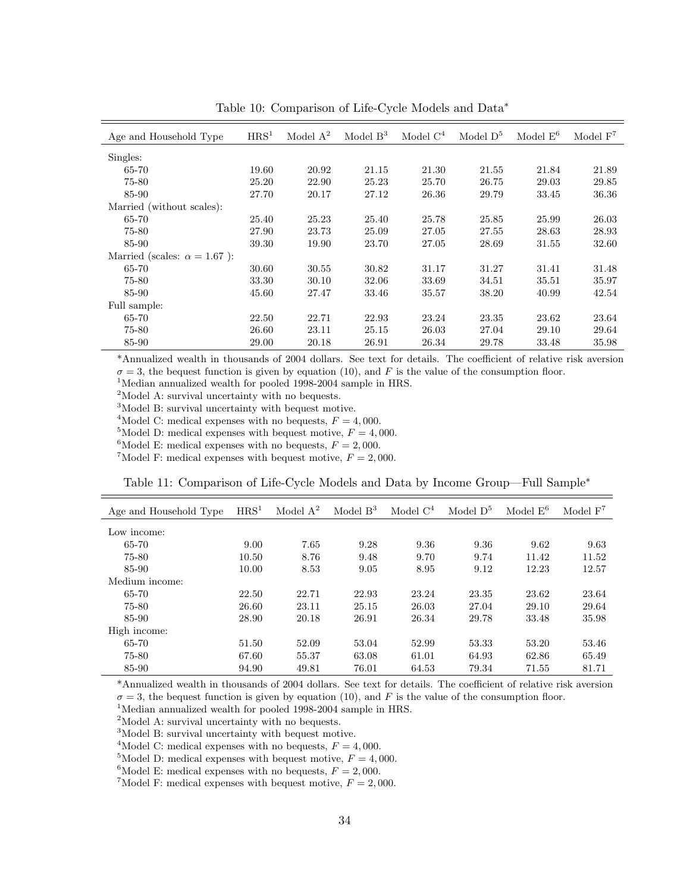Table 10: Comparison of Life-Cycle Models and Data*

| Age and Household Type | HRS[1] | Model A[2] | Model B[3] | Model C[4] | Model D[5] | Model E[6] | Model F[7] |
|---|---|---|---|---|---|---|---|
| Singles: | | | | | | | |
| 65-70 | 19.60 | 20.92 | 21.15 | 21.30 | 21.55 | 21.84 | 21.89 |
| 75-80 | 25.20 | 22.90 | 25.23 | 25.70 | 26.75 | 29.03 | 29.85 |
| 85-90 | 27.70 | 20.17 | 27.12 | 26.36 | 29.79 | 33.45 | 36.36 |
| Married (without scales): | | | | | | | |
| 65-70 | 25.40 | 25.23 | 25.40 | 25.78 | 25.85 | 25.99 | 26.03 |
| 75-80 | 27.90 | 23.73 | 25.09 | 27.05 | 27.55 | 28.63 | 28.93 |
| 85-90 | 39.30 | 19.90 | 23.70 | 27.05 | 28.69 | 31.55 | 32.60 |
| Married (scales: $\alpha = 1.67$ ): | | | | | | | |
| 65-70 | 30.60 | 30.55 | 30.82 | 31.17 | 31.27 | 31.41 | 31.48 |
| 75-80 | 33.30 | 30.10 | 32.06 | 33.69 | 34.51 | 35.51 | 35.97 |
| 85-90 | 45.60 | 27.47 | 33.46 | 35.57 | 38.20 | 40.99 | 42.54 |
| Full sample: | | | | | | | |
| 65-70 | 22.50 | 22.71 | 22.93 | 23.24 | 23.35 | 23.62 | 23.64 |
| 75-80 | 26.60 | 23.11 | 25.15 | 26.03 | 27.04 | 29.10 | 29.64 |
| 85-90 | 29.00 | 20.18 | 26.91 | 26.34 | 29.78 | 33.48 | 35.98 |

*Annualized wealth in thousands of 2004 dollars. See text for details. The coefficient of relative risk aversion $\sigma = 3$, the bequest function is given by equation (10), and $F$ is the value of the consumption floor.
[1]Median annualized wealth for pooled 1998-2004 sample in HRS.
[2]Model A: survival uncertainty with no bequests.
[3]Model B: survival uncertainty with bequest motive.
[4]Model C: medical expenses with no bequests, $F = 4,000$.
[5]Model D: medical expenses with bequest motive, $F = 4,000$.
[6]Model E: medical expenses with no bequests, $F = 2,000$.
[7]Model F: medical expenses with bequest motive, $F = 2,000$.

Table 11: Comparison of Life-Cycle Models and Data by Income Group—Full Sample*

| Age and Household Type | HRS[1] | Model A[2] | Model B[3] | Model C[4] | Model D[5] | Model E[6] | Model F[7] |
|---|---|---|---|---|---|---|---|
| Low income: | | | | | | | |
| 65-70 | 9.00 | 7.65 | 9.28 | 9.36 | 9.36 | 9.62 | 9.63 |
| 75-80 | 10.50 | 8.76 | 9.48 | 9.70 | 9.74 | 11.42 | 11.52 |
| 85-90 | 10.00 | 8.53 | 9.05 | 8.95 | 9.12 | 12.23 | 12.57 |
| Medium income: | | | | | | | |
| 65-70 | 22.50 | 22.71 | 22.93 | 23.24 | 23.35 | 23.62 | 23.64 |
| 75-80 | 26.60 | 23.11 | 25.15 | 26.03 | 27.04 | 29.10 | 29.64 |
| 85-90 | 28.90 | 20.18 | 26.91 | 26.34 | 29.78 | 33.48 | 35.98 |
| High income: | | | | | | | |
| 65-70 | 51.50 | 52.09 | 53.04 | 52.99 | 53.33 | 53.20 | 53.46 |
| 75-80 | 67.60 | 55.37 | 63.08 | 61.01 | 64.93 | 62.86 | 65.49 |
| 85-90 | 94.90 | 49.81 | 76.01 | 64.53 | 79.34 | 71.55 | 81.71 |

*Annualized wealth in thousands of 2004 dollars. See text for details. The coefficient of relative risk aversion $\sigma = 3$, the bequest function is given by equation (10), and $F$ is the value of the consumption floor.
[1]Median annualized wealth for pooled 1998-2004 sample in HRS.
[2]Model A: survival uncertainty with no bequests.
[3]Model B: survival uncertainty with bequest motive.
[4]Model C: medical expenses with no bequests, $F = 4,000$.
[5]Model D: medical expenses with bequest motive, $F = 4,000$.
[6]Model E: medical expenses with no bequests, $F = 2,000$.
[7]Model F: medical expenses with bequest motive, $F = 2,000$.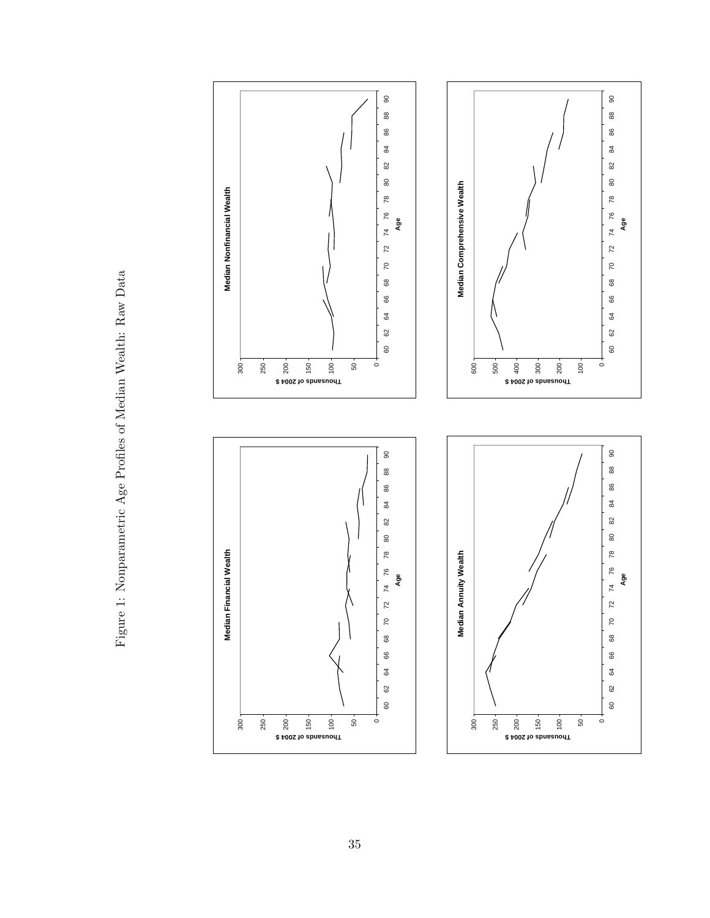Figure 1: Nonparametric Age Profiles of Median Wealth: Raw Data

**Median Financial Wealth**

**Median Nonfinancial Wealth**

**Median Annuity Wealth**

**Median Comprehensive Wealth**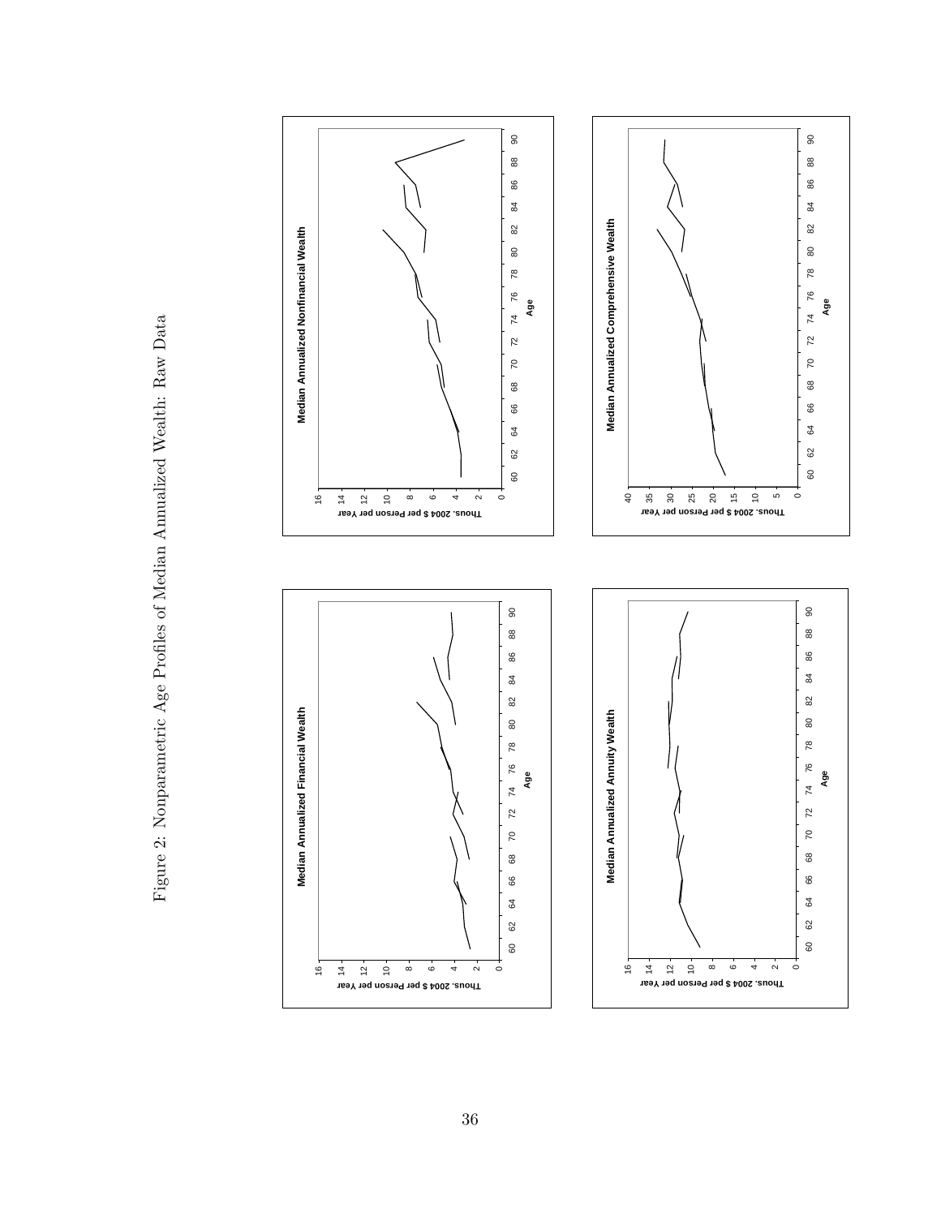Figure 2: Nonparametric Age Profiles of Median Annualized Wealth: Raw Data

**Median Annualized Financial Wealth**

**Median Annualized Nonfinancial Wealth**

**Median Annualized Annuity Wealth**

**Median Annualized Comprehensive Wealth**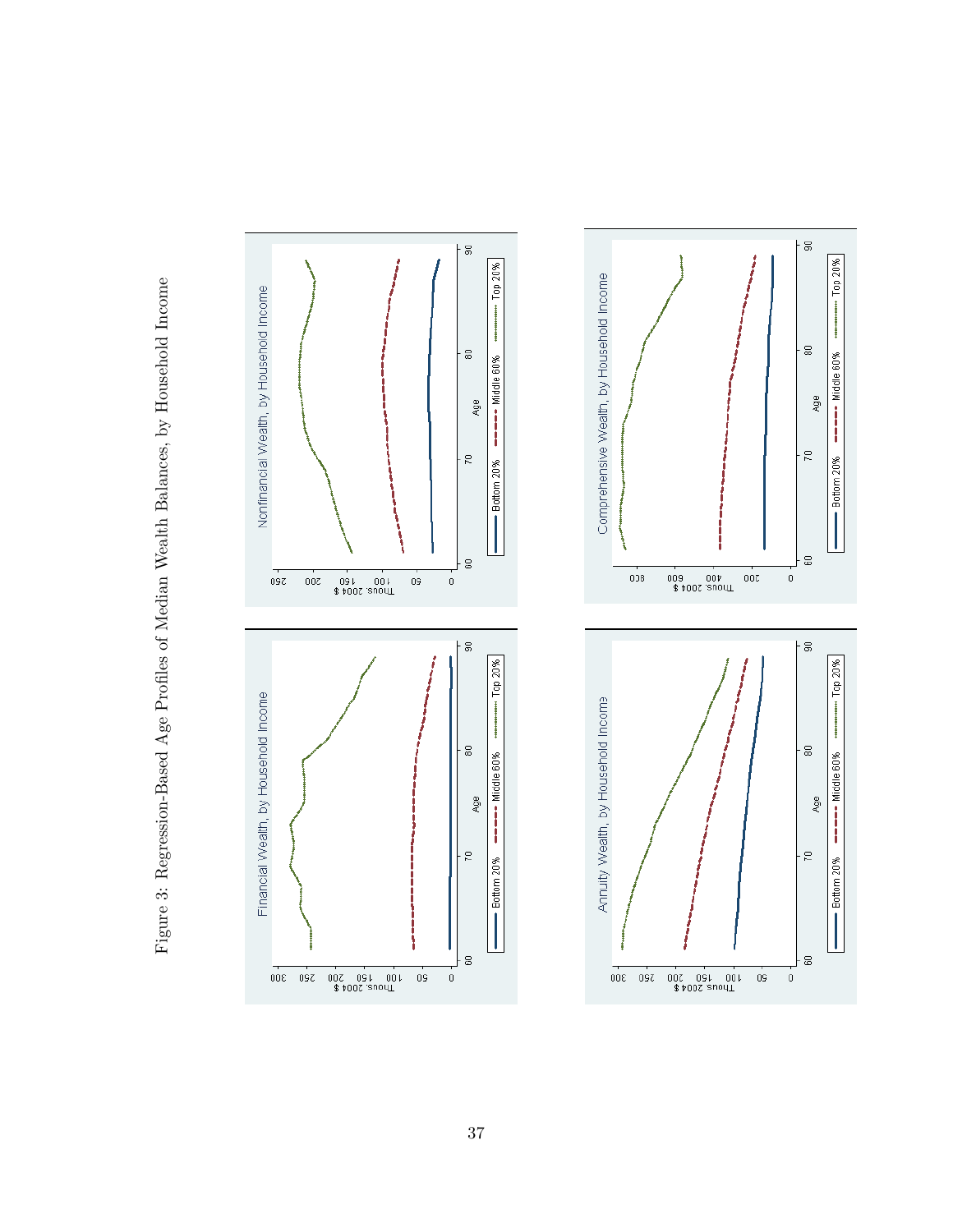Figure 3: Regression-Based Age Profiles of Median Wealth Balances, by Household Income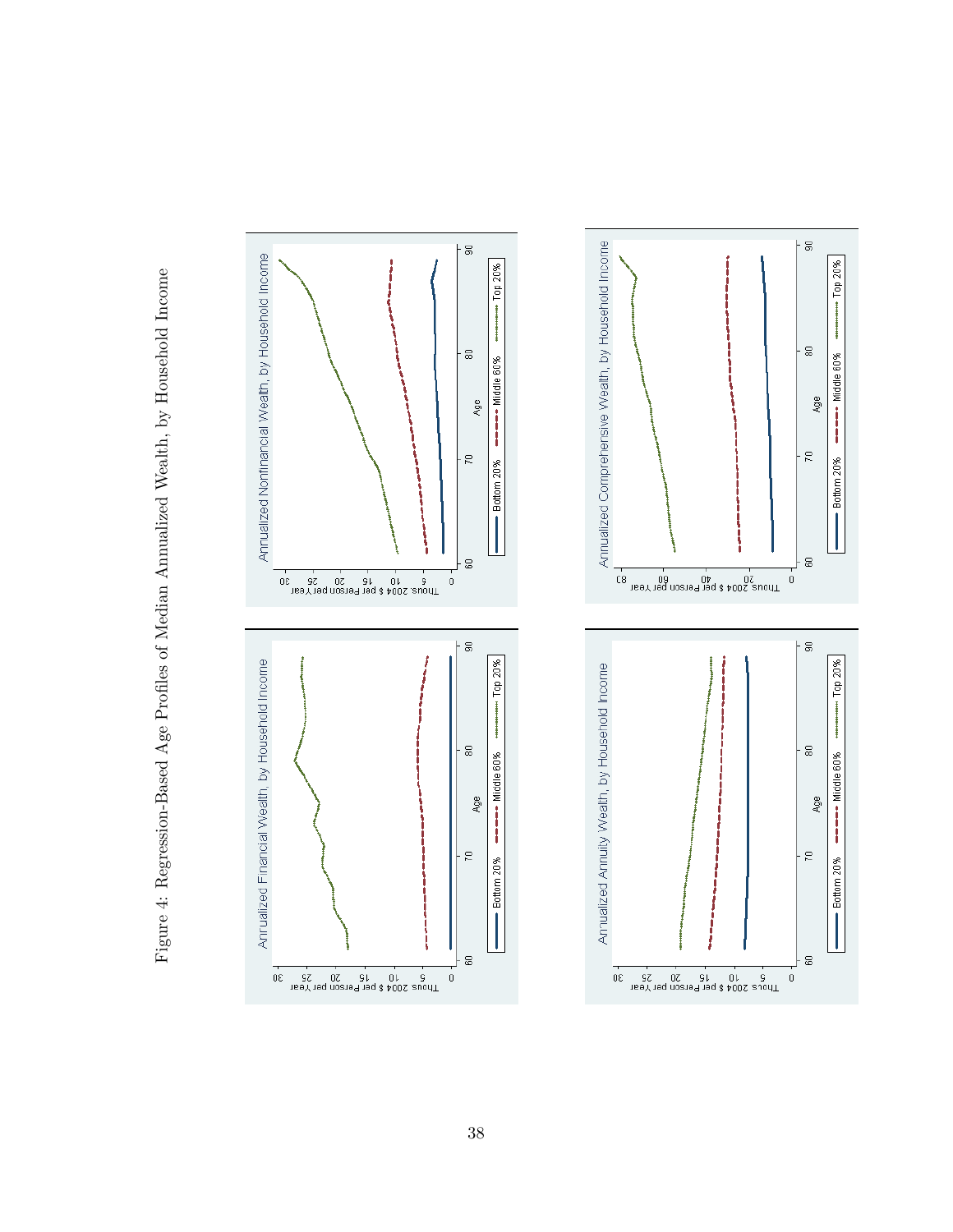Figure 4: Regression-Based Age Profiles of Median Annualized Wealth, by Household Income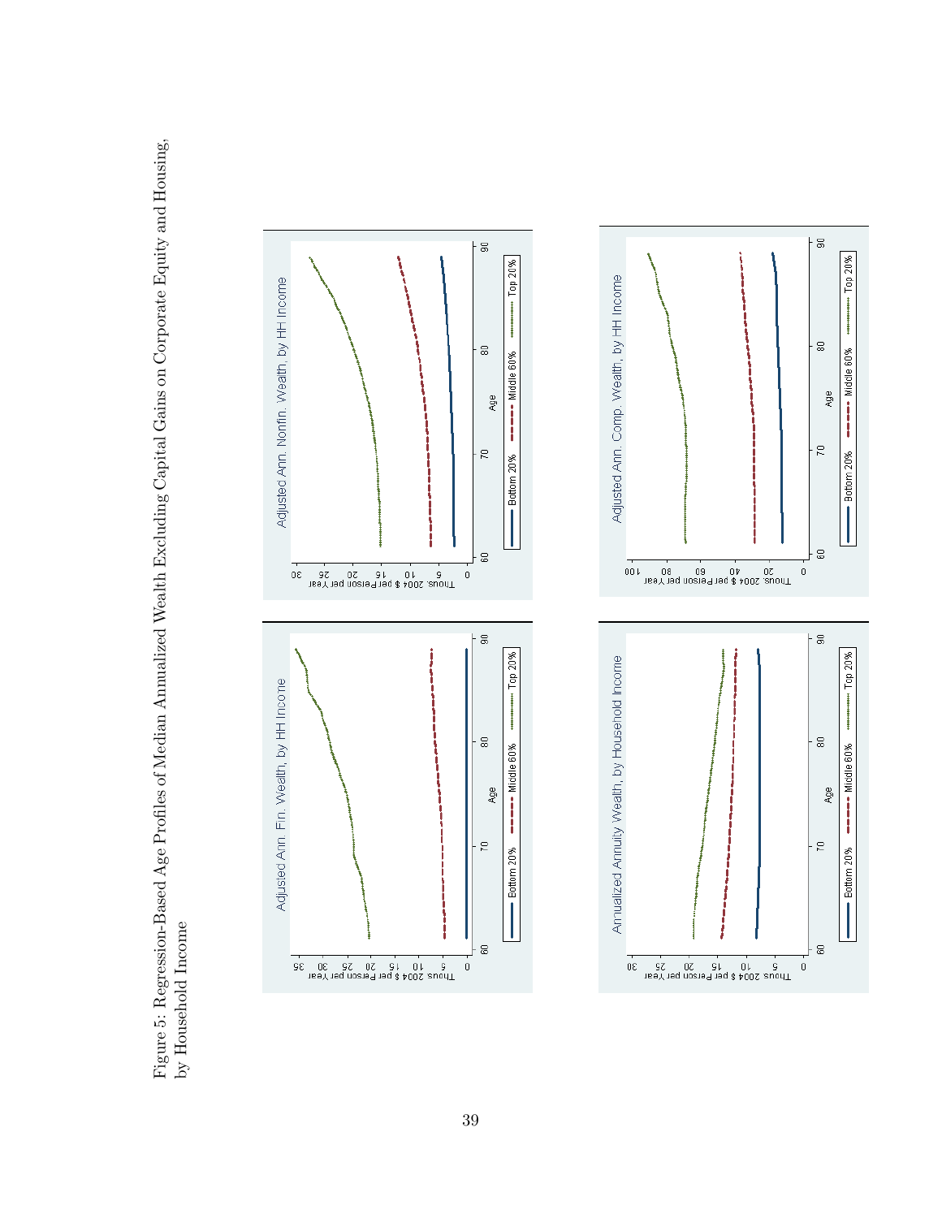Figure 5: Regression-Based Age Profiles of Median Annualized Wealth Excluding Capital Gains on Corporate Equity and Housing, by Household Income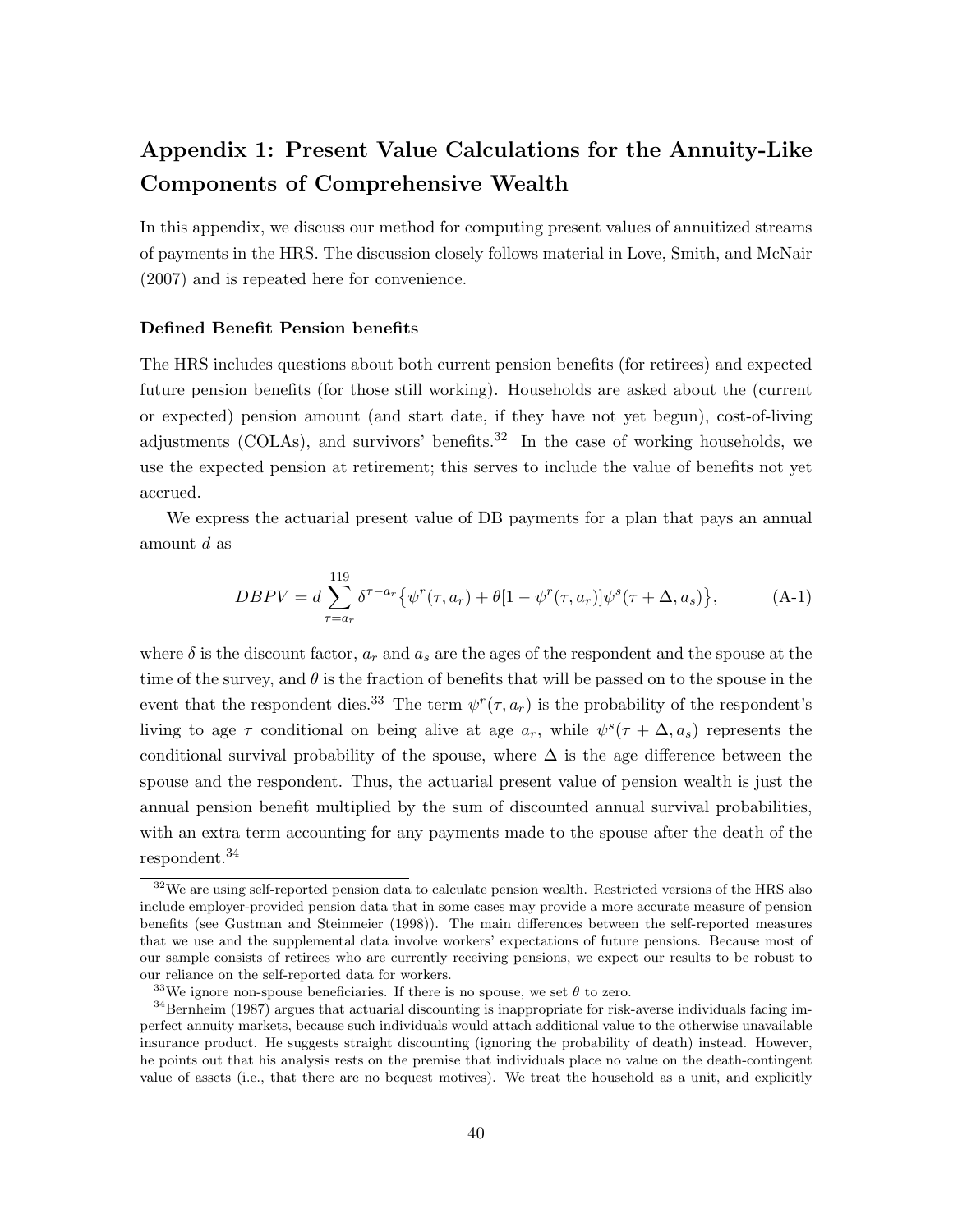## Appendix 1: Present Value Calculations for the Annuity-Like Components of Comprehensive Wealth

In this appendix, we discuss our method for computing present values of annuitized streams of payments in the HRS. The discussion closely follows material in Love, Smith, and McNair (2007) and is repeated here for convenience.

#### Defined Benefit Pension benefits

The HRS includes questions about both current pension benefits (for retirees) and expected future pension benefits (for those still working). Households are asked about the (current or expected) pension amount (and start date, if they have not yet begun), cost-of-living adjustments (COLAs), and survivors' benefits.[32] In the case of working households, we use the expected pension at retirement; this serves to include the value of benefits not yet accrued.

We express the actuarial present value of DB payments for a plan that pays an annual amount $d$ as

$$DBPV = d \sum_{\tau=a_r}^{119} \delta^{\tau - a_r} \{ \psi^r(\tau, a_r) + \theta[1 - \psi^r(\tau, a_r)] \psi^s(\tau + \Delta, a_s) \}, \tag{A-1}$$

where $\delta$ is the discount factor, $a_r$ and $a_s$ are the ages of the respondent and the spouse at the time of the survey, and $\theta$ is the fraction of benefits that will be passed on to the spouse in the event that the respondent dies.[33] The term $\psi^r(\tau, a_r)$ is the probability of the respondent's living to age $\tau$ conditional on being alive at age $a_r$, while $\psi^s(\tau + \Delta, a_s)$ represents the conditional survival probability of the spouse, where $\Delta$ is the age difference between the spouse and the respondent. Thus, the actuarial present value of pension wealth is just the annual pension benefit multiplied by the sum of discounted annual survival probabilities, with an extra term accounting for any payments made to the spouse after the death of the respondent.[34]

---

[32] We are using self-reported pension data to calculate pension wealth. Restricted versions of the HRS also include employer-provided pension data that in some cases may provide a more accurate measure of pension benefits (see Gustman and Steinmeier (1998)). The main differences between the self-reported measures that we use and the supplemental data involve workers' expectations of future pensions. Because most of our sample consists of retirees who are currently receiving pensions, we expect our results to be robust to our reliance on the self-reported data for workers.

[33] We ignore non-spouse beneficiaries. If there is no spouse, we set $\theta$ to zero.

[34] Bernheim (1987) argues that actuarial discounting is inappropriate for risk-averse individuals facing imperfect annuity markets, because such individuals would attach additional value to the otherwise unavailable insurance product. He suggests straight discounting (ignoring the probability of death) instead. However, he points out that his analysis rests on the premise that individuals place no value on the death-contingent value of assets (i.e., that there are no bequest motives). We treat the household as a unit, and explicitly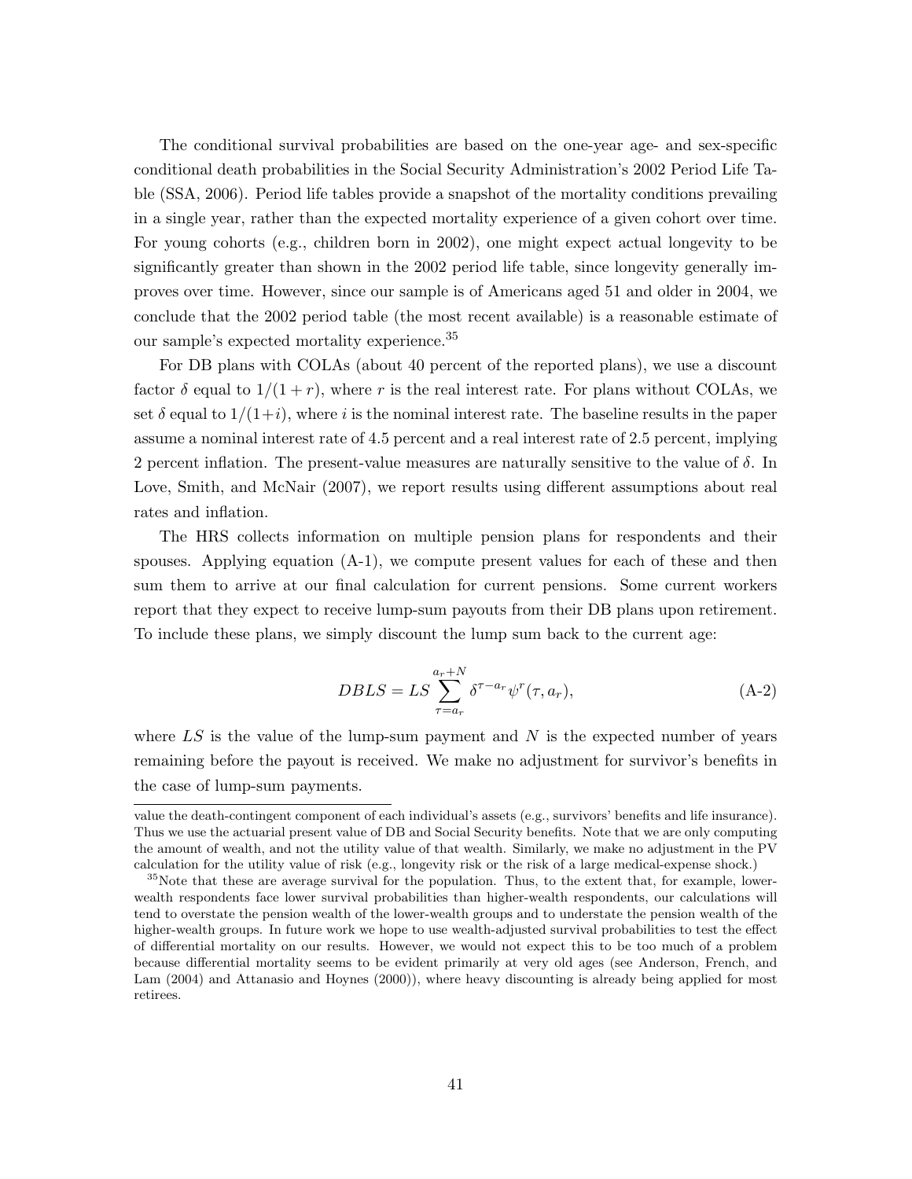The conditional survival probabilities are based on the one-year age- and sex-specific conditional death probabilities in the Social Security Administration's 2002 Period Life Table (SSA, 2006). Period life tables provide a snapshot of the mortality conditions prevailing in a single year, rather than the expected mortality experience of a given cohort over time. For young cohorts (e.g., children born in 2002), one might expect actual longevity to be significantly greater than shown in the 2002 period life table, since longevity generally improves over time. However, since our sample is of Americans aged 51 and older in 2004, we conclude that the 2002 period table (the most recent available) is a reasonable estimate of our sample's expected mortality experience.[35]

For DB plans with COLAs (about 40 percent of the reported plans), we use a discount factor $\delta$ equal to $1/(1+r)$, where $r$ is the real interest rate. For plans without COLAs, we set $\delta$ equal to $1/(1+i)$, where $i$ is the nominal interest rate. The baseline results in the paper assume a nominal interest rate of 4.5 percent and a real interest rate of 2.5 percent, implying 2 percent inflation. The present-value measures are naturally sensitive to the value of $\delta$. In Love, Smith, and McNair (2007), we report results using different assumptions about real rates and inflation.

The HRS collects information on multiple pension plans for respondents and their spouses. Applying equation (A-1), we compute present values for each of these and then sum them to arrive at our final calculation for current pensions. Some current workers report that they expect to receive lump-sum payouts from their DB plans upon retirement. To include these plans, we simply discount the lump sum back to the current age:

$$DBLS = LS \sum_{\tau=a_r}^{a_r+N} \delta^{\tau-a_r} \psi^r(\tau, a_r), \tag{A-2}$$

where $LS$ is the value of the lump-sum payment and $N$ is the expected number of years remaining before the payout is received. We make no adjustment for survivor's benefits in the case of lump-sum payments.

---

value the death-contingent component of each individual's assets (e.g., survivors' benefits and life insurance). Thus we use the actuarial present value of DB and Social Security benefits. Note that we are only computing the amount of wealth, and not the utility value of that wealth. Similarly, we make no adjustment in the PV calculation for the utility value of risk (e.g., longevity risk or the risk of a large medical-expense shock.)

[35]Note that these are average survival for the population. Thus, to the extent that, for example, lower-wealth respondents face lower survival probabilities than higher-wealth respondents, our calculations will tend to overstate the pension wealth of the lower-wealth groups and to understate the pension wealth of the higher-wealth groups. In future work we hope to use wealth-adjusted survival probabilities to test the effect of differential mortality on our results. However, we would not expect this to be too much of a problem because differential mortality seems to be evident primarily at very old ages (see Anderson, French, and Lam (2004) and Attanasio and Hoynes (2000)), where heavy discounting is already being applied for most retirees.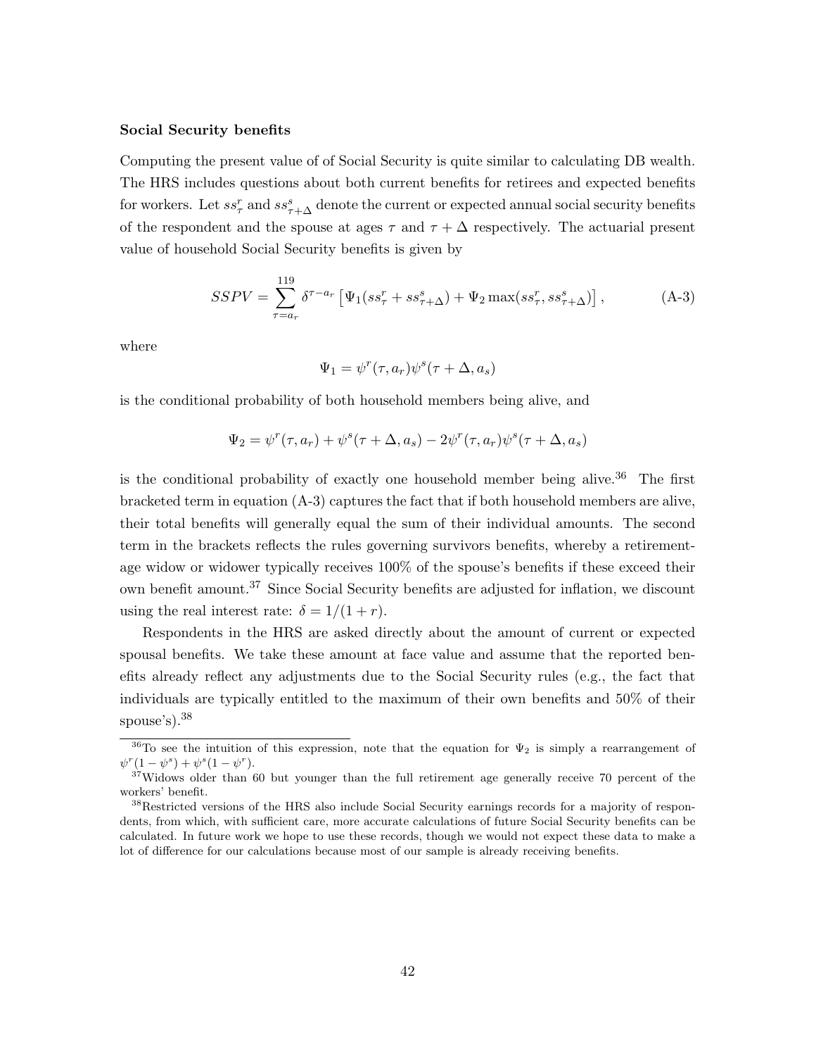**Social Security benefits**

Computing the present value of of Social Security is quite similar to calculating DB wealth. The HRS includes questions about both current benefits for retirees and expected benefits for workers. Let $ss^r_\tau$ and $ss^s_{\tau+\Delta}$ denote the current or expected annual social security benefits of the respondent and the spouse at ages $\tau$ and $\tau + \Delta$ respectively. The actuarial present value of household Social Security benefits is given by

$$SSPV = \sum_{\tau=a_r}^{119} \delta^{\tau-a_r} \left[ \Psi_1(ss^r_\tau + ss^s_{\tau+\Delta}) + \Psi_2 \max(ss^r_\tau, ss^s_{\tau+\Delta}) \right], \tag{A-3}$$

where

$$\Psi_1 = \psi^r(\tau, a_r)\psi^s(\tau + \Delta, a_s)$$

is the conditional probability of both household members being alive, and

$$\Psi_2 = \psi^r(\tau, a_r) + \psi^s(\tau + \Delta, a_s) - 2\psi^r(\tau, a_r)\psi^s(\tau + \Delta, a_s)$$

is the conditional probability of exactly one household member being alive.[36] The first bracketed term in equation (A-3) captures the fact that if both household members are alive, their total benefits will generally equal the sum of their individual amounts. The second term in the brackets reflects the rules governing survivors benefits, whereby a retirement-age widow or widower typically receives 100% of the spouse's benefits if these exceed their own benefit amount.[37] Since Social Security benefits are adjusted for inflation, we discount using the real interest rate: $\delta = 1/(1 + r)$.

Respondents in the HRS are asked directly about the amount of current or expected spousal benefits. We take these amount at face value and assume that the reported benefits already reflect any adjustments due to the Social Security rules (e.g., the fact that individuals are typically entitled to the maximum of their own benefits and 50% of their spouse's).[38]

---

[36] To see the intuition of this expression, note that the equation for $\Psi_2$ is simply a rearrangement of $\psi^r(1 - \psi^s) + \psi^s(1 - \psi^r)$.

[37] Widows older than 60 but younger than the full retirement age generally receive 70 percent of the workers' benefit.

[38] Restricted versions of the HRS also include Social Security earnings records for a majority of respondents, from which, with sufficient care, more accurate calculations of future Social Security benefits can be calculated. In future work we hope to use these records, though we would not expect these data to make a lot of difference for our calculations because most of our sample is already receiving benefits.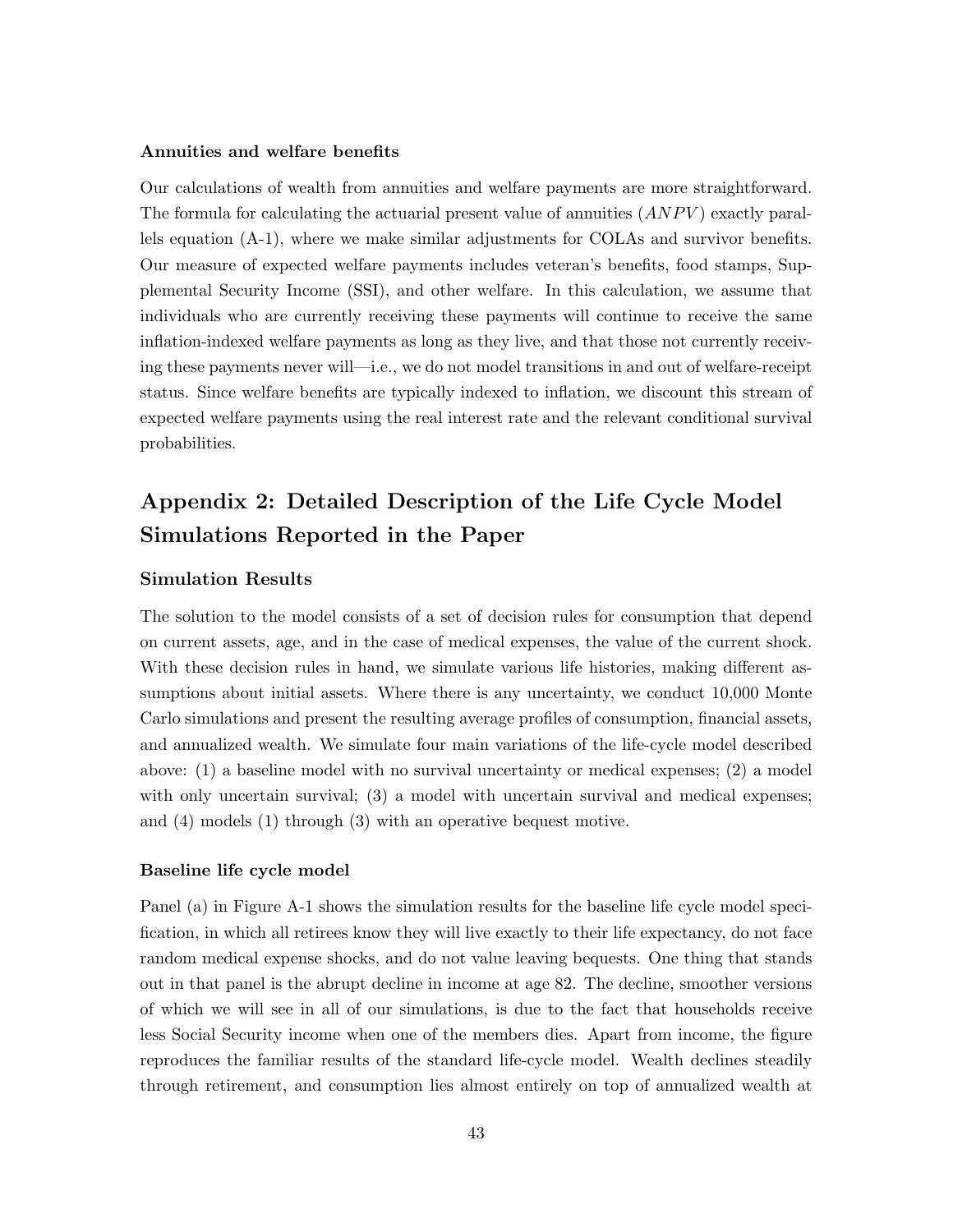#### Annuities and welfare benefits

Our calculations of wealth from annuities and welfare payments are more straightforward. The formula for calculating the actuarial present value of annuities ($ANPV$) exactly parallels equation (A-1), where we make similar adjustments for COLAs and survivor benefits. Our measure of expected welfare payments includes veteran's benefits, food stamps, Supplemental Security Income (SSI), and other welfare. In this calculation, we assume that individuals who are currently receiving these payments will continue to receive the same inflation-indexed welfare payments as long as they live, and that those not currently receiving these payments never will—i.e., we do not model transitions in and out of welfare-receipt status. Since welfare benefits are typically indexed to inflation, we discount this stream of expected welfare payments using the real interest rate and the relevant conditional survival probabilities.

## Appendix 2: Detailed Description of the Life Cycle Model Simulations Reported in the Paper

### Simulation Results

The solution to the model consists of a set of decision rules for consumption that depend on current assets, age, and in the case of medical expenses, the value of the current shock. With these decision rules in hand, we simulate various life histories, making different assumptions about initial assets. Where there is any uncertainty, we conduct 10,000 Monte Carlo simulations and present the resulting average profiles of consumption, financial assets, and annualized wealth. We simulate four main variations of the life-cycle model described above: (1) a baseline model with no survival uncertainty or medical expenses; (2) a model with only uncertain survival; (3) a model with uncertain survival and medical expenses; and (4) models (1) through (3) with an operative bequest motive.

#### Baseline life cycle model

Panel (a) in Figure A-1 shows the simulation results for the baseline life cycle model specification, in which all retirees know they will live exactly to their life expectancy, do not face random medical expense shocks, and do not value leaving bequests. One thing that stands out in that panel is the abrupt decline in income at age 82. The decline, smoother versions of which we will see in all of our simulations, is due to the fact that households receive less Social Security income when one of the members dies. Apart from income, the figure reproduces the familiar results of the standard life-cycle model. Wealth declines steadily through retirement, and consumption lies almost entirely on top of annualized wealth at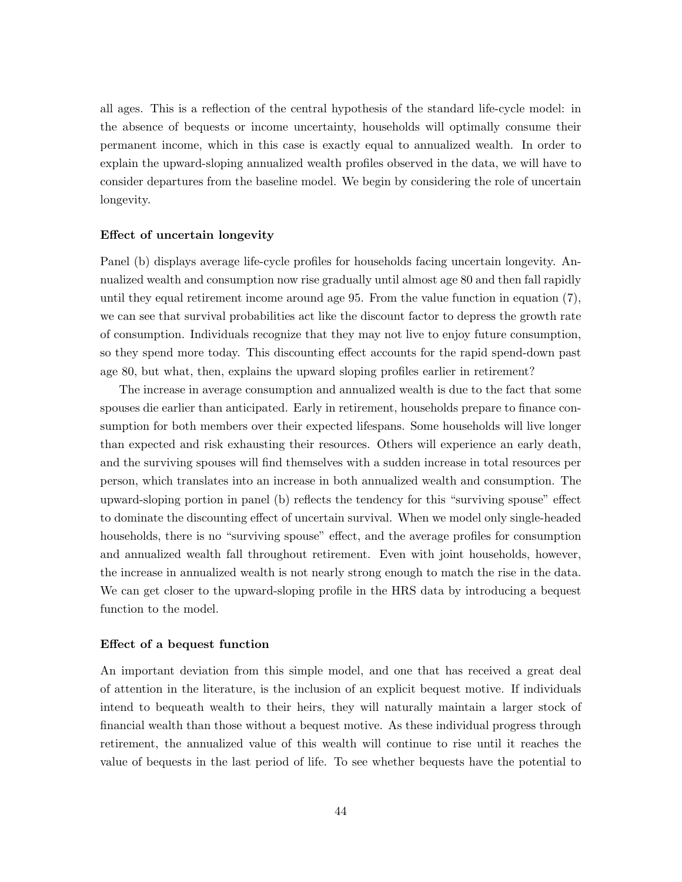all ages. This is a reflection of the central hypothesis of the standard life-cycle model: in the absence of bequests or income uncertainty, households will optimally consume their permanent income, which in this case is exactly equal to annualized wealth. In order to explain the upward-sloping annualized wealth profiles observed in the data, we will have to consider departures from the baseline model. We begin by considering the role of uncertain longevity.

#### Effect of uncertain longevity

Panel (b) displays average life-cycle profiles for households facing uncertain longevity. Annualized wealth and consumption now rise gradually until almost age 80 and then fall rapidly until they equal retirement income around age 95. From the value function in equation (7), we can see that survival probabilities act like the discount factor to depress the growth rate of consumption. Individuals recognize that they may not live to enjoy future consumption, so they spend more today. This discounting effect accounts for the rapid spend-down past age 80, but what, then, explains the upward sloping profiles earlier in retirement?

The increase in average consumption and annualized wealth is due to the fact that some spouses die earlier than anticipated. Early in retirement, households prepare to finance consumption for both members over their expected lifespans. Some households will live longer than expected and risk exhausting their resources. Others will experience an early death, and the surviving spouses will find themselves with a sudden increase in total resources per person, which translates into an increase in both annualized wealth and consumption. The upward-sloping portion in panel (b) reflects the tendency for this "surviving spouse" effect to dominate the discounting effect of uncertain survival. When we model only single-headed households, there is no "surviving spouse" effect, and the average profiles for consumption and annualized wealth fall throughout retirement. Even with joint households, however, the increase in annualized wealth is not nearly strong enough to match the rise in the data. We can get closer to the upward-sloping profile in the HRS data by introducing a bequest function to the model.

#### Effect of a bequest function

An important deviation from this simple model, and one that has received a great deal of attention in the literature, is the inclusion of an explicit bequest motive. If individuals intend to bequeath wealth to their heirs, they will naturally maintain a larger stock of financial wealth than those without a bequest motive. As these individual progress through retirement, the annualized value of this wealth will continue to rise until it reaches the value of bequests in the last period of life. To see whether bequests have the potential to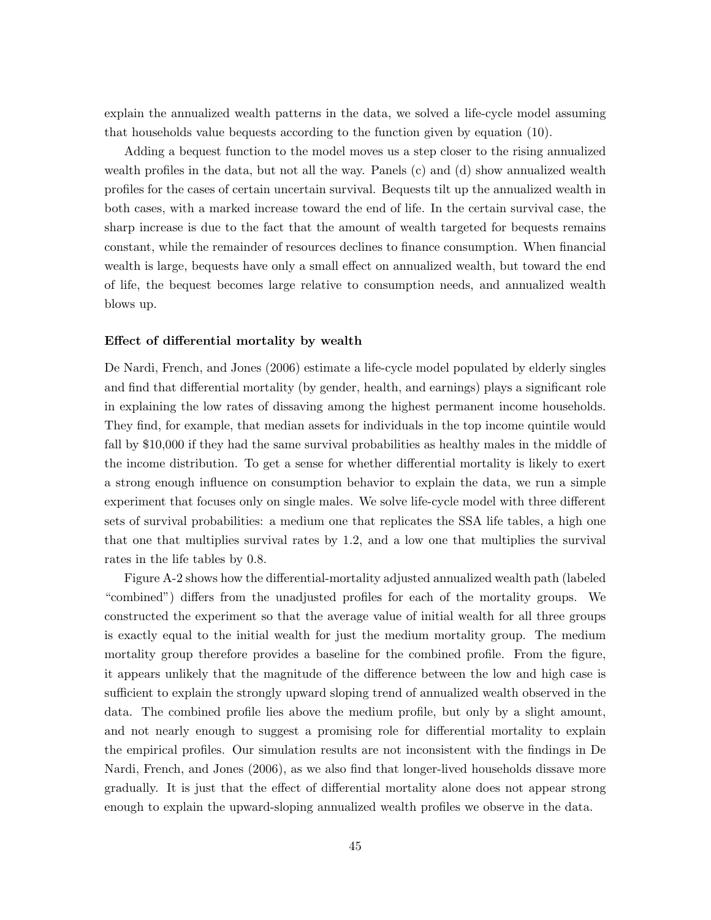explain the annualized wealth patterns in the data, we solved a life-cycle model assuming that households value bequests according to the function given by equation (10).

Adding a bequest function to the model moves us a step closer to the rising annualized wealth profiles in the data, but not all the way. Panels (c) and (d) show annualized wealth profiles for the cases of certain uncertain survival. Bequests tilt up the annualized wealth in both cases, with a marked increase toward the end of life. In the certain survival case, the sharp increase is due to the fact that the amount of wealth targeted for bequests remains constant, while the remainder of resources declines to finance consumption. When financial wealth is large, bequests have only a small effect on annualized wealth, but toward the end of life, the bequest becomes large relative to consumption needs, and annualized wealth blows up.

**Effect of differential mortality by wealth**

De Nardi, French, and Jones (2006) estimate a life-cycle model populated by elderly singles and find that differential mortality (by gender, health, and earnings) plays a significant role in explaining the low rates of dissaving among the highest permanent income households. They find, for example, that median assets for individuals in the top income quintile would fall by $10,000 if they had the same survival probabilities as healthy males in the middle of the income distribution. To get a sense for whether differential mortality is likely to exert a strong enough influence on consumption behavior to explain the data, we run a simple experiment that focuses only on single males. We solve life-cycle model with three different sets of survival probabilities: a medium one that replicates the SSA life tables, a high one that one that multiplies survival rates by 1.2, and a low one that multiplies the survival rates in the life tables by 0.8.

Figure A-2 shows how the differential-mortality adjusted annualized wealth path (labeled "combined") differs from the unadjusted profiles for each of the mortality groups. We constructed the experiment so that the average value of initial wealth for all three groups is exactly equal to the initial wealth for just the medium mortality group. The medium mortality group therefore provides a baseline for the combined profile. From the figure, it appears unlikely that the magnitude of the difference between the low and high case is sufficient to explain the strongly upward sloping trend of annualized wealth observed in the data. The combined profile lies above the medium profile, but only by a slight amount, and not nearly enough to suggest a promising role for differential mortality to explain the empirical profiles. Our simulation results are not inconsistent with the findings in De Nardi, French, and Jones (2006), as we also find that longer-lived households dissave more gradually. It is just that the effect of differential mortality alone does not appear strong enough to explain the upward-sloping annualized wealth profiles we observe in the data.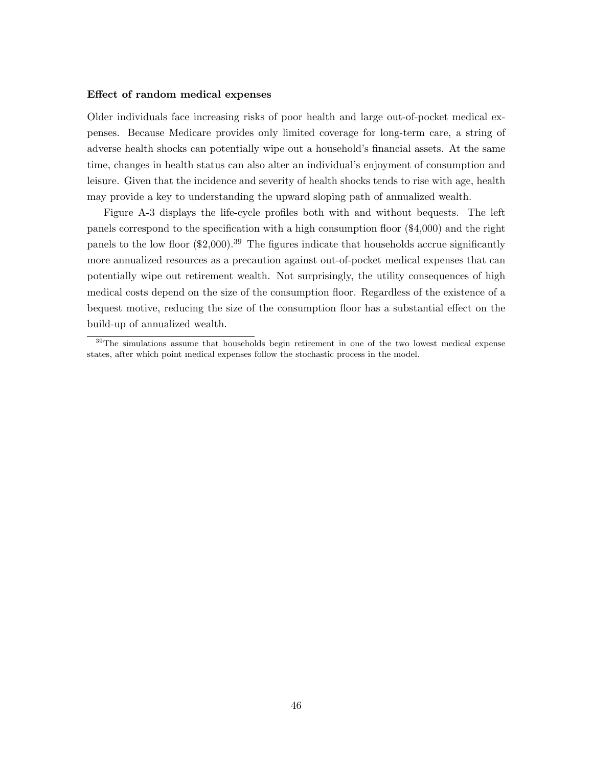**Effect of random medical expenses**

Older individuals face increasing risks of poor health and large out-of-pocket medical expenses. Because Medicare provides only limited coverage for long-term care, a string of adverse health shocks can potentially wipe out a household's financial assets. At the same time, changes in health status can also alter an individual's enjoyment of consumption and leisure. Given that the incidence and severity of health shocks tends to rise with age, health may provide a key to understanding the upward sloping path of annualized wealth.

Figure A-3 displays the life-cycle profiles both with and without bequests. The left panels correspond to the specification with a high consumption floor ($4,000) and the right panels to the low floor ($2,000).[39] The figures indicate that households accrue significantly more annualized resources as a precaution against out-of-pocket medical expenses that can potentially wipe out retirement wealth. Not surprisingly, the utility consequences of high medical costs depend on the size of the consumption floor. Regardless of the existence of a bequest motive, reducing the size of the consumption floor has a substantial effect on the build-up of annualized wealth.

[39]The simulations assume that households begin retirement in one of the two lowest medical expense states, after which point medical expenses follow the stochastic process in the model.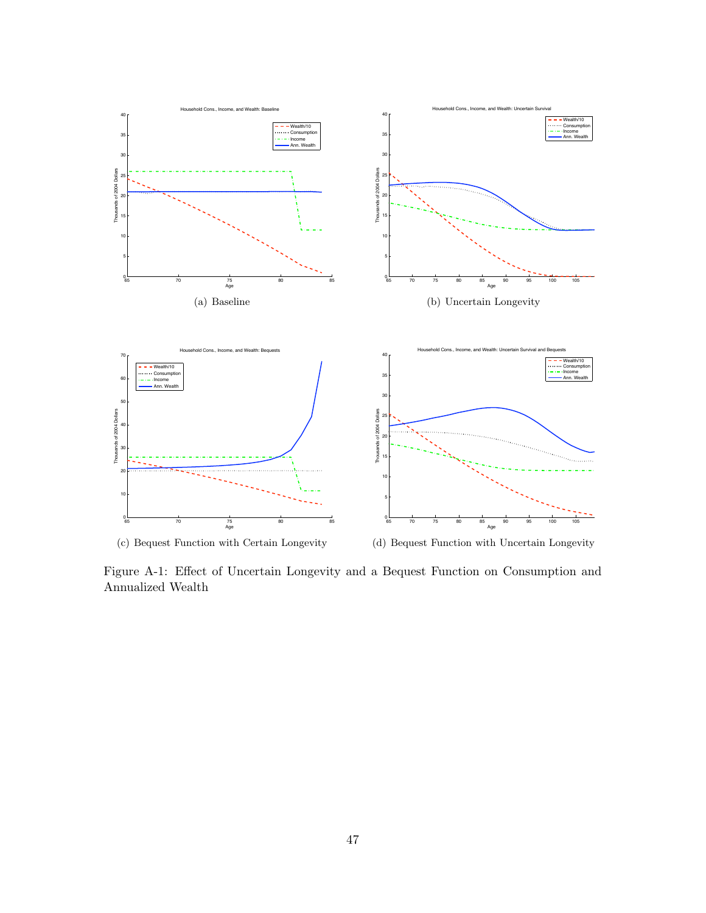(a) Baseline

(b) Uncertain Longevity

(c) Bequest Function with Certain Longevity

(d) Bequest Function with Uncertain Longevity

Figure A-1: Effect of Uncertain Longevity and a Bequest Function on Consumption and Annualized Wealth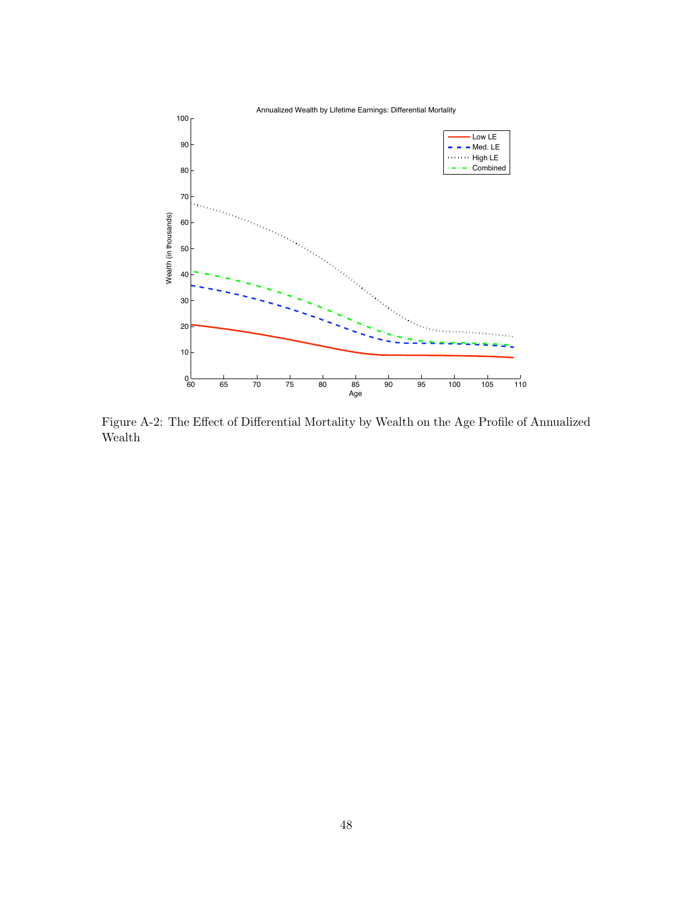Figure A-2: The Effect of Differential Mortality by Wealth on the Age Profile of Annualized Wealth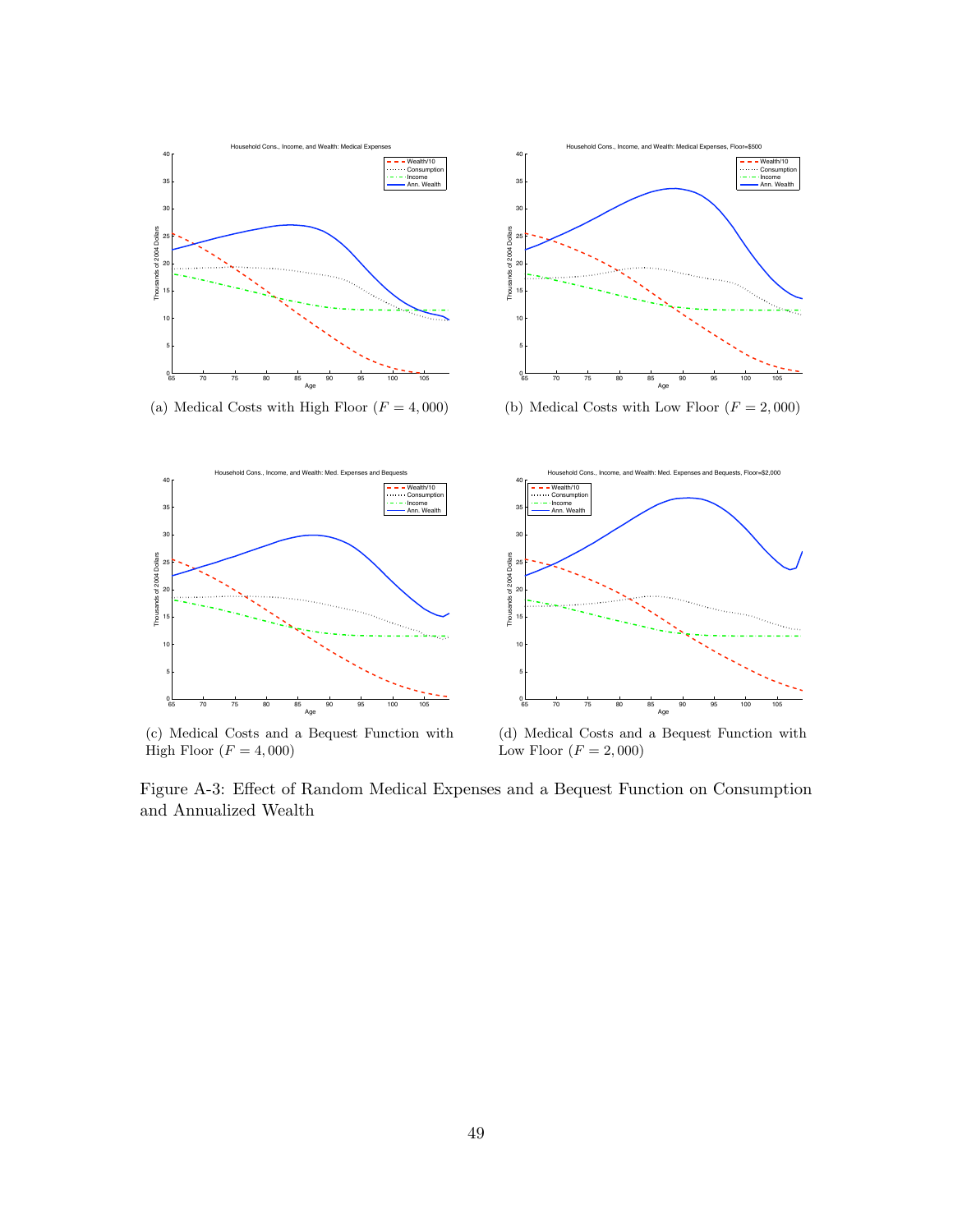Household Cons., Income, and Wealth: Medical Expenses

Wealth/10
Consumption
Income
Ann. Wealth

Thousands of 2004 Dollars

0 5 10 15 20 25 30 35 40

65 70 75 80 85 90 95 100 105

Age

(a) Medical Costs with High Floor ($F = 4,000$)

Household Cons., Income, and Wealth: Medical Expenses, Floor=$500

Wealth/10
Consumption
Income
Ann. Wealth

Thousands of 2004 Dollars

0 5 10 15 20 25 30 35 40

65 70 75 80 85 90 95 100 105

Age

(b) Medical Costs with Low Floor ($F = 2,000$)

Household Cons., Income, and Wealth: Med. Expenses and Bequests

Wealth/10
Consumption
Income
Ann. Wealth

Thousands of 2004 Dollars

0 5 10 15 20 25 30 35 40

65 70 75 80 85 90 95 100 105

Age

(c) Medical Costs and a Bequest Function with High Floor ($F = 4,000$)

Household Cons., Income, and Wealth: Med. Expenses and Bequests, Floor=$2,000

Wealth/10
Consumption
Income
Ann. Wealth

Thousands of 2004 Dollars

0 5 10 15 20 25 30 35 40

65 70 75 80 85 90 95 100 105

Age

(d) Medical Costs and a Bequest Function with Low Floor ($F = 2,000$)

Figure A-3: Effect of Random Medical Expenses and a Bequest Function on Consumption and Annualized Wealth